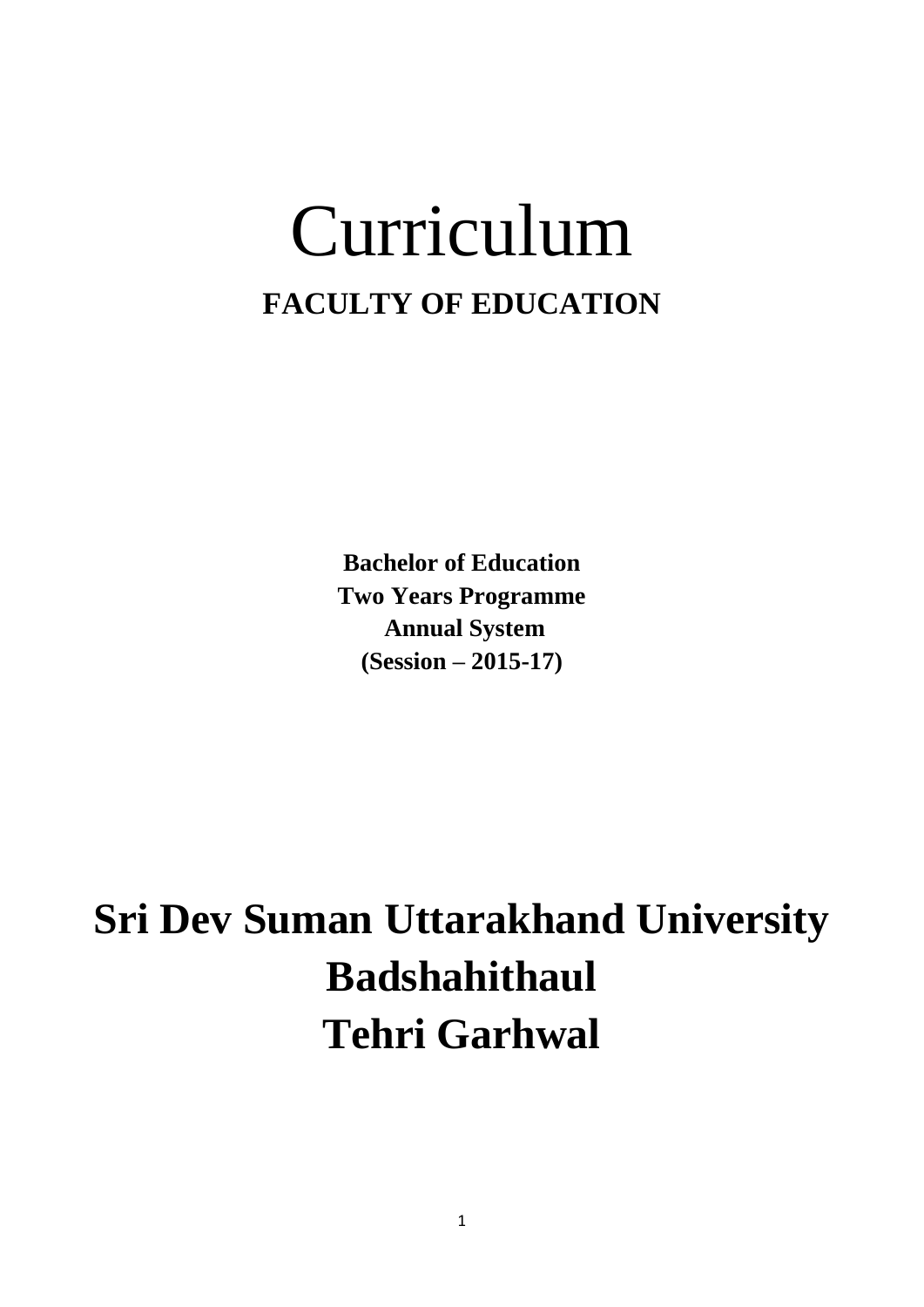# Curriculum

## FACULTY OF EDUCATION

**Bachelor of Education**
**Two Years Programme**
**Annual System**
**(Session – 2015-17)**

# Sri Dev Suman Uttarakhand University
# Badshahithaul
# Tehri Garhwal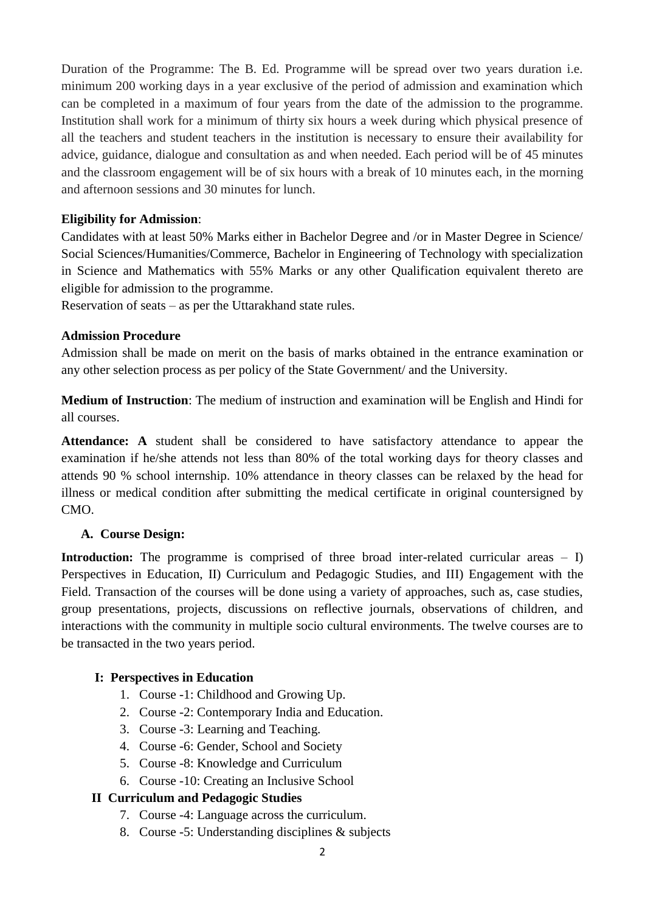Duration of the Programme: The B. Ed. Programme will be spread over two years duration i.e. minimum 200 working days in a year exclusive of the period of admission and examination which can be completed in a maximum of four years from the date of the admission to the programme. Institution shall work for a minimum of thirty six hours a week during which physical presence of all the teachers and student teachers in the institution is necessary to ensure their availability for advice, guidance, dialogue and consultation as and when needed. Each period will be of 45 minutes and the classroom engagement will be of six hours with a break of 10 minutes each, in the morning and afternoon sessions and 30 minutes for lunch.

**Eligibility for Admission**:

Candidates with at least 50% Marks either in Bachelor Degree and /or in Master Degree in Science/ Social Sciences/Humanities/Commerce, Bachelor in Engineering of Technology with specialization in Science and Mathematics with 55% Marks or any other Qualification equivalent thereto are eligible for admission to the programme.

Reservation of seats – as per the Uttarakhand state rules.

**Admission Procedure**

Admission shall be made on merit on the basis of marks obtained in the entrance examination or any other selection process as per policy of the State Government/ and the University.

**Medium of Instruction**: The medium of instruction and examination will be English and Hindi for all courses.

**Attendance: A** student shall be considered to have satisfactory attendance to appear the examination if he/she attends not less than 80% of the total working days for theory classes and attends 90 % school internship. 10% attendance in theory classes can be relaxed by the head for illness or medical condition after submitting the medical certificate in original countersigned by CMO.

**A. Course Design:**

**Introduction:** The programme is comprised of three broad inter-related curricular areas – I) Perspectives in Education, II) Curriculum and Pedagogic Studies, and III) Engagement with the Field. Transaction of the courses will be done using a variety of approaches, such as, case studies, group presentations, projects, discussions on reflective journals, observations of children, and interactions with the community in multiple socio cultural environments. The twelve courses are to be transacted in the two years period.

**I: Perspectives in Education**

1. Course -1: Childhood and Growing Up.
2. Course -2: Contemporary India and Education.
3. Course -3: Learning and Teaching.
4. Course -6: Gender, School and Society
5. Course -8: Knowledge and Curriculum
6. Course -10: Creating an Inclusive School

**II Curriculum and Pedagogic Studies**

7. Course -4: Language across the curriculum.
8. Course -5: Understanding disciplines & subjects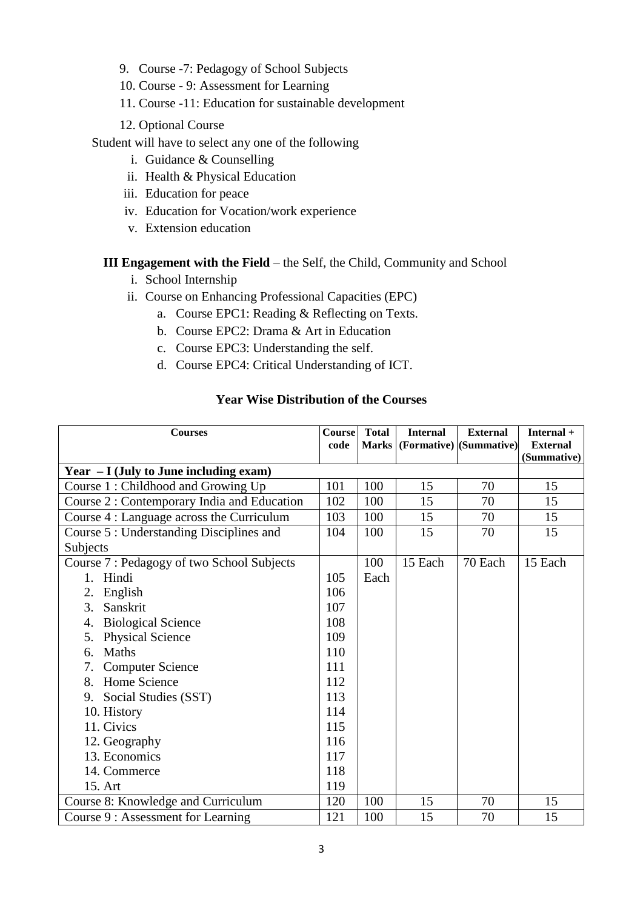9. Course -7: Pedagogy of School Subjects
10. Course - 9: Assessment for Learning
11. Course -11: Education for sustainable development
12. Optional Course

Student will have to select any one of the following

i. Guidance & Counselling
ii. Health & Physical Education
iii. Education for peace
iv. Education for Vocation/work experience
v. Extension education

**III Engagement with the Field** – the Self, the Child, Community and School

i. School Internship
ii. Course on Enhancing Professional Capacities (EPC)
   a. Course EPC1: Reading & Reflecting on Texts.
   b. Course EPC2: Drama & Art in Education
   c. Course EPC3: Understanding the self.
   d. Course EPC4: Critical Understanding of ICT.

### Year Wise Distribution of the Courses

| Courses | Course code | Total Marks | Internal (Formative) | External (Summative) | Internal + External (Summative) |
|---|---|---|---|---|---|
| **Year – I (July to June including exam)** | | | | | |
| Course 1 : Childhood and Growing Up | 101 | 100 | 15 | 70 | 15 |
| Course 2 : Contemporary India and Education | 102 | 100 | 15 | 70 | 15 |
| Course 4 : Language across the Curriculum | 103 | 100 | 15 | 70 | 15 |
| Course 5 : Understanding Disciplines and Subjects | 104 | 100 | 15 | 70 | 15 |
| Course 7 : Pedagogy of two School Subjects | | 100 Each | 15 Each | 70 Each | 15 Each |
| 1. Hindi | 105 | | | | |
| 2. English | 106 | | | | |
| 3. Sanskrit | 107 | | | | |
| 4. Biological Science | 108 | | | | |
| 5. Physical Science | 109 | | | | |
| 6. Maths | 110 | | | | |
| 7. Computer Science | 111 | | | | |
| 8. Home Science | 112 | | | | |
| 9. Social Studies (SST) | 113 | | | | |
| 10. History | 114 | | | | |
| 11. Civics | 115 | | | | |
| 12. Geography | 116 | | | | |
| 13. Economics | 117 | | | | |
| 14. Commerce | 118 | | | | |
| 15. Art | 119 | | | | |
| Course 8: Knowledge and Curriculum | 120 | 100 | 15 | 70 | 15 |
| Course 9 : Assessment for Learning | 121 | 100 | 15 | 70 | 15 |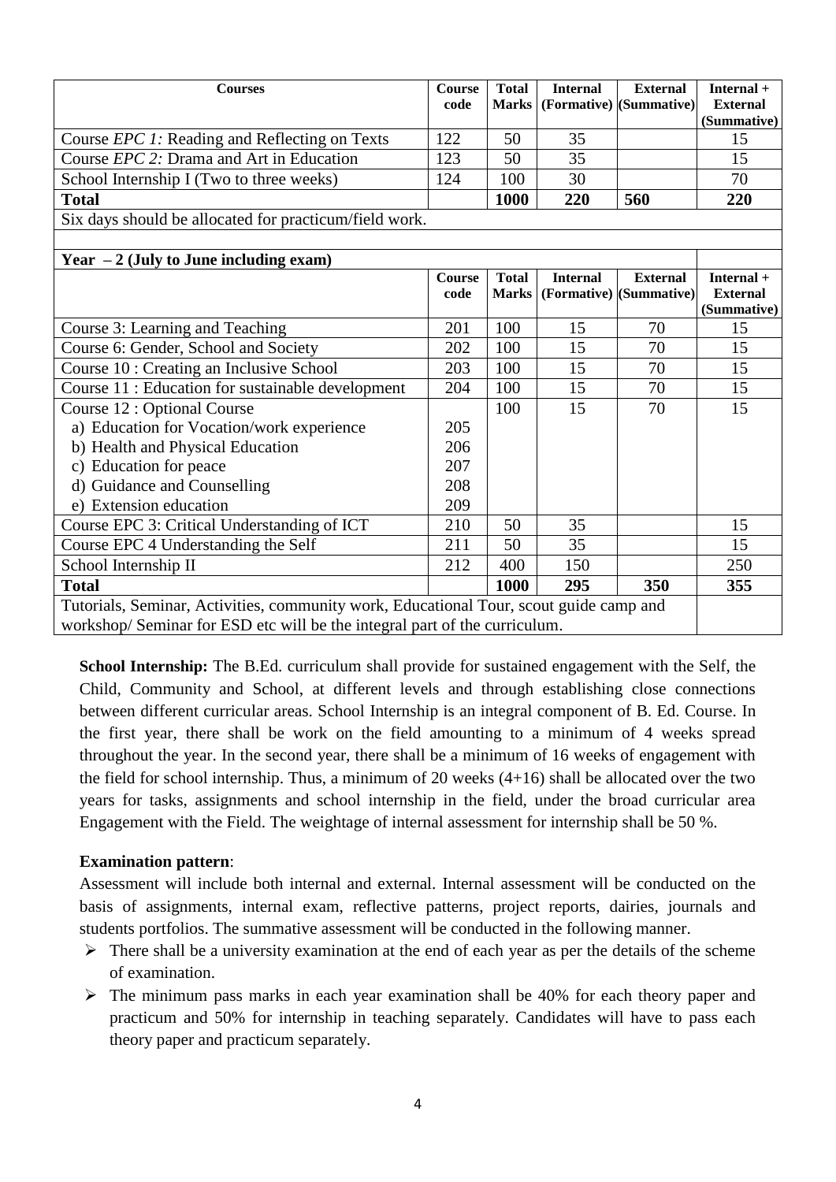| Courses | Course code | Total Marks | Internal (Formative) | External (Summative) | Internal + External (Summative) |
|---|---|---|---|---|---|
| Course *EPC 1:* Reading and Reflecting on Texts | 122 | 50 | 35 | | 15 |
| Course *EPC 2:* Drama and Art in Education | 123 | 50 | 35 | | 15 |
| School Internship I (Two to three weeks) | 124 | 100 | 30 | | 70 |
| **Total** | | **1000** | **220** | **560** | **220** |
| Six days should be allocated for practicum/field work. | | | | | |

| **Year – 2 (July to June including exam)** | Course code | Total Marks | Internal (Formative) | External (Summative) | Internal + External (Summative) |
|---|---|---|---|---|---|
| Course 3: Learning and Teaching | 201 | 100 | 15 | 70 | 15 |
| Course 6: Gender, School and Society | 202 | 100 | 15 | 70 | 15 |
| Course 10 : Creating an Inclusive School | 203 | 100 | 15 | 70 | 15 |
| Course 11 : Education for sustainable development | 204 | 100 | 15 | 70 | 15 |
| Course 12 : Optional Course | | 100 | 15 | 70 | 15 |
| a) Education for Vocation/work experience | 205 | | | | |
| b) Health and Physical Education | 206 | | | | |
| c) Education for peace | 207 | | | | |
| d) Guidance and Counselling | 208 | | | | |
| e) Extension education | 209 | | | | |
| Course EPC 3: Critical Understanding of ICT | 210 | 50 | 35 | | 15 |
| Course EPC 4 Understanding the Self | 211 | 50 | 35 | | 15 |
| School Internship II | 212 | 400 | 150 | | 250 |
| **Total** | | **1000** | **295** | **350** | **355** |
| Tutorials, Seminar, Activities, community work, Educational Tour, scout guide camp and workshop/ Seminar for ESD etc will be the integral part of the curriculum. | | | | | |

**School Internship:** The B.Ed. curriculum shall provide for sustained engagement with the Self, the Child, Community and School, at different levels and through establishing close connections between different curricular areas. School Internship is an integral component of B. Ed. Course. In the first year, there shall be work on the field amounting to a minimum of 4 weeks spread throughout the year. In the second year, there shall be a minimum of 16 weeks of engagement with the field for school internship. Thus, a minimum of 20 weeks (4+16) shall be allocated over the two years for tasks, assignments and school internship in the field, under the broad curricular area Engagement with the Field. The weightage of internal assessment for internship shall be 50 %.

**Examination pattern**:

Assessment will include both internal and external. Internal assessment will be conducted on the basis of assignments, internal exam, reflective patterns, project reports, dairies, journals and students portfolios. The summative assessment will be conducted in the following manner.

- There shall be a university examination at the end of each year as per the details of the scheme of examination.
- The minimum pass marks in each year examination shall be 40% for each theory paper and practicum and 50% for internship in teaching separately. Candidates will have to pass each theory paper and practicum separately.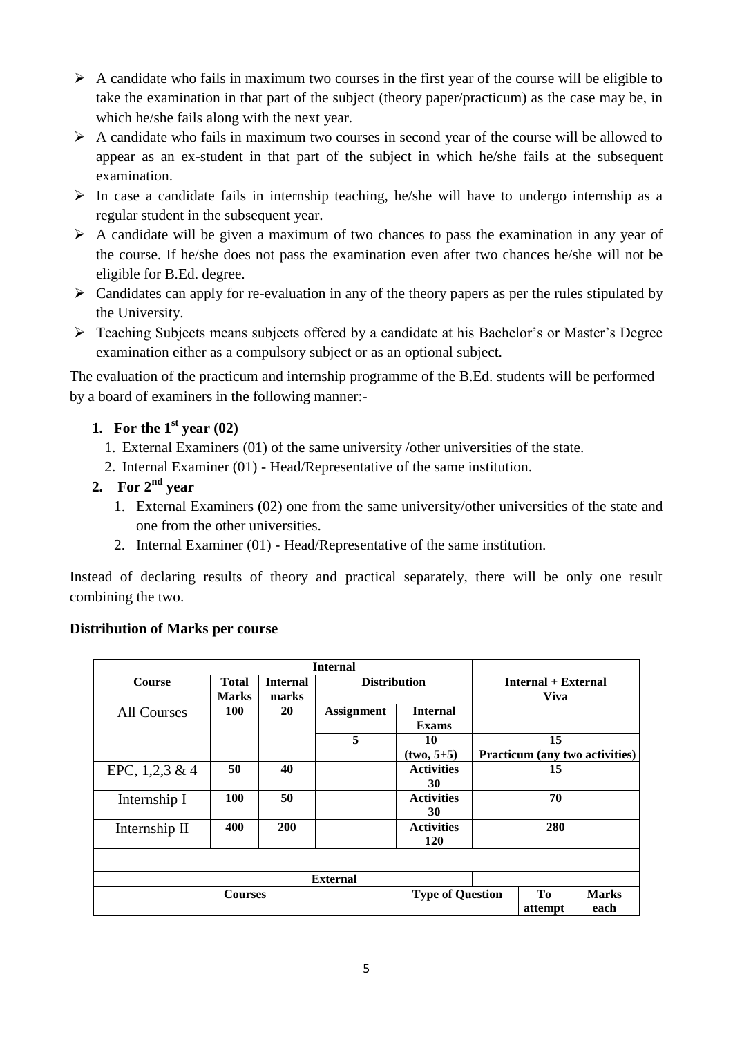- A candidate who fails in maximum two courses in the first year of the course will be eligible to take the examination in that part of the subject (theory paper/practicum) as the case may be, in which he/she fails along with the next year.
- A candidate who fails in maximum two courses in second year of the course will be allowed to appear as an ex-student in that part of the subject in which he/she fails at the subsequent examination.
- In case a candidate fails in internship teaching, he/she will have to undergo internship as a regular student in the subsequent year.
- A candidate will be given a maximum of two chances to pass the examination in any year of the course. If he/she does not pass the examination even after two chances he/she will not be eligible for B.Ed. degree.
- Candidates can apply for re-evaluation in any of the theory papers as per the rules stipulated by the University.
- Teaching Subjects means subjects offered by a candidate at his Bachelor's or Master's Degree examination either as a compulsory subject or as an optional subject.

The evaluation of the practicum and internship programme of the B.Ed. students will be performed by a board of examiners in the following manner:-

1. **For the 1st year (02)**
   1. External Examiners (01) of the same university /other universities of the state.
   2. Internal Examiner (01) - Head/Representative of the same institution.
2. **For 2nd year**
   1. External Examiners (02) one from the same university/other universities of the state and one from the other universities.
   2. Internal Examiner (01) - Head/Representative of the same institution.

Instead of declaring results of theory and practical separately, there will be only one result combining the two.

**Distribution of Marks per course**

| Internal | | | | | | | |
|---|---|---|---|---|---|---|---|
| **Course** | **Total Marks** | **Internal marks** | **Distribution** | | **Internal + External Viva** | | |
| All Courses | **100** | **20** | **Assignment** | **Internal Exams** | | | |
| | | | **5** | **10 (two, 5+5)** | **15 Practicum (any two activities)** | | |
| EPC, 1,2,3 & 4 | **50** | **40** | | **Activities 30** | **15** | | |
| Internship I | **100** | **50** | | **Activities 30** | **70** | | |
| Internship II | **400** | **200** | | **Activities 120** | **280** | | |
| | | | | | | | |
| **External** | | | | | | | |
| **Courses** | | | | **Type of Question** | | **To attempt** | **Marks each** |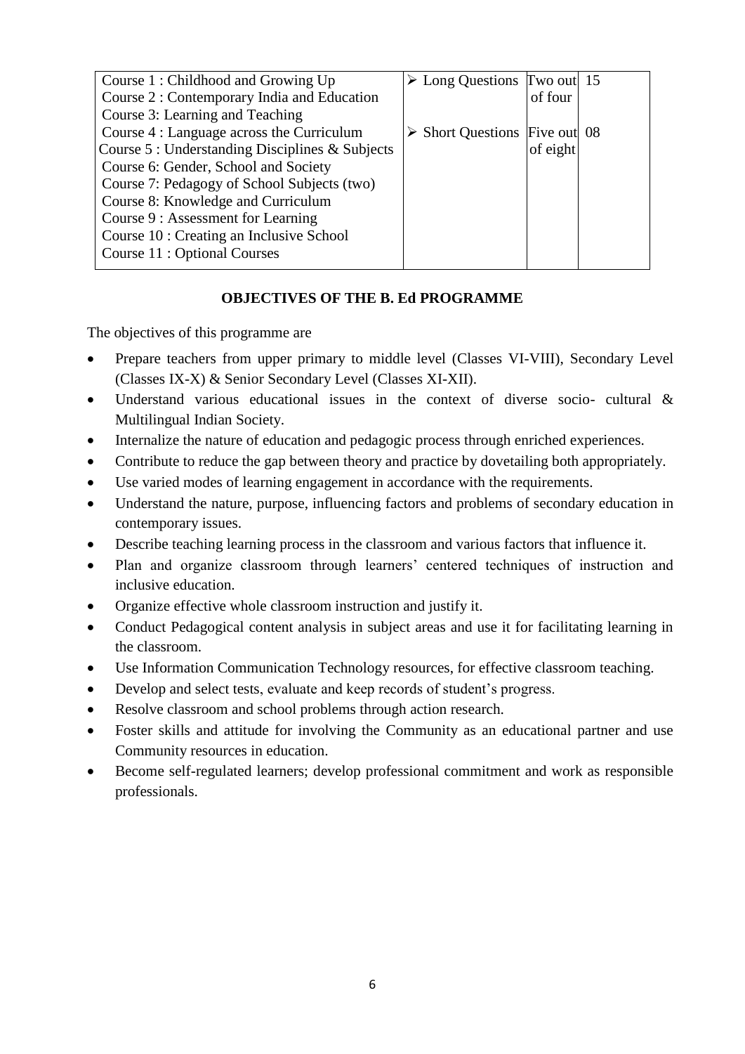| | | | |
|---|---|---|---|
| Course 1 : Childhood and Growing Up<br>Course 2 : Contemporary India and Education<br>Course 3: Learning and Teaching<br>Course 4 : Language across the Curriculum<br>Course 5 : Understanding Disciplines & Subjects<br>Course 6: Gender, School and Society<br>Course 7: Pedagogy of School Subjects (two)<br>Course 8: Knowledge and Curriculum<br>Course 9 : Assessment for Learning<br>Course 10 : Creating an Inclusive School<br>Course 11 : Optional Courses | ➢ Long Questions<br><br>➢ Short Questions | Two out of four<br><br>Five out of eight | 15<br><br>08 |

**OBJECTIVES OF THE B. Ed PROGRAMME**

The objectives of this programme are

- Prepare teachers from upper primary to middle level (Classes VI-VIII), Secondary Level (Classes IX-X) & Senior Secondary Level (Classes XI-XII).
- Understand various educational issues in the context of diverse socio- cultural & Multilingual Indian Society.
- Internalize the nature of education and pedagogic process through enriched experiences.
- Contribute to reduce the gap between theory and practice by dovetailing both appropriately.
- Use varied modes of learning engagement in accordance with the requirements.
- Understand the nature, purpose, influencing factors and problems of secondary education in contemporary issues.
- Describe teaching learning process in the classroom and various factors that influence it.
- Plan and organize classroom through learners' centered techniques of instruction and inclusive education.
- Organize effective whole classroom instruction and justify it.
- Conduct Pedagogical content analysis in subject areas and use it for facilitating learning in the classroom.
- Use Information Communication Technology resources, for effective classroom teaching.
- Develop and select tests, evaluate and keep records of student's progress.
- Resolve classroom and school problems through action research.
- Foster skills and attitude for involving the Community as an educational partner and use Community resources in education.
- Become self-regulated learners; develop professional commitment and work as responsible professionals.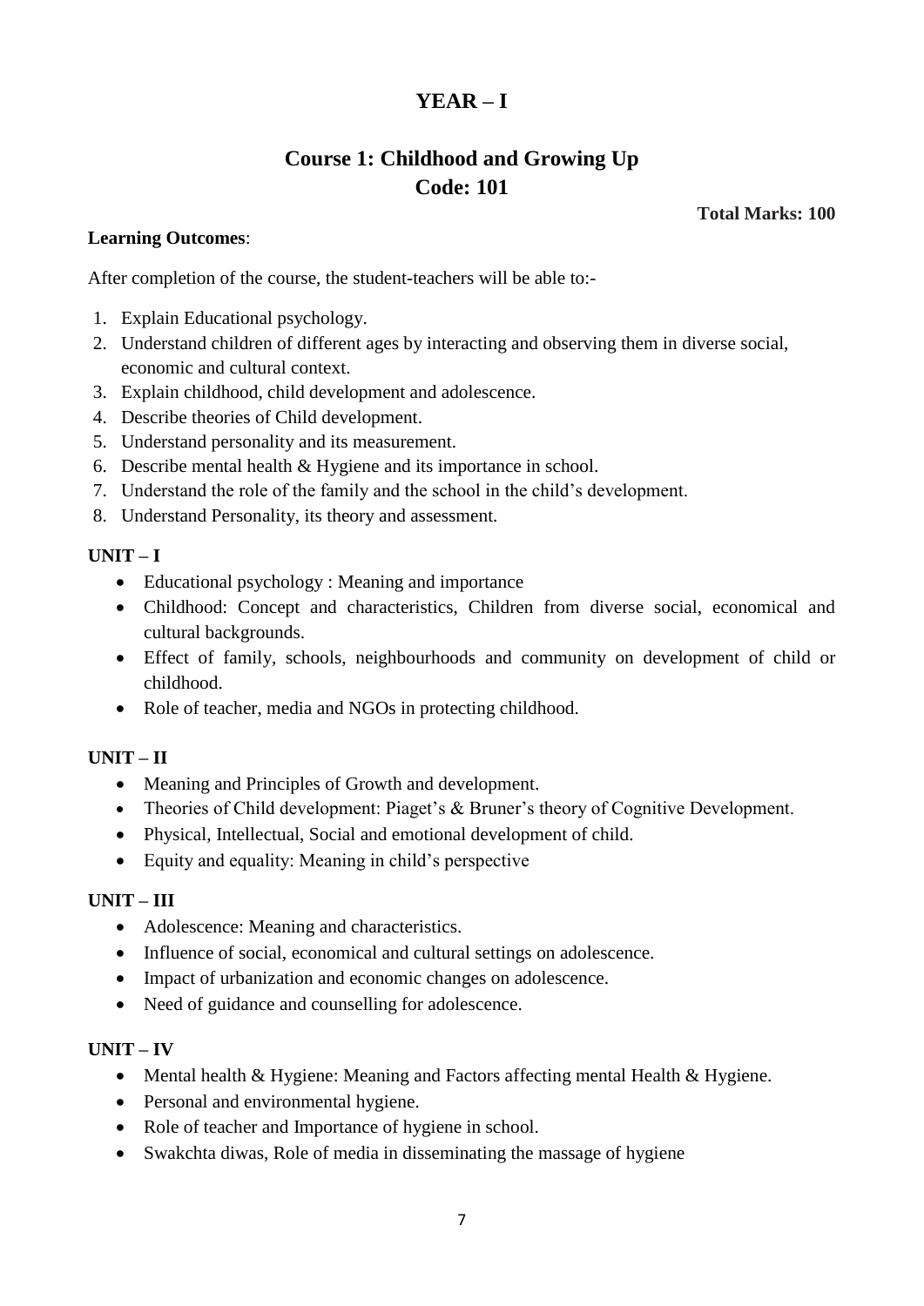# YEAR – I

## Course 1: Childhood and Growing Up
## Code: 101

**Total Marks: 100**

**Learning Outcomes**:

After completion of the course, the student-teachers will be able to:-

1. Explain Educational psychology.
2. Understand children of different ages by interacting and observing them in diverse social, economic and cultural context.
3. Explain childhood, child development and adolescence.
4. Describe theories of Child development.
5. Understand personality and its measurement.
6. Describe mental health & Hygiene and its importance in school.
7. Understand the role of the family and the school in the child's development.
8. Understand Personality, its theory and assessment.

### UNIT – I

- Educational psychology : Meaning and importance
- Childhood: Concept and characteristics, Children from diverse social, economical and cultural backgrounds.
- Effect of family, schools, neighbourhoods and community on development of child or childhood.
- Role of teacher, media and NGOs in protecting childhood.

### UNIT – II

- Meaning and Principles of Growth and development.
- Theories of Child development: Piaget's & Bruner's theory of Cognitive Development.
- Physical, Intellectual, Social and emotional development of child.
- Equity and equality: Meaning in child's perspective

### UNIT – III

- Adolescence: Meaning and characteristics.
- Influence of social, economical and cultural settings on adolescence.
- Impact of urbanization and economic changes on adolescence.
- Need of guidance and counselling for adolescence.

### UNIT – IV

- Mental health & Hygiene: Meaning and Factors affecting mental Health & Hygiene.
- Personal and environmental hygiene.
- Role of teacher and Importance of hygiene in school.
- Swakchta diwas, Role of media in disseminating the massage of hygiene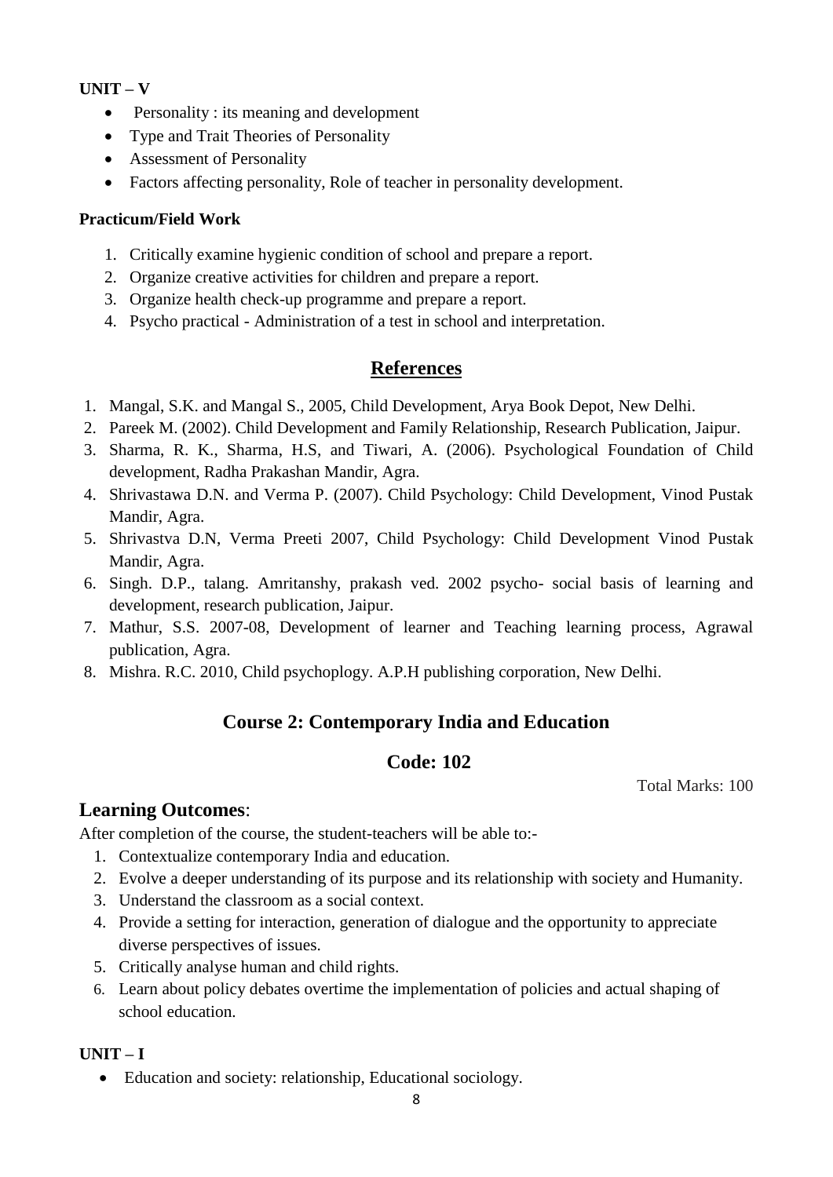**UNIT – V**

- Personality : its meaning and development
- Type and Trait Theories of Personality
- Assessment of Personality
- Factors affecting personality, Role of teacher in personality development.

**Practicum/Field Work**

1. Critically examine hygienic condition of school and prepare a report.
2. Organize creative activities for children and prepare a report.
3. Organize health check-up programme and prepare a report.
4. Psycho practical - Administration of a test in school and interpretation.

## References

1. Mangal, S.K. and Mangal S., 2005, Child Development, Arya Book Depot, New Delhi.
2. Pareek M. (2002). Child Development and Family Relationship, Research Publication, Jaipur.
3. Sharma, R. K., Sharma, H.S, and Tiwari, A. (2006). Psychological Foundation of Child development, Radha Prakashan Mandir, Agra.
4. Shrivastawa D.N. and Verma P. (2007). Child Psychology: Child Development, Vinod Pustak Mandir, Agra.
5. Shrivastva D.N, Verma Preeti 2007, Child Psychology: Child Development Vinod Pustak Mandir, Agra.
6. Singh. D.P., talang. Amritanshy, prakash ved. 2002 psycho- social basis of learning and development, research publication, Jaipur.
7. Mathur, S.S. 2007-08, Development of learner and Teaching learning process, Agrawal publication, Agra.
8. Mishra. R.C. 2010, Child psychoplogy. A.P.H publishing corporation, New Delhi.

## Course 2: Contemporary India and Education

## Code: 102

Total Marks: 100

### Learning Outcomes:

After completion of the course, the student-teachers will be able to:-

1. Contextualize contemporary India and education.
2. Evolve a deeper understanding of its purpose and its relationship with society and Humanity.
3. Understand the classroom as a social context.
4. Provide a setting for interaction, generation of dialogue and the opportunity to appreciate diverse perspectives of issues.
5. Critically analyse human and child rights.
6. Learn about policy debates overtime the implementation of policies and actual shaping of school education.

**UNIT – I**

- Education and society: relationship, Educational sociology.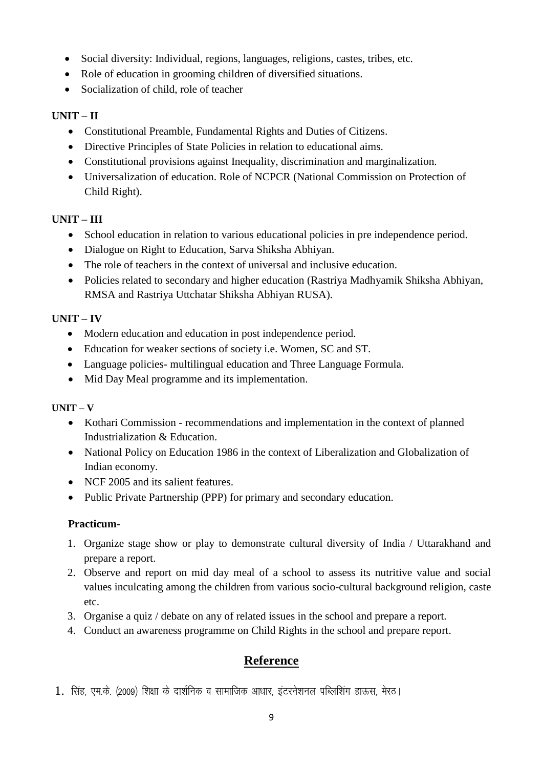- Social diversity: Individual, regions, languages, religions, castes, tribes, etc.
- Role of education in grooming children of diversified situations.
- Socialization of child, role of teacher

**UNIT – II**

- Constitutional Preamble, Fundamental Rights and Duties of Citizens.
- Directive Principles of State Policies in relation to educational aims.
- Constitutional provisions against Inequality, discrimination and marginalization.
- Universalization of education. Role of NCPCR (National Commission on Protection of Child Right).

**UNIT – III**

- School education in relation to various educational policies in pre independence period.
- Dialogue on Right to Education, Sarva Shiksha Abhiyan.
- The role of teachers in the context of universal and inclusive education.
- Policies related to secondary and higher education (Rastriya Madhyamik Shiksha Abhiyan, RMSA and Rastriya Uttchatar Shiksha Abhiyan RUSA).

**UNIT – IV**

- Modern education and education in post independence period.
- Education for weaker sections of society i.e. Women, SC and ST.
- Language policies- multilingual education and Three Language Formula.
- Mid Day Meal programme and its implementation.

**UNIT – V**

- Kothari Commission - recommendations and implementation in the context of planned Industrialization & Education.
- National Policy on Education 1986 in the context of Liberalization and Globalization of Indian economy.
- NCF 2005 and its salient features.
- Public Private Partnership (PPP) for primary and secondary education.

**Practicum-**

1. Organize stage show or play to demonstrate cultural diversity of India / Uttarakhand and prepare a report.
2. Observe and report on mid day meal of a school to assess its nutritive value and social values inculcating among the children from various socio-cultural background religion, caste etc.
3. Organise a quiz / debate on any of related issues in the school and prepare a report.
4. Conduct an awareness programme on Child Rights in the school and prepare report.

## Reference

1. सिंह, एम.के. (2009) शिक्षा के दार्शनिक व सामाजिक आधार, इंटरनेशनल पब्लिशिंग हाऊस, मेरठ।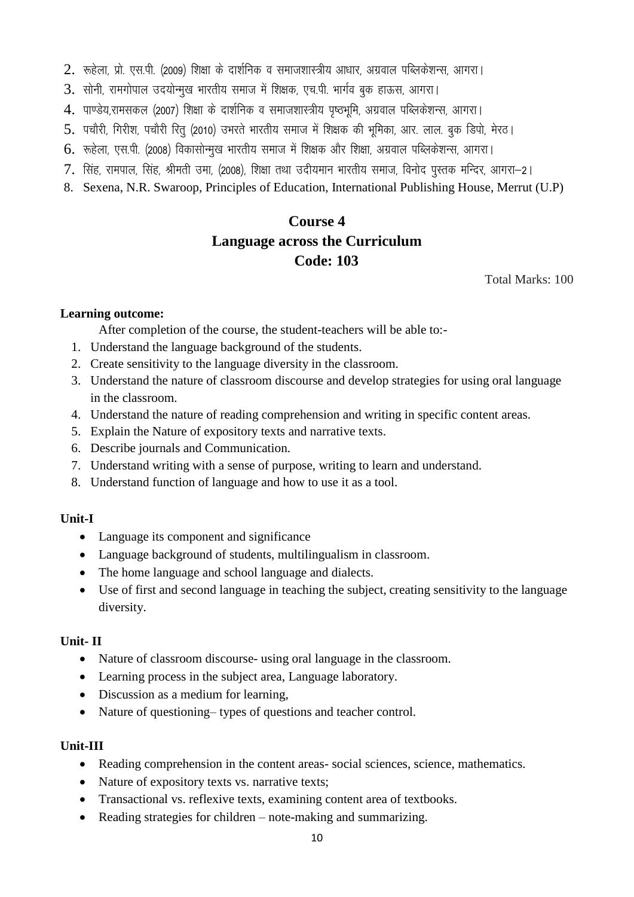2. रूहेला, प्रो. एस.पी. (2009) शिक्षा के दार्शनिक व समाजशास्त्रीय आधार, अग्रवाल पब्लिकेशन्स, आगरा।
3. सोनी, रामगोपाल उदयोन्मुख भारतीय समाज में शिक्षक, एच.पी. भार्गव बुक हाऊस, आगरा।
4. पाण्डेय,रामसकल (2007) शिक्षा के दार्शनिक व समाजशास्त्रीय पृष्ठभूमि, अग्रवाल पब्लिकेशन्स, आगरा।
5. पचौरी, गिरीश, पचौरी रितु (2010) उभरते भारतीय समाज में शिक्षक की भूमिका, आर. लाल. बुक डिपो, मेरठ।
6. रूहेला, एस.पी. (2008) विकासोन्मुख भारतीय समाज में शिक्षक और शिक्षा, अग्रवाल पब्लिकेशन्स, आगरा।
7. सिंह, रामपाल, सिंह, श्रीमती उमा, (2008), शिक्षा तथा उदीयमान भारतीय समाज, विनोद पुस्तक मन्दिर, आगरा–2।
8. Sexena, N.R. Swaroop, Principles of Education, International Publishing House, Merrut (U.P)

# Course 4
# Language across the Curriculum
# Code: 103

Total Marks: 100

**Learning outcome:**

After completion of the course, the student-teachers will be able to:-

1. Understand the language background of the students.
2. Create sensitivity to the language diversity in the classroom.
3. Understand the nature of classroom discourse and develop strategies for using oral language in the classroom.
4. Understand the nature of reading comprehension and writing in specific content areas.
5. Explain the Nature of expository texts and narrative texts.
6. Describe journals and Communication.
7. Understand writing with a sense of purpose, writing to learn and understand.
8. Understand function of language and how to use it as a tool.

**Unit-I**

- Language its component and significance
- Language background of students, multilingualism in classroom.
- The home language and school language and dialects.
- Use of first and second language in teaching the subject, creating sensitivity to the language diversity.

**Unit- II**

- Nature of classroom discourse- using oral language in the classroom.
- Learning process in the subject area, Language laboratory.
- Discussion as a medium for learning,
- Nature of questioning– types of questions and teacher control.

**Unit-III**

- Reading comprehension in the content areas- social sciences, science, mathematics.
- Nature of expository texts vs. narrative texts;
- Transactional vs. reflexive texts, examining content area of textbooks.
- Reading strategies for children – note-making and summarizing.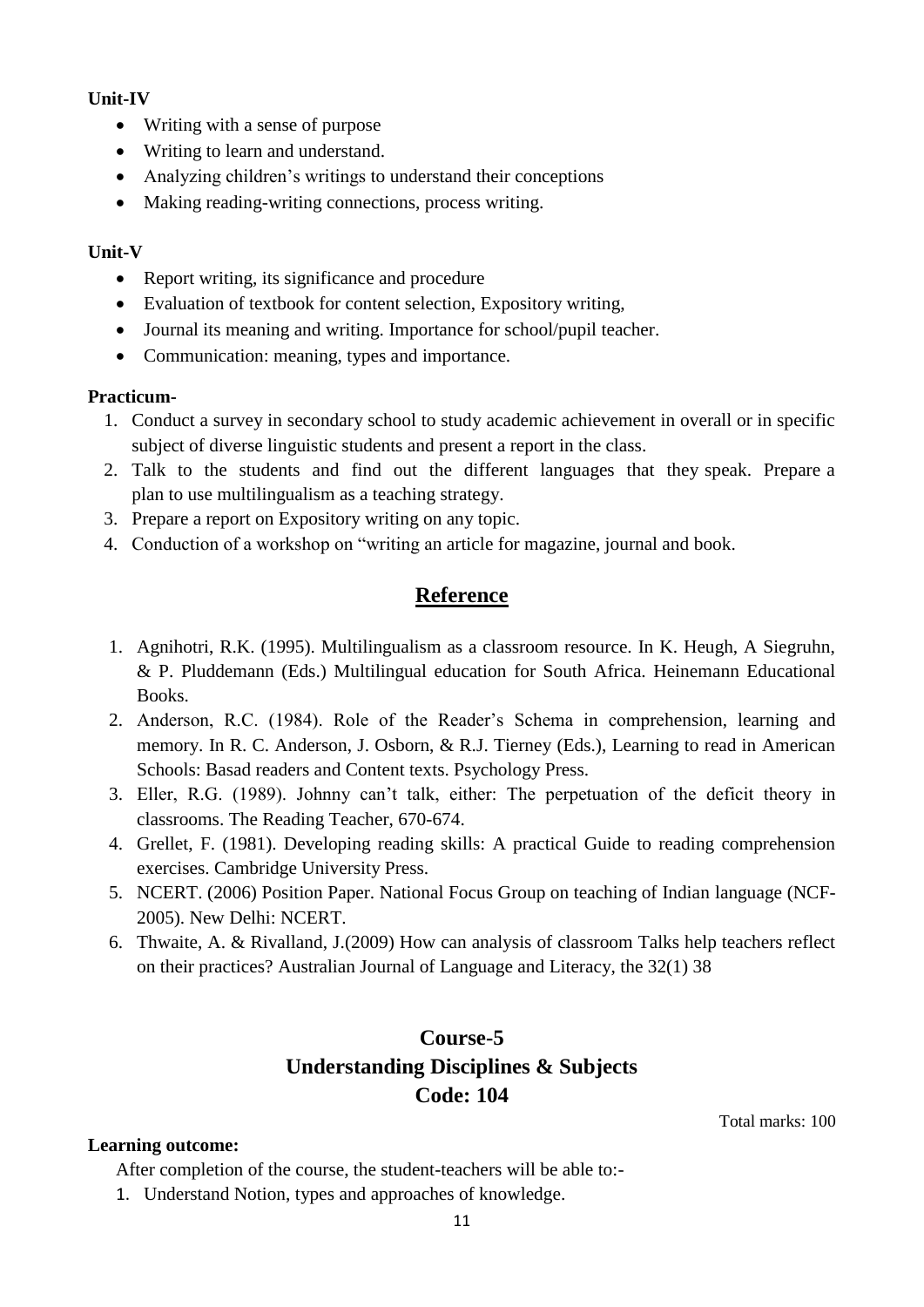**Unit-IV**

- Writing with a sense of purpose
- Writing to learn and understand.
- Analyzing children's writings to understand their conceptions
- Making reading-writing connections, process writing.

**Unit-V**

- Report writing, its significance and procedure
- Evaluation of textbook for content selection, Expository writing,
- Journal its meaning and writing. Importance for school/pupil teacher.
- Communication: meaning, types and importance.

**Practicum-**

1. Conduct a survey in secondary school to study academic achievement in overall or in specific subject of diverse linguistic students and present a report in the class.
2. Talk to the students and find out the different languages that they speak. Prepare a plan to use multilingualism as a teaching strategy.
3. Prepare a report on Expository writing on any topic.
4. Conduction of a workshop on "writing an article for magazine, journal and book.

## Reference

1. Agnihotri, R.K. (1995). Multilingualism as a classroom resource. In K. Heugh, A Siegruhn, & P. Pluddemann (Eds.) Multilingual education for South Africa. Heinemann Educational Books.
2. Anderson, R.C. (1984). Role of the Reader's Schema in comprehension, learning and memory. In R. C. Anderson, J. Osborn, & R.J. Tierney (Eds.), Learning to read in American Schools: Basad readers and Content texts. Psychology Press.
3. Eller, R.G. (1989). Johnny can't talk, either: The perpetuation of the deficit theory in classrooms. The Reading Teacher, 670-674.
4. Grellet, F. (1981). Developing reading skills: A practical Guide to reading comprehension exercises. Cambridge University Press.
5. NCERT. (2006) Position Paper. National Focus Group on teaching of Indian language (NCF-2005). New Delhi: NCERT.
6. Thwaite, A. & Rivalland, J.(2009) How can analysis of classroom Talks help teachers reflect on their practices? Australian Journal of Language and Literacy, the 32(1) 38

## Course-5
## Understanding Disciplines & Subjects
## Code: 104

Total marks: 100

**Learning outcome:**

After completion of the course, the student-teachers will be able to:-

1. Understand Notion, types and approaches of knowledge.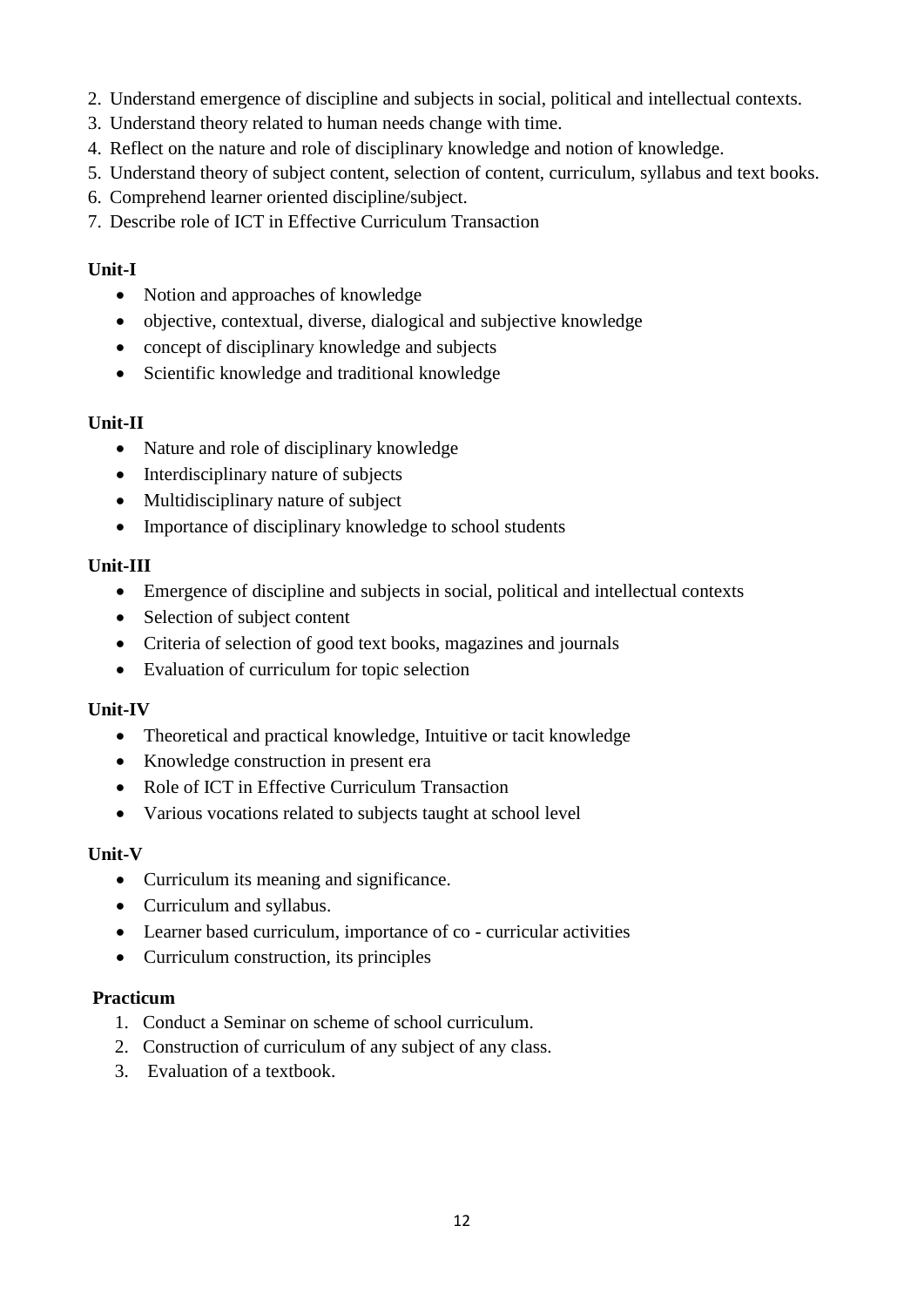2. Understand emergence of discipline and subjects in social, political and intellectual contexts.
3. Understand theory related to human needs change with time.
4. Reflect on the nature and role of disciplinary knowledge and notion of knowledge.
5. Understand theory of subject content, selection of content, curriculum, syllabus and text books.
6. Comprehend learner oriented discipline/subject.
7. Describe role of ICT in Effective Curriculum Transaction

**Unit-I**

- Notion and approaches of knowledge
- objective, contextual, diverse, dialogical and subjective knowledge
- concept of disciplinary knowledge and subjects
- Scientific knowledge and traditional knowledge

**Unit-II**

- Nature and role of disciplinary knowledge
- Interdisciplinary nature of subjects
- Multidisciplinary nature of subject
- Importance of disciplinary knowledge to school students

**Unit-III**

- Emergence of discipline and subjects in social, political and intellectual contexts
- Selection of subject content
- Criteria of selection of good text books, magazines and journals
- Evaluation of curriculum for topic selection

**Unit-IV**

- Theoretical and practical knowledge, Intuitive or tacit knowledge
- Knowledge construction in present era
- Role of ICT in Effective Curriculum Transaction
- Various vocations related to subjects taught at school level

**Unit-V**

- Curriculum its meaning and significance.
- Curriculum and syllabus.
- Learner based curriculum, importance of co - curricular activities
- Curriculum construction, its principles

**Practicum**

1. Conduct a Seminar on scheme of school curriculum.
2. Construction of curriculum of any subject of any class.
3. Evaluation of a textbook.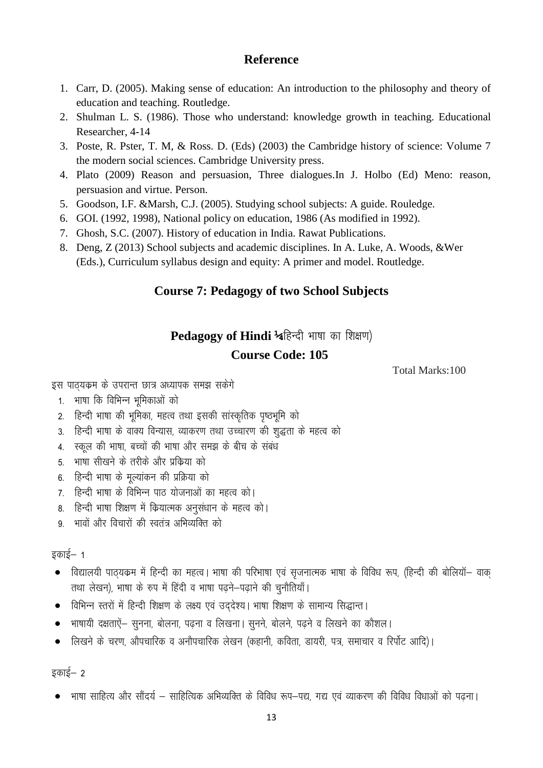## Reference

1. Carr, D. (2005). Making sense of education: An introduction to the philosophy and theory of education and teaching. Routledge.
2. Shulman L. S. (1986). Those who understand: knowledge growth in teaching. Educational Researcher, 4-14
3. Poste, R. Pster, T. M, & Ross. D. (Eds) (2003) the Cambridge history of science: Volume 7 the modern social sciences. Cambridge University press.
4. Plato (2009) Reason and persuasion, Three dialogues.In J. Holbo (Ed) Meno: reason, persuasion and virtue. Person.
5. Goodson, I.F. &Marsh, C.J. (2005). Studying school subjects: A guide. Rouledge.
6. GOI. (1992, 1998), National policy on education, 1986 (As modified in 1992).
7. Ghosh, S.C. (2007). History of education in India. Rawat Publications.
8. Deng, Z (2013) School subjects and academic disciplines. In A. Luke, A. Woods, &Wer (Eds.), Curriculum syllabus design and equity: A primer and model. Routledge.

## Course 7: Pedagogy of two School Subjects

### Pedagogy of Hindi (हिन्दी भाषा का शिक्षण)

### Course Code: 105

Total Marks:100

इस पाठ्यक्रम के उपरान्त छात्र अध्यापक समझ सकेंगे

1. भाषा कि विभिन्न भूमिकाओं को
2. हिन्दी भाषा की भूमिका, महत्व तथा इसकी सांस्कृतिक पृष्ठभूमि को
3. हिन्दी भाषा के वाक्य विन्यास, व्याकरण तथा उच्चारण की शुद्धता के महत्व को
4. स्कूल की भाषा, बच्चों की भाषा और समझ के बीच के संबंध
5. भाषा सीखने के तरीके और प्रक्रिया को
6. हिन्दी भाषा के मूल्यांकन की प्रक्रिया को
7. हिन्दी भाषा के विभिन्न पाठ योजनाओं का महत्व को।
8. हिन्दी भाषा शिक्षण में क्रियात्मक अनुसंधान के महत्व को।
9. भावों और विचारों की स्वतंत्र अभिव्यक्ति को

इकाई– 1

- विद्यालयी पाठ्यक्रम में हिन्दी का महत्व। भाषा की परिभाषा एवं सृजनात्मक भाषा के विविध रूप, (हिन्दी की बोलियॉं– वाक् तथा लेखन), भाषा के रुप में हिंदी व भाषा पढ़ने–पढ़ाने की चुनौतियाँ।
- विभिन्न स्तरों में हिन्दी शिक्षण के लक्ष्य एवं उद्देश्य। भाषा शिक्षण के सामान्य सिद्धान्त।
- भाषायी दक्षताऐं– सुनना, बोलना, पढ़ना व लिखना। सुनने, बोलने, पढ़ने व लिखने का कौशल।
- लिखने के चरण, औपचारिक व अनौपचारिक लेखन (कहानी, कविता, डायरी, पत्र, समाचार व रिर्पोट आदि)।

इकाई– 2

- भाषा साहित्य और सौंदर्य – साहित्यिक अभिव्यक्ति के विविध रूप–पद्य, गद्य एवं व्याकरण की विविध विधाओं को पढ़ना।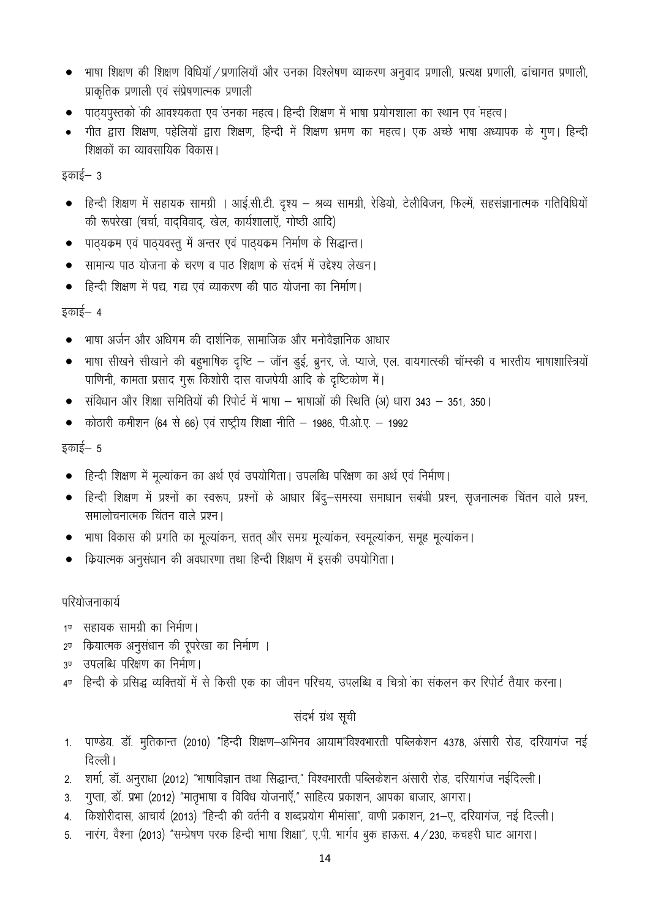- भाषा शिक्षण की शिक्षण विधियॉ/प्रणालियाँ और उनका विश्लेषण व्याकरण अनुवाद प्रणाली, प्रत्यक्ष प्रणाली, ढांचागत प्रणाली, प्राकृतिक प्रणाली एवं संप्रेषणात्मक प्रणाली
- पाठ्यपुस्तको की आवश्यकता एव उनका महत्व। हिन्दी शिक्षण में भाषा प्रयोगशाला का स्थान एव महत्व।
- गीत द्वारा शिक्षण, पहेलियों द्वारा शिक्षण, हिन्दी में शिक्षण भ्रमण का महत्व। एक अच्छे भाषा अध्यापक के गुण। हिन्दी शिक्षकों का व्यावसायिक विकास।

इकाई– 3

- हिन्दी शिक्षण में सहायक सामग्री । आई.सी.टी. दृश्य – श्रव्य सामग्री, रेडियो, टेलीविजन, फिल्में, सहसंज्ञानात्मक गतिविधियों की रूपरेखा (चर्चा, वाद्‌विवाद्, खेल, कार्यशालाएँ, गोष्ठी आदि)
- पाठ्यक्रम एवं पाठ्यवस्तु में अन्तर एवं पाठ्यक्रम निर्माण के सिद्धान्त।
- सामान्य पाठ योजना के चरण व पाठ शिक्षण के संदर्भ में उद्देश्य लेखन।
- हिन्दी शिक्षण में पद्य, गद्य एवं व्याकरण की पाठ योजना का निर्माण।

इकाई– 4

- भाषा अर्जन और अधिगम की दार्शनिक, सामाजिक और मनोवैज्ञानिक आधार
- भाषा सीखने सीखाने की बहुभाषिक दृष्टि – जॉन डुई, ब्रुनर, जे. प्याजे, एल. वायगात्स्की चॉम्स्की व भारतीय भाषाशास्त्रियों पाणिनी, कामता प्रसाद गुरू किशोरी दास वाजपेयी आदि के दृष्टिकोण में।
- संविधान और शिक्षा समितियों की रिपोर्ट में भाषा – भाषाओं की स्थिति (अ) धारा 343 – 351, 350।
- कोठारी कमीशन (64 से 66) एवं राष्ट्रीय शिक्षा नीति – 1986, पी.ओ.ए. – 1992

इकाई– 5

- हिन्दी शिक्षण में मूल्यांकन का अर्थ एवं उपयोगिता। उपलब्धि परिक्षण का अर्थ एवं निर्माण।
- हिन्दी शिक्षण में प्रश्नों का स्वरूप, प्रश्नों के आधार बिंदु–समस्या समाधान सबंधी प्रश्न, सृजनात्मक चिंतन वाले प्रश्न, समालोचनात्मक चिंतन वाले प्रश्न।
- भाषा विकास की प्रगति का मूल्यांकन, सतत् और समग्र मूल्यांकन, स्वमूल्यांकन, समूह मूल्यांकन।
- क्रियात्मक अनुसंधान की अवधारणा तथा हिन्दी शिक्षण में इसकी उपयोगिता।

परियोजनाकार्य

1. सहायक सामग्री का निर्माण।
2. क्रियात्मक अनुसंधान की रूपरेखा का निर्माण ।
3. उपलब्धि परिक्षण का निर्माण।
4. हिन्दी के प्रसिद्ध व्यक्तियों में से किसी एक का जीवन परिचय, उपलब्धि व चित्रो का संकलन कर रिपोर्ट तैयार करना।

## संदर्भ ग्रंथ सूची

1. पाण्डेय. डॉ. मुतिकान्त (2010) "हिन्दी शिक्षण–अभिनव आयाम"विश्वभारती पब्लिकेशन 4378, अंसारी रोड, दरियागंज नई दिल्ली।
2. शर्मा, डॉ. अनुराधा (2012) "भाषाविज्ञान तथा सिद्धान्त," विश्वभारती पब्लिकेशन अंसारी रोड, दरियागंज नईदिल्ली।
3. गुप्ता, डॉ. प्रभा (2012) "मातृभाषा व विविध योजनाएँ," साहित्य प्रकाशन, आपका बाजार, आगरा।
4. किशोरीदास, आचार्य (2013) "हिन्दी की वर्तनी व शब्दप्रयोग मीमांसा", वाणी प्रकाशन, 21–ए, दरियागंज, नई दिल्ली।
5. नारंग, वैश्ना (2013) "सम्प्रेषण परक हिन्दी भाषा शिक्षा", ए.पी. भार्गव बुक हाऊस. 4/230, कचहरी घाट आगरा।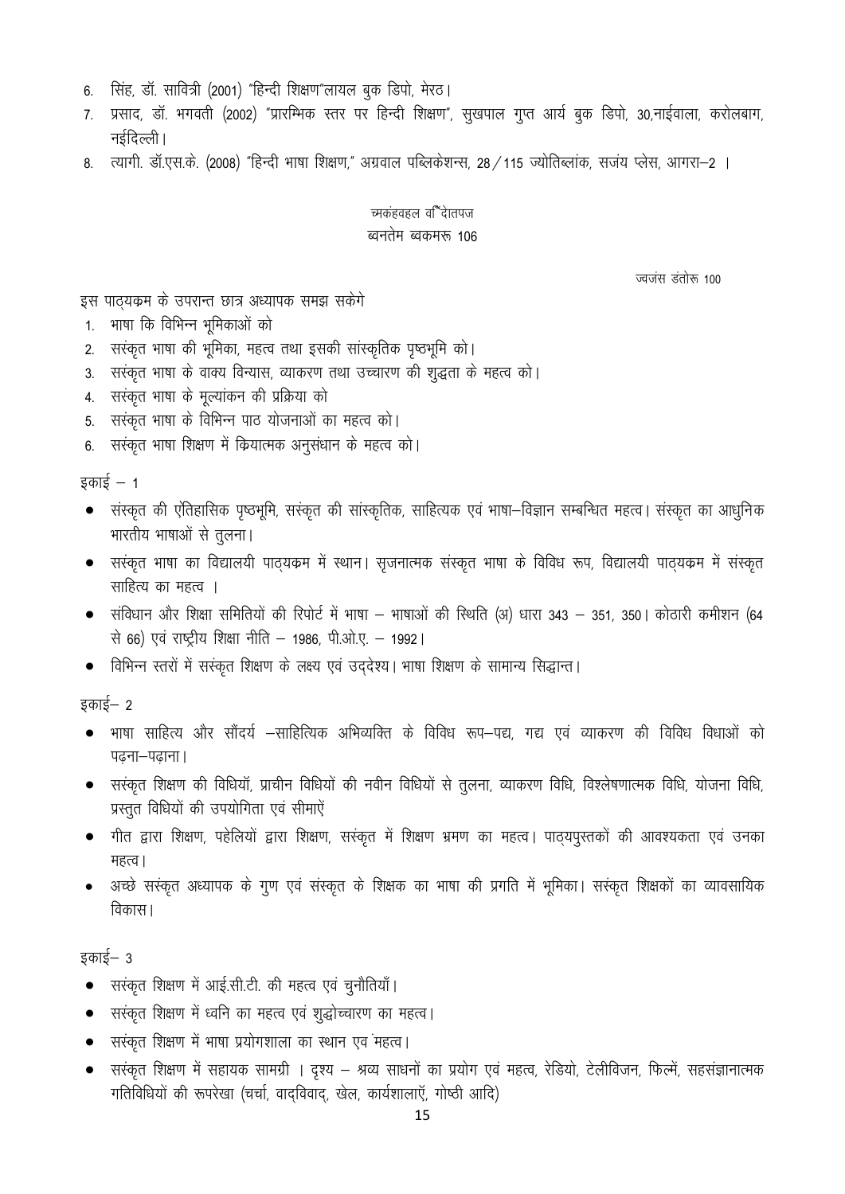6. सिंह, डॉ. सावित्री (2001) "हिन्दी शिक्षण"लायल बुक डिपो, मेरठ।
7. प्रसाद, डॉ. भगवती (2002) "प्रारम्भिक स्तर पर हिन्दी शिक्षण", सुखपाल गुप्त आर्य बुक डिपो, 30,नाईवाला, करोलबाग, नईदिल्ली।
8. त्यागी. डॉ.एस.के. (2008) "हिन्दी भाषा शिक्षण," अग्रवाल पब्लिकेशन्स, 28/115 ज्योतिब्लांक, सजंय प्लेस, आगरा–2 ।

च्मकंहवहल वf"दोतपज

ब्वनतेम ब्वकमरू 106

ज्वजंस डंतोरू 100

इस पाठ्यक्रम के उपरान्त छात्र अध्यापक समझ सकेगे

1. भाषा कि विभिन्न भूमिकाओं को
2. सस्ंकृत भाषा की भूमिका, महत्व तथा इसकी सांस्कृतिक पृष्ठभूमि को।
3. सस्ंकृत भाषा के वाक्य विन्यास, व्याकरण तथा उच्चारण की शुद्धता के महत्व को।
4. सस्ंकृत भाषा के मूल्यांकन की प्रक्रिया को
5. सस्ंकृत भाषा के विभिन्न पाठ योजनाओं का महत्व को।
6. सस्ंकृत भाषा शिक्षण में क्रियात्मक अनुसंधान के महत्व को।

इकाई – 1

- संस्कृत की ऐतिहासिक पृष्ठभूमि, सस्ंकृत की सांस्कृतिक, साहित्यक एवं भाषा–विज्ञान सम्बन्धित महत्व। संस्कृत का आधुनिक भारतीय भाषाओं से तुलना।
- सस्ंकृत भाषा का विद्यालयी पाठ्यक्रम में स्थान। सृजनात्मक संस्कृत भाषा के विविध रूप, विद्यालयी पाठ्यक्रम में संस्कृत साहित्य का महत्व ।
- संविधान और शिक्षा समितियों की रिपोर्ट में भाषा – भाषाओं की स्थिति (अ) धारा 343 – 351, 350। कोठारी कमीशन (64 से 66) एवं राष्ट्रीय शिक्षा नीति – 1986, पी.ओ.ए. – 1992।
- विभिन्न स्तरों में सस्ंकृत शिक्षण के लक्ष्य एवं उद्देश्य। भाषा शिक्षण के सामान्य सिद्धान्त।

इकाई– 2

- भाषा साहित्य और सौंदर्य –साहित्यिक अभिव्यक्ति के विविध रूप–पद्य, गद्य एवं व्याकरण की विविध विधाओं को पढ़ना–पढ़ाना।
- सस्ंकृत शिक्षण की विधियॉ, प्राचीन विधियों की नवीन विधियों से तुलना, व्याकरण विधि, विश्लेषणात्मक विधि, योजना विधि, प्रस्तुत विधियों की उपयोगिता एवं सीमाऐं
- गीत द्वारा शिक्षण, पहेलियों द्वारा शिक्षण, सस्ंकृत में शिक्षण भ्रमण का महत्व। पाठ्यपुस्तकों की आवश्यकता एवं उनका महत्व।
- अच्छे सस्ंकृत अध्यापक के गुण एवं संस्कृत के शिक्षक का भाषा की प्रगति में भूमिका। सस्ंकृत शिक्षकों का व्यावसायिक विकास।

इकाई– 3

- सस्ंकृत शिक्षण में आई.सी.टी. की महत्व एवं चुनौतियाँ।
- सस्ंकृत शिक्षण में ध्वनि का महत्व एवं शुद्धोच्चारण का महत्व।
- सस्ंकृत शिक्षण में भाषा प्रयोगशाला का स्थान एव ंमहत्व।
- सस्ंकृत शिक्षण में सहायक सामग्री । दृश्य – श्रव्य साधनों का प्रयोग एवं महत्व, रेडियो, टेलीविजन, फिल्में, सहसंज्ञानात्मक गतिविधियों की रूपरेखा (चर्चा, वाद्विवाद्, खेल, कार्यशालाऍ, गोष्ठी आदि)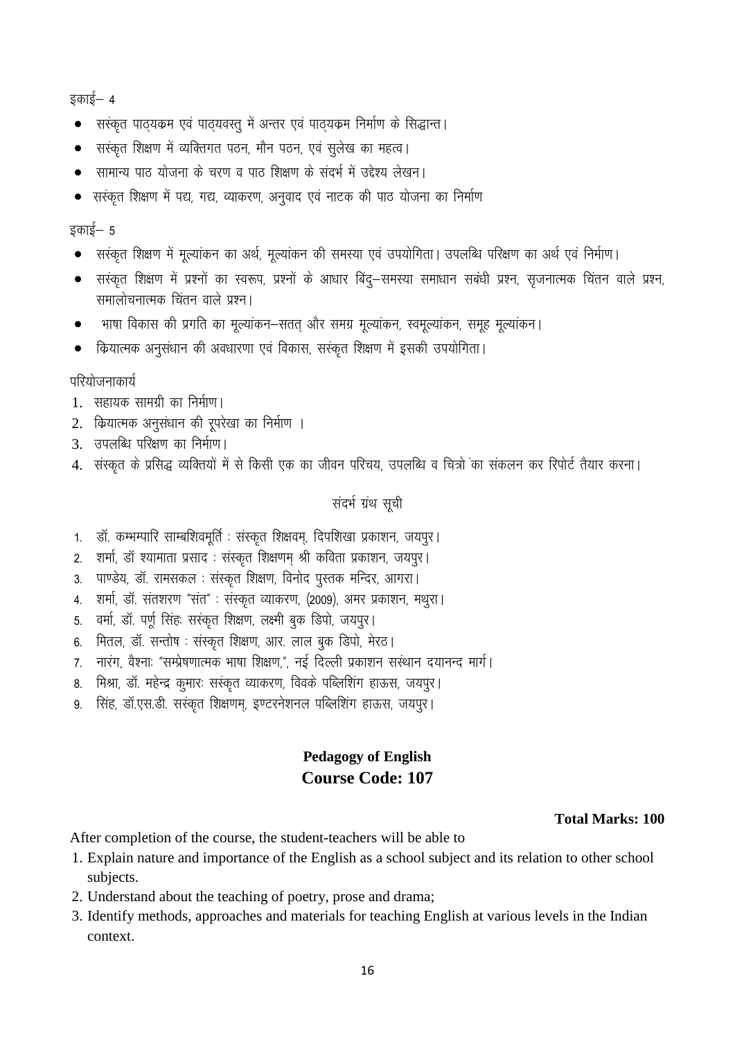इकाई– 4

- सस्ंकृत पाठ्यक्रम एवं पाठ्यवस्तु में अन्तर एवं पाठ्यक्रम निर्माण के सिद्धान्त।
- सस्ंकृत शिक्षण में व्यक्तिगत पठन, मौन पठन, एवं सुलेख का महत्व।
- सामान्य पाठ योजना के चरण व पाठ शिक्षण के संदर्भ में उद्देश्य लेखन।
- सस्ंकृत शिक्षण में पद्य, गद्य, व्याकरण, अनुवाद एवं नाटक की पाठ योजना का निर्माण

इकाई– 5

- सस्ंकृत शिक्षण में मूल्यांकन का अर्थ, मूल्यांकन की समस्या एवं उपयोगिता। उपलब्धि परिक्षण का अर्थ एवं निर्माण।
- सस्ंकृत शिक्षण में प्रश्नों का स्वरूप, प्रश्नों के आधार बिंदु–समस्या समाधान सबंधी प्रश्न, सृजनात्मक चिंतन वाले प्रश्न, समालोचनात्मक चिंतन वाले प्रश्न।
- भाषा विकास की प्रगति का मूल्यांकन–सतत् और समग्र मूल्यांकन, स्वमूल्यांकन, समूह मूल्यांकन।
- क्रियात्मक अनुसंधान की अवधारणा एवं विकास, सस्ंकृत शिक्षण में इसकी उपयोगिता।

परियोजनाकार्य

1. सहायक सामग्री का निर्माण।
2. क्रियात्मक अनुसंधान की रूपरेखा का निर्माण ।
3. उपलब्धि परिक्षण का निर्माण।
4. संस्कृत के प्रसिद्ध व्यक्तियों में से किसी एक का जीवन परिचय, उपलब्धि व चित्रो का संकलन कर रिपोर्ट तैयार करना।

संदर्भ ग्रंथ सूची

1. डॉ. कम्भम्पारि साम्बशिवमूर्ति : संस्कृत शिक्षवम्, दिपशिखा प्रकाशन, जयपुर।
2. शर्मा, डॉ श्यामाता प्रसाद : संस्कृत शिक्षणम् श्री कविता प्रकाशन, जयपुर।
3. पाण्डेय, डॉ. रामसकल : संस्कृत शिक्षण, विनोद पुस्तक मन्दिर, आगरा।
4. शर्मा, डॉ. संतशरण "संत" : संस्कृत व्याकरण, (2009), अमर प्रकाशन, मथुरा।
5. वर्मा, डॉ. पर्णू सिंहः सस्ंकृत शिक्षण, लक्ष्मी बुक डिपो, जयपुर।
6. मितल, डॉ. सन्तोष : संस्कृत शिक्षण, आर. लाल बुक डिपो, मेरठ।
7. नारंग, वैश्नाः "सम्प्रेषणात्मक भाषा शिक्षण,", नई दिल्ली प्रकाशन सस्थान दयानन्द मार्ग।
8. मिश्रा, डॉ. महेन्द्र कुमारः सस्ंकृत व्याकरण, विवके पब्लिशिंग हाऊस, जयपुर।
9. सिंह, डॉ.एस.डी. सस्ंकृत शिक्षणम्, इण्टरनेशनल पब्लिशिंग हाऊस, जयपुर।

## Pedagogy of English
## Course Code: 107

**Total Marks: 100**

After completion of the course, the student-teachers will be able to

1. Explain nature and importance of the English as a school subject and its relation to other school subjects.
2. Understand about the teaching of poetry, prose and drama;
3. Identify methods, approaches and materials for teaching English at various levels in the Indian context.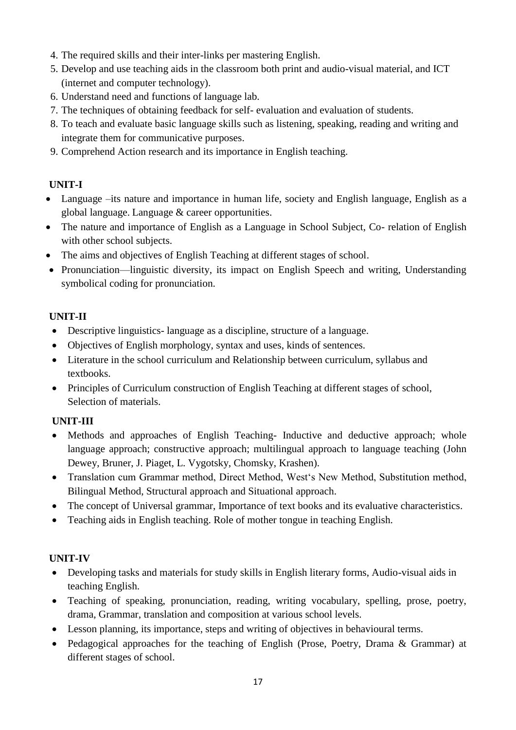4. The required skills and their inter-links per mastering English.
5. Develop and use teaching aids in the classroom both print and audio-visual material, and ICT (internet and computer technology).
6. Understand need and functions of language lab.
7. The techniques of obtaining feedback for self- evaluation and evaluation of students.
8. To teach and evaluate basic language skills such as listening, speaking, reading and writing and integrate them for communicative purposes.
9. Comprehend Action research and its importance in English teaching.

**UNIT-I**

- Language –its nature and importance in human life, society and English language, English as a global language. Language & career opportunities.
- The nature and importance of English as a Language in School Subject, Co- relation of English with other school subjects.
- The aims and objectives of English Teaching at different stages of school.
- Pronunciation—linguistic diversity, its impact on English Speech and writing, Understanding symbolical coding for pronunciation.

**UNIT-II**

- Descriptive linguistics- language as a discipline, structure of a language.
- Objectives of English morphology, syntax and uses, kinds of sentences.
- Literature in the school curriculum and Relationship between curriculum, syllabus and textbooks.
- Principles of Curriculum construction of English Teaching at different stages of school, Selection of materials.

**UNIT-III**

- Methods and approaches of English Teaching- Inductive and deductive approach; whole language approach; constructive approach; multilingual approach to language teaching (John Dewey, Bruner, J. Piaget, L. Vygotsky, Chomsky, Krashen).
- Translation cum Grammar method, Direct Method, West's New Method, Substitution method, Bilingual Method, Structural approach and Situational approach.
- The concept of Universal grammar, Importance of text books and its evaluative characteristics.
- Teaching aids in English teaching. Role of mother tongue in teaching English.

**UNIT-IV**

- Developing tasks and materials for study skills in English literary forms, Audio-visual aids in teaching English.
- Teaching of speaking, pronunciation, reading, writing vocabulary, spelling, prose, poetry, drama, Grammar, translation and composition at various school levels.
- Lesson planning, its importance, steps and writing of objectives in behavioural terms.
- Pedagogical approaches for the teaching of English (Prose, Poetry, Drama & Grammar) at different stages of school.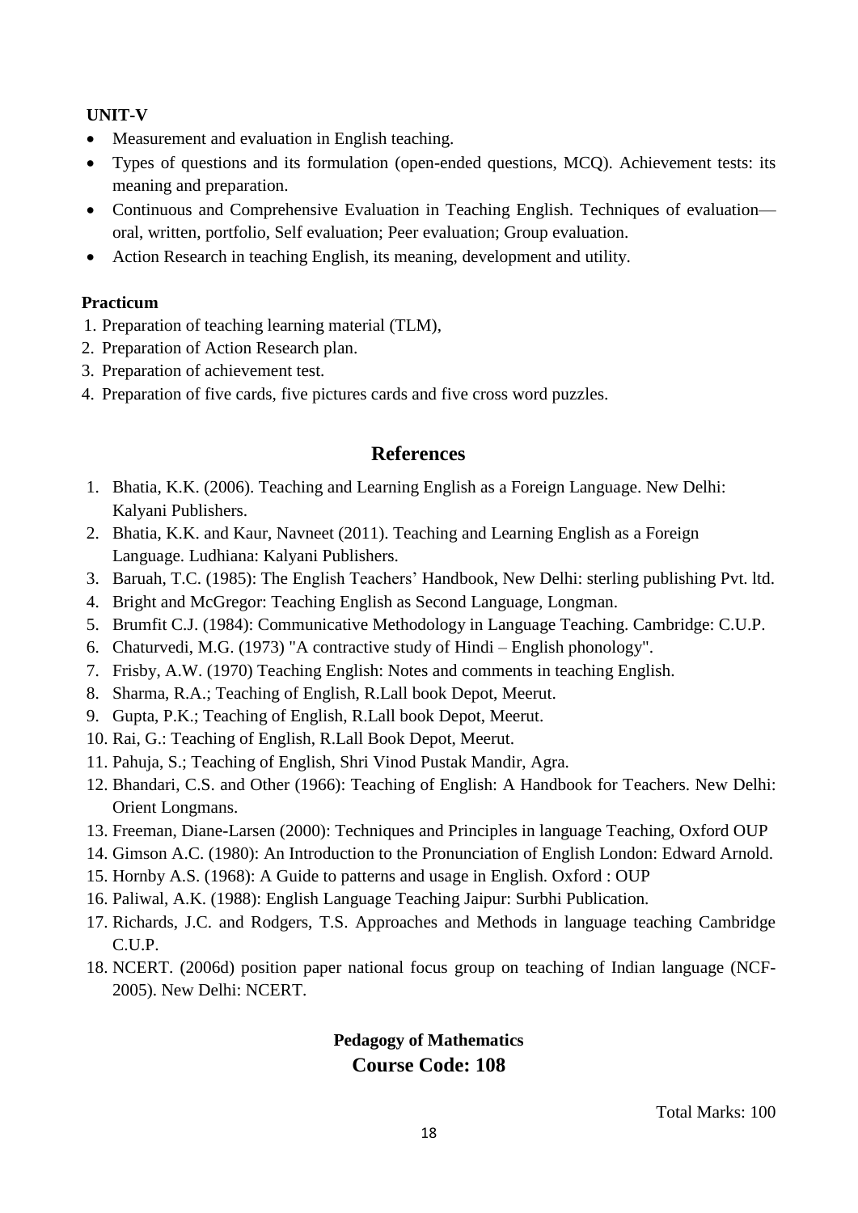**UNIT-V**

- Measurement and evaluation in English teaching.
- Types of questions and its formulation (open-ended questions, MCQ). Achievement tests: its meaning and preparation.
- Continuous and Comprehensive Evaluation in Teaching English. Techniques of evaluation—oral, written, portfolio, Self evaluation; Peer evaluation; Group evaluation.
- Action Research in teaching English, its meaning, development and utility.

**Practicum**

1. Preparation of teaching learning material (TLM),
2. Preparation of Action Research plan.
3. Preparation of achievement test.
4. Preparation of five cards, five pictures cards and five cross word puzzles.

## References

1. Bhatia, K.K. (2006). Teaching and Learning English as a Foreign Language. New Delhi: Kalyani Publishers.
2. Bhatia, K.K. and Kaur, Navneet (2011). Teaching and Learning English as a Foreign Language. Ludhiana: Kalyani Publishers.
3. Baruah, T.C. (1985): The English Teachers' Handbook, New Delhi: sterling publishing Pvt. ltd.
4. Bright and McGregor: Teaching English as Second Language, Longman.
5. Brumfit C.J. (1984): Communicative Methodology in Language Teaching. Cambridge: C.U.P.
6. Chaturvedi, M.G. (1973) "A contractive study of Hindi – English phonology".
7. Frisby, A.W. (1970) Teaching English: Notes and comments in teaching English.
8. Sharma, R.A.; Teaching of English, R.Lall book Depot, Meerut.
9. Gupta, P.K.; Teaching of English, R.Lall book Depot, Meerut.
10. Rai, G.: Teaching of English, R.Lall Book Depot, Meerut.
11. Pahuja, S.; Teaching of English, Shri Vinod Pustak Mandir, Agra.
12. Bhandari, C.S. and Other (1966): Teaching of English: A Handbook for Teachers. New Delhi: Orient Longmans.
13. Freeman, Diane-Larsen (2000): Techniques and Principles in language Teaching, Oxford OUP
14. Gimson A.C. (1980): An Introduction to the Pronunciation of English London: Edward Arnold.
15. Hornby A.S. (1968): A Guide to patterns and usage in English. Oxford : OUP
16. Paliwal, A.K. (1988): English Language Teaching Jaipur: Surbhi Publication.
17. Richards, J.C. and Rodgers, T.S. Approaches and Methods in language teaching Cambridge C.U.P.
18. NCERT. (2006d) position paper national focus group on teaching of Indian language (NCF-2005). New Delhi: NCERT.

**Pedagogy of Mathematics**

**Course Code: 108**

Total Marks: 100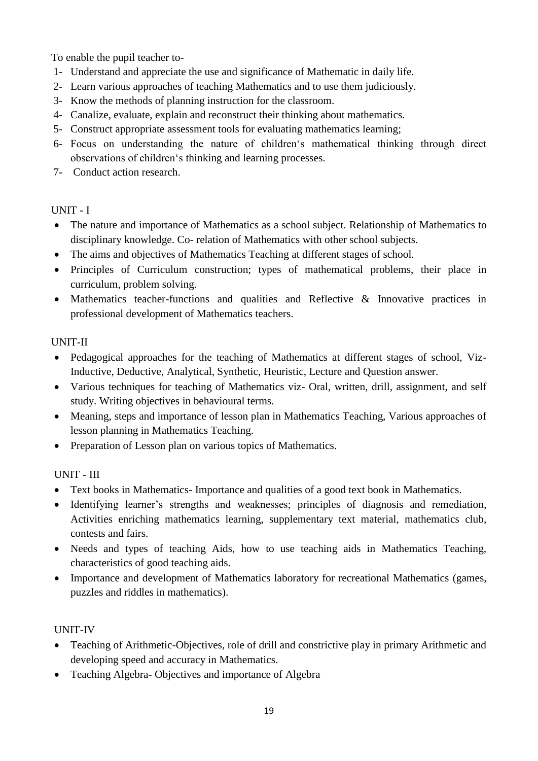To enable the pupil teacher to-

1- Understand and appreciate the use and significance of Mathematic in daily life.
2- Learn various approaches of teaching Mathematics and to use them judiciously.
3- Know the methods of planning instruction for the classroom.
4- Canalize, evaluate, explain and reconstruct their thinking about mathematics.
5- Construct appropriate assessment tools for evaluating mathematics learning;
6- Focus on understanding the nature of children's mathematical thinking through direct observations of children's thinking and learning processes.
7- Conduct action research.

## UNIT - I

- The nature and importance of Mathematics as a school subject. Relationship of Mathematics to disciplinary knowledge. Co- relation of Mathematics with other school subjects.
- The aims and objectives of Mathematics Teaching at different stages of school.
- Principles of Curriculum construction; types of mathematical problems, their place in curriculum, problem solving.
- Mathematics teacher-functions and qualities and Reflective & Innovative practices in professional development of Mathematics teachers.

## UNIT-II

- Pedagogical approaches for the teaching of Mathematics at different stages of school, Viz- Inductive, Deductive, Analytical, Synthetic, Heuristic, Lecture and Question answer.
- Various techniques for teaching of Mathematics viz- Oral, written, drill, assignment, and self study. Writing objectives in behavioural terms.
- Meaning, steps and importance of lesson plan in Mathematics Teaching, Various approaches of lesson planning in Mathematics Teaching.
- Preparation of Lesson plan on various topics of Mathematics.

## UNIT - III

- Text books in Mathematics- Importance and qualities of a good text book in Mathematics.
- Identifying learner's strengths and weaknesses; principles of diagnosis and remediation, Activities enriching mathematics learning, supplementary text material, mathematics club, contests and fairs.
- Needs and types of teaching Aids, how to use teaching aids in Mathematics Teaching, characteristics of good teaching aids.
- Importance and development of Mathematics laboratory for recreational Mathematics (games, puzzles and riddles in mathematics).

## UNIT-IV

- Teaching of Arithmetic-Objectives, role of drill and constrictive play in primary Arithmetic and developing speed and accuracy in Mathematics.
- Teaching Algebra- Objectives and importance of Algebra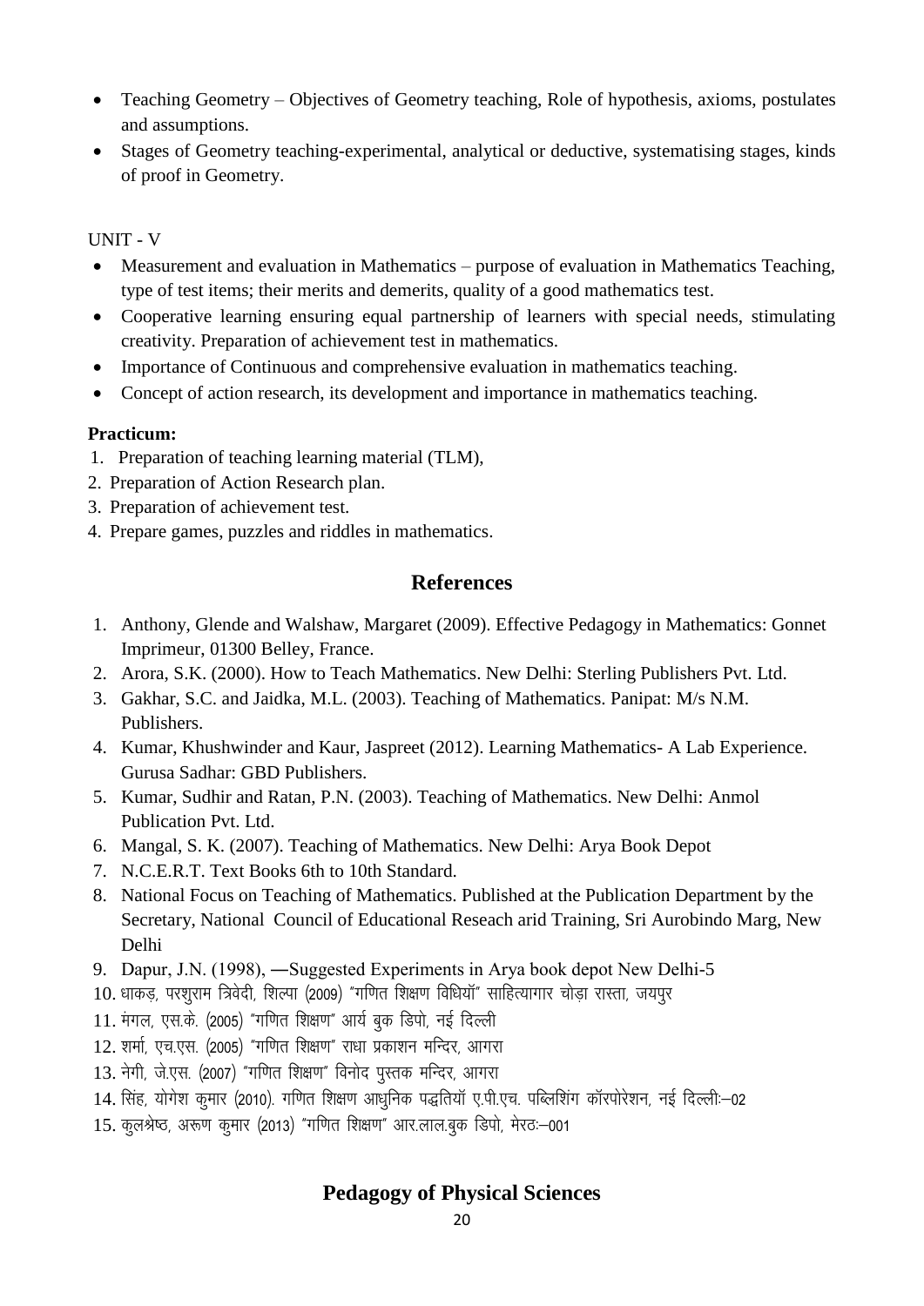- Teaching Geometry – Objectives of Geometry teaching, Role of hypothesis, axioms, postulates and assumptions.
- Stages of Geometry teaching-experimental, analytical or deductive, systematising stages, kinds of proof in Geometry.

UNIT - V

- Measurement and evaluation in Mathematics – purpose of evaluation in Mathematics Teaching, type of test items; their merits and demerits, quality of a good mathematics test.
- Cooperative learning ensuring equal partnership of learners with special needs, stimulating creativity. Preparation of achievement test in mathematics.
- Importance of Continuous and comprehensive evaluation in mathematics teaching.
- Concept of action research, its development and importance in mathematics teaching.

**Practicum:**

1. Preparation of teaching learning material (TLM),
2. Preparation of Action Research plan.
3. Preparation of achievement test.
4. Prepare games, puzzles and riddles in mathematics.

## References

1. Anthony, Glende and Walshaw, Margaret (2009). Effective Pedagogy in Mathematics: Gonnet Imprimeur, 01300 Belley, France.
2. Arora, S.K. (2000). How to Teach Mathematics. New Delhi: Sterling Publishers Pvt. Ltd.
3. Gakhar, S.C. and Jaidka, M.L. (2003). Teaching of Mathematics. Panipat: M/s N.M. Publishers.
4. Kumar, Khushwinder and Kaur, Jaspreet (2012). Learning Mathematics- A Lab Experience. Gurusa Sadhar: GBD Publishers.
5. Kumar, Sudhir and Ratan, P.N. (2003). Teaching of Mathematics. New Delhi: Anmol Publication Pvt. Ltd.
6. Mangal, S. K. (2007). Teaching of Mathematics. New Delhi: Arya Book Depot
7. N.C.E.R.T. Text Books 6th to 10th Standard.
8. National Focus on Teaching of Mathematics. Published at the Publication Department by the Secretary, National Council of Educational Reseach arid Training, Sri Aurobindo Marg, New Delhi
9. Dapur, J.N. (1998), ―Suggested Experiments in Arya book depot New Delhi-5
10. धाकड़, परशुराम त्रिवेदी, शिल्पा (2009) "गणित शिक्षण विधियॉ" साहित्यागार चोड़ा रास्ता, जयपुर
11. मंगल, एस.के. (2005) "गणित शिक्षण" आर्य बुक डिपो, नई दिल्ली
12. शर्मा, एच.एस. (2005) "गणित शिक्षण" राधा प्रकाशन मन्दिर, आगरा
13. नेगी, जे.एस. (2007) "गणित शिक्षण" विनोद पुस्तक मन्दिर, आगरा
14. सिंह, योगेश कुमार (2010). गणित शिक्षण आधुनिक पद्धतियॉ ए.पी.एच. पब्लिशिंग कॉरपोरेशन, नई दिल्लीः–02
15. कुलश्रेष्ठ, अरूण कुमार (2013) "गणित शिक्षण" आर.लाल.बुक डिपो, मेरठः–001

## Pedagogy of Physical Sciences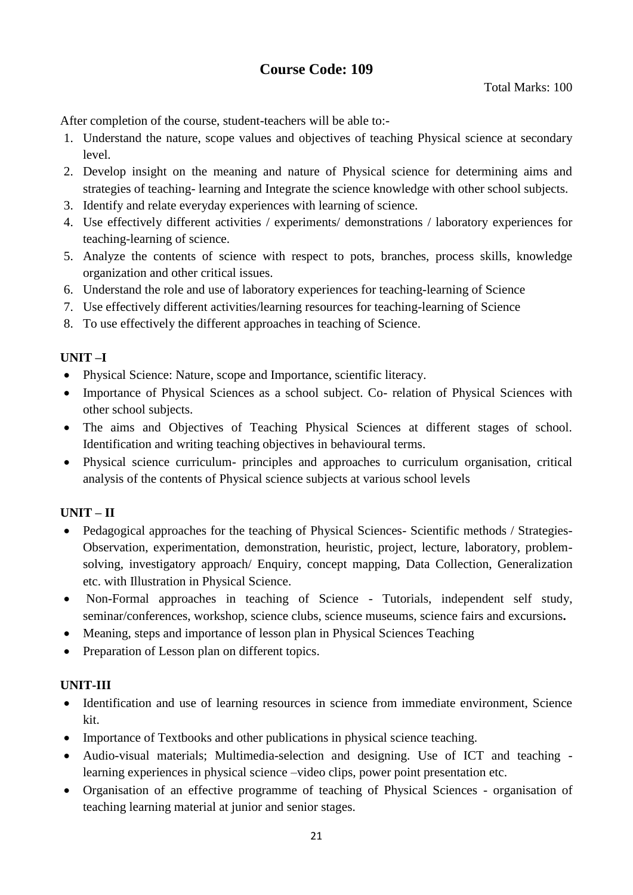## Course Code: 109

Total Marks: 100

After completion of the course, student-teachers will be able to:-

1. Understand the nature, scope values and objectives of teaching Physical science at secondary level.
2. Develop insight on the meaning and nature of Physical science for determining aims and strategies of teaching- learning and Integrate the science knowledge with other school subjects.
3. Identify and relate everyday experiences with learning of science.
4. Use effectively different activities / experiments/ demonstrations / laboratory experiences for teaching-learning of science.
5. Analyze the contents of science with respect to pots, branches, process skills, knowledge organization and other critical issues.
6. Understand the role and use of laboratory experiences for teaching-learning of Science
7. Use effectively different activities/learning resources for teaching-learning of Science
8. To use effectively the different approaches in teaching of Science.

**UNIT –I**

- Physical Science: Nature, scope and Importance, scientific literacy.
- Importance of Physical Sciences as a school subject. Co- relation of Physical Sciences with other school subjects.
- The aims and Objectives of Teaching Physical Sciences at different stages of school. Identification and writing teaching objectives in behavioural terms.
- Physical science curriculum- principles and approaches to curriculum organisation, critical analysis of the contents of Physical science subjects at various school levels

**UNIT – II**

- Pedagogical approaches for the teaching of Physical Sciences- Scientific methods / Strategies- Observation, experimentation, demonstration, heuristic, project, lecture, laboratory, problem-solving, investigatory approach/ Enquiry, concept mapping, Data Collection, Generalization etc. with Illustration in Physical Science.
- Non-Formal approaches in teaching of Science - Tutorials, independent self study, seminar/conferences, workshop, science clubs, science museums, science fairs and excursions**.**
- Meaning, steps and importance of lesson plan in Physical Sciences Teaching
- Preparation of Lesson plan on different topics.

**UNIT-III**

- Identification and use of learning resources in science from immediate environment, Science kit.
- Importance of Textbooks and other publications in physical science teaching.
- Audio-visual materials; Multimedia-selection and designing. Use of ICT and teaching - learning experiences in physical science –video clips, power point presentation etc.
- Organisation of an effective programme of teaching of Physical Sciences - organisation of teaching learning material at junior and senior stages.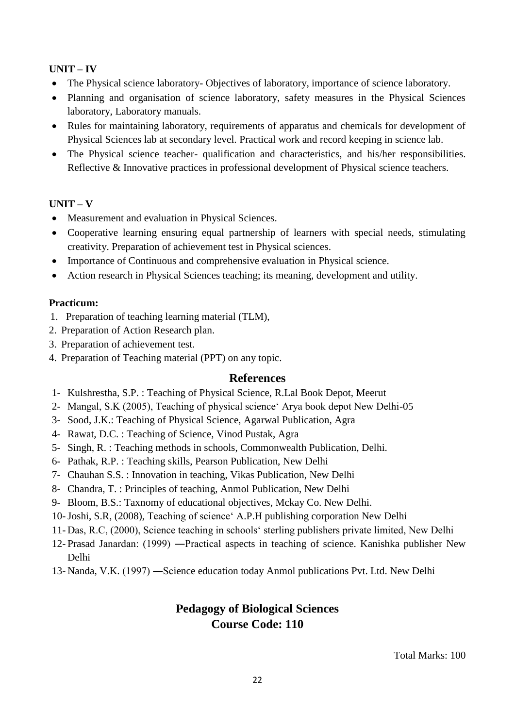**UNIT – IV**

- The Physical science laboratory- Objectives of laboratory, importance of science laboratory.
- Planning and organisation of science laboratory, safety measures in the Physical Sciences laboratory, Laboratory manuals.
- Rules for maintaining laboratory, requirements of apparatus and chemicals for development of Physical Sciences lab at secondary level. Practical work and record keeping in science lab.
- The Physical science teacher- qualification and characteristics, and his/her responsibilities. Reflective & Innovative practices in professional development of Physical science teachers.

**UNIT – V**

- Measurement and evaluation in Physical Sciences.
- Cooperative learning ensuring equal partnership of learners with special needs, stimulating creativity. Preparation of achievement test in Physical sciences.
- Importance of Continuous and comprehensive evaluation in Physical science.
- Action research in Physical Sciences teaching; its meaning, development and utility.

**Practicum:**

1. Preparation of teaching learning material (TLM),
2. Preparation of Action Research plan.
3. Preparation of achievement test.
4. Preparation of Teaching material (PPT) on any topic.

## References

1- Kulshrestha, S.P. : Teaching of Physical Science, R.Lal Book Depot, Meerut
2- Mangal, S.K (2005), Teaching of physical science' Arya book depot New Delhi-05
3- Sood, J.K.: Teaching of Physical Science, Agarwal Publication, Agra
4- Rawat, D.C. : Teaching of Science, Vinod Pustak, Agra
5- Singh, R. : Teaching methods in schools, Commonwealth Publication, Delhi.
6- Pathak, R.P. : Teaching skills, Pearson Publication, New Delhi
7- Chauhan S.S. : Innovation in teaching, Vikas Publication, New Delhi
8- Chandra, T. : Principles of teaching, Anmol Publication, New Delhi
9- Bloom, B.S.: Taxnomy of educational objectives, Mckay Co. New Delhi.
10- Joshi, S.R, (2008), Teaching of science' A.P.H publishing corporation New Delhi
11- Das, R.C, (2000), Science teaching in schools' sterling publishers private limited, New Delhi
12- Prasad Janardan: (1999) ―Practical aspects in teaching of science. Kanishka publisher New Delhi
13- Nanda, V.K. (1997) ―Science education today Anmol publications Pvt. Ltd. New Delhi

## Pedagogy of Biological Sciences
## Course Code: 110

Total Marks: 100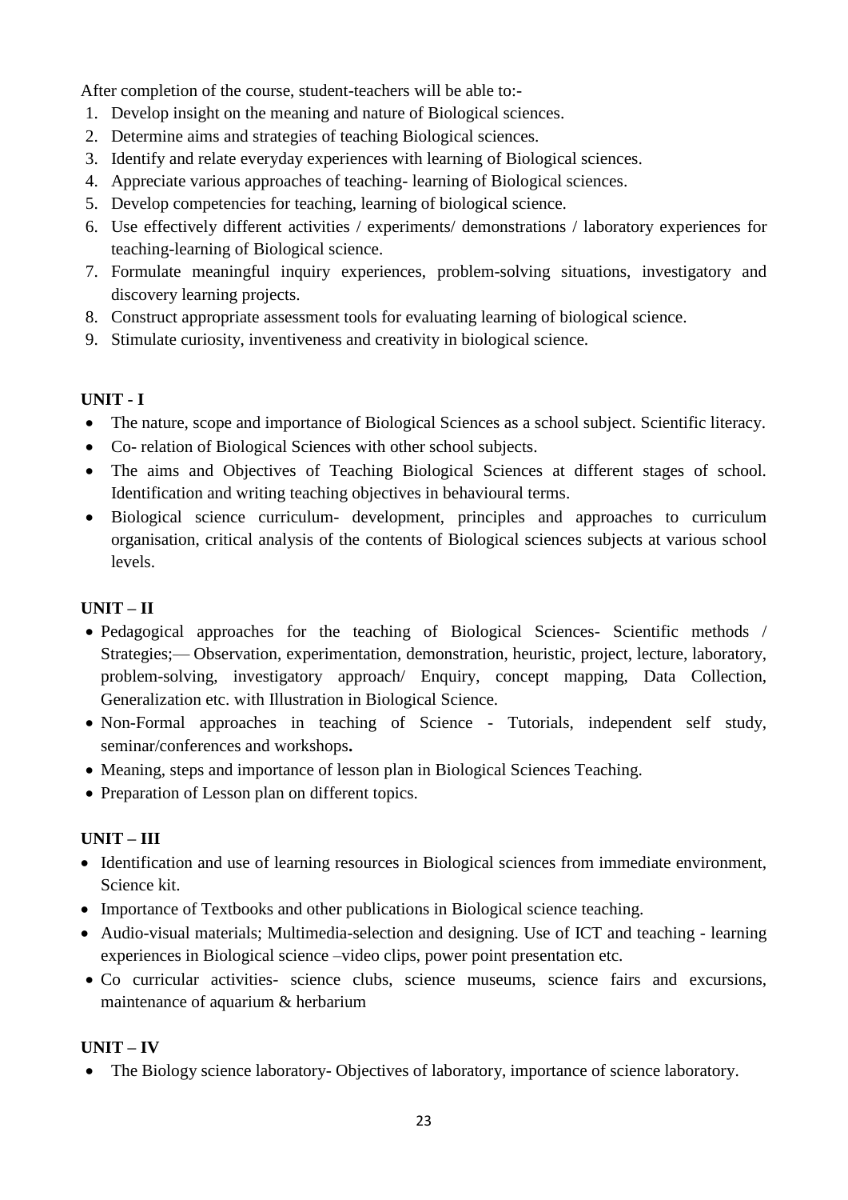After completion of the course, student-teachers will be able to:-

1. Develop insight on the meaning and nature of Biological sciences.
2. Determine aims and strategies of teaching Biological sciences.
3. Identify and relate everyday experiences with learning of Biological sciences.
4. Appreciate various approaches of teaching- learning of Biological sciences.
5. Develop competencies for teaching, learning of biological science.
6. Use effectively different activities / experiments/ demonstrations / laboratory experiences for teaching-learning of Biological science.
7. Formulate meaningful inquiry experiences, problem-solving situations, investigatory and discovery learning projects.
8. Construct appropriate assessment tools for evaluating learning of biological science.
9. Stimulate curiosity, inventiveness and creativity in biological science.

**UNIT - I**

- The nature, scope and importance of Biological Sciences as a school subject. Scientific literacy.
- Co- relation of Biological Sciences with other school subjects.
- The aims and Objectives of Teaching Biological Sciences at different stages of school. Identification and writing teaching objectives in behavioural terms.
- Biological science curriculum- development, principles and approaches to curriculum organisation, critical analysis of the contents of Biological sciences subjects at various school levels.

**UNIT – II**

- Pedagogical approaches for the teaching of Biological Sciences- Scientific methods / Strategies;— Observation, experimentation, demonstration, heuristic, project, lecture, laboratory, problem-solving, investigatory approach/ Enquiry, concept mapping, Data Collection, Generalization etc. with Illustration in Biological Science.
- Non-Formal approaches in teaching of Science - Tutorials, independent self study, seminar/conferences and workshops**.**
- Meaning, steps and importance of lesson plan in Biological Sciences Teaching.
- Preparation of Lesson plan on different topics.

**UNIT – III**

- Identification and use of learning resources in Biological sciences from immediate environment, Science kit.
- Importance of Textbooks and other publications in Biological science teaching.
- Audio-visual materials; Multimedia-selection and designing. Use of ICT and teaching - learning experiences in Biological science –video clips, power point presentation etc.
- Co curricular activities- science clubs, science museums, science fairs and excursions, maintenance of aquarium & herbarium

**UNIT – IV**

- The Biology science laboratory- Objectives of laboratory, importance of science laboratory.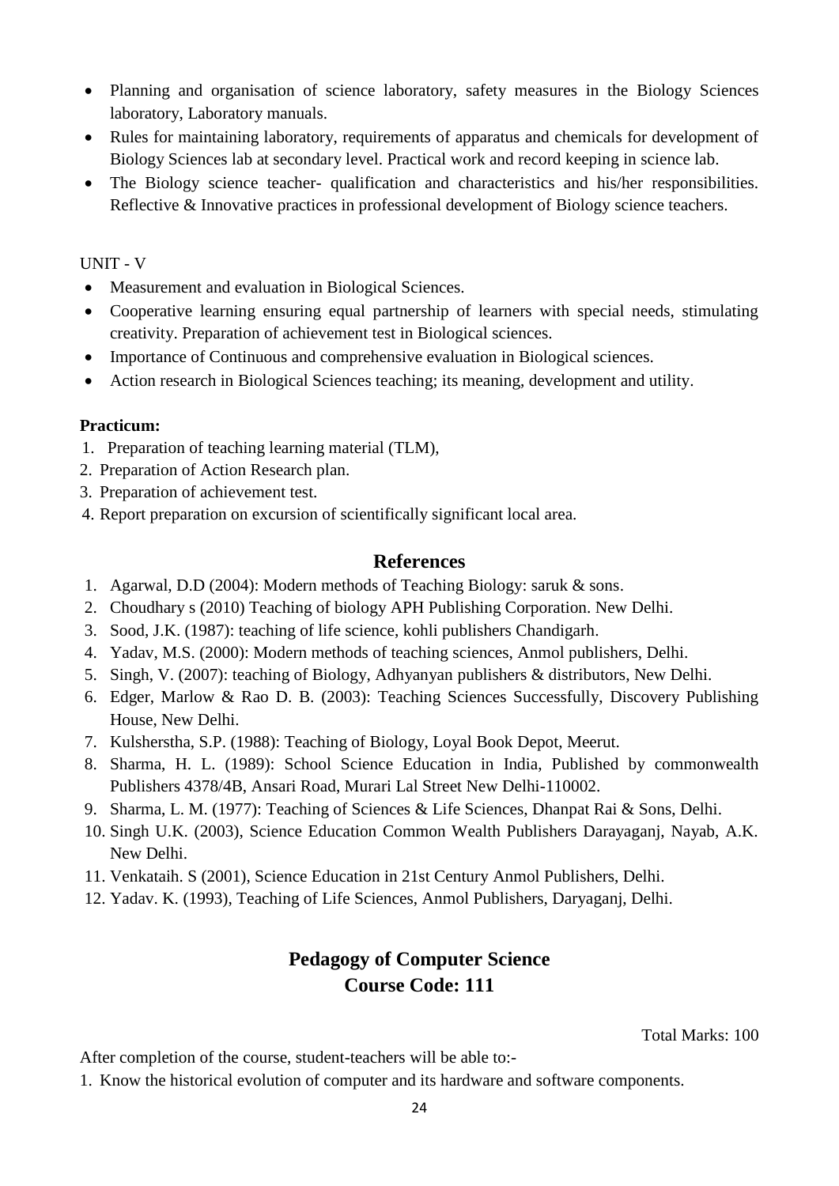- Planning and organisation of science laboratory, safety measures in the Biology Sciences laboratory, Laboratory manuals.
- Rules for maintaining laboratory, requirements of apparatus and chemicals for development of Biology Sciences lab at secondary level. Practical work and record keeping in science lab.
- The Biology science teacher- qualification and characteristics and his/her responsibilities. Reflective & Innovative practices in professional development of Biology science teachers.

UNIT - V

- Measurement and evaluation in Biological Sciences.
- Cooperative learning ensuring equal partnership of learners with special needs, stimulating creativity. Preparation of achievement test in Biological sciences.
- Importance of Continuous and comprehensive evaluation in Biological sciences.
- Action research in Biological Sciences teaching; its meaning, development and utility.

**Practicum:**

1. Preparation of teaching learning material (TLM),
2. Preparation of Action Research plan.
3. Preparation of achievement test.
4. Report preparation on excursion of scientifically significant local area.

## References

1. Agarwal, D.D (2004): Modern methods of Teaching Biology: saruk & sons.
2. Choudhary s (2010) Teaching of biology APH Publishing Corporation. New Delhi.
3. Sood, J.K. (1987): teaching of life science, kohli publishers Chandigarh.
4. Yadav, M.S. (2000): Modern methods of teaching sciences, Anmol publishers, Delhi.
5. Singh, V. (2007): teaching of Biology, Adhyanyan publishers & distributors, New Delhi.
6. Edger, Marlow & Rao D. B. (2003): Teaching Sciences Successfully, Discovery Publishing House, New Delhi.
7. Kulsherstha, S.P. (1988): Teaching of Biology, Loyal Book Depot, Meerut.
8. Sharma, H. L. (1989): School Science Education in India, Published by commonwealth Publishers 4378/4B, Ansari Road, Murari Lal Street New Delhi-110002.
9. Sharma, L. M. (1977): Teaching of Sciences & Life Sciences, Dhanpat Rai & Sons, Delhi.
10. Singh U.K. (2003), Science Education Common Wealth Publishers Darayaganj, Nayab, A.K. New Delhi.
11. Venkataih. S (2001), Science Education in 21st Century Anmol Publishers, Delhi.
12. Yadav. K. (1993), Teaching of Life Sciences, Anmol Publishers, Daryaganj, Delhi.

## Pedagogy of Computer Science
## Course Code: 111

Total Marks: 100

After completion of the course, student-teachers will be able to:-

1. Know the historical evolution of computer and its hardware and software components.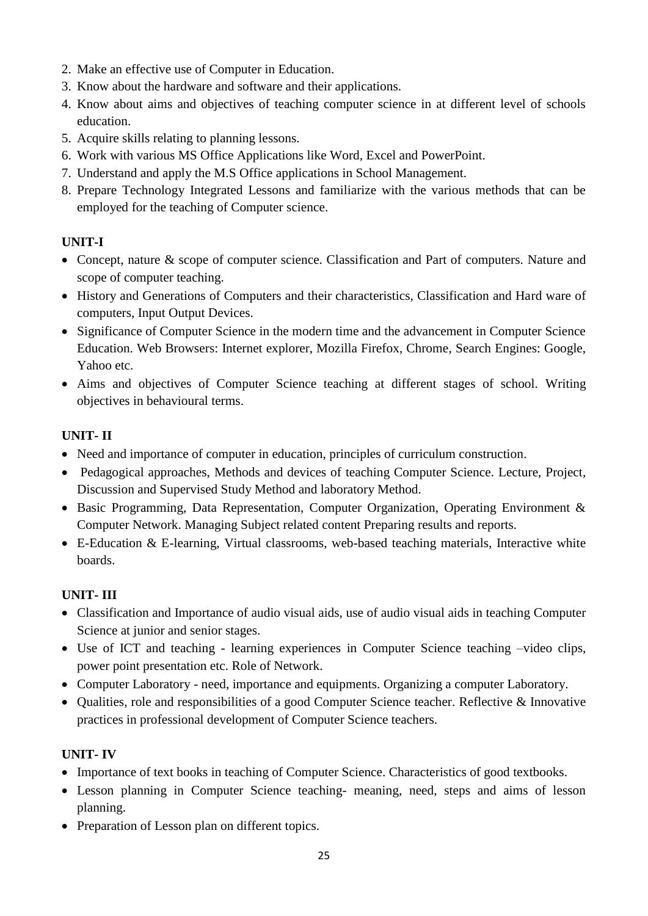2. Make an effective use of Computer in Education.
3. Know about the hardware and software and their applications.
4. Know about aims and objectives of teaching computer science in at different level of schools education.
5. Acquire skills relating to planning lessons.
6. Work with various MS Office Applications like Word, Excel and PowerPoint.
7. Understand and apply the M.S Office applications in School Management.
8. Prepare Technology Integrated Lessons and familiarize with the various methods that can be employed for the teaching of Computer science.

**UNIT-I**

- Concept, nature & scope of computer science. Classification and Part of computers. Nature and scope of computer teaching.
- History and Generations of Computers and their characteristics, Classification and Hard ware of computers, Input Output Devices.
- Significance of Computer Science in the modern time and the advancement in Computer Science Education. Web Browsers: Internet explorer, Mozilla Firefox, Chrome, Search Engines: Google, Yahoo etc.
- Aims and objectives of Computer Science teaching at different stages of school. Writing objectives in behavioural terms.

**UNIT- II**

- Need and importance of computer in education, principles of curriculum construction.
- Pedagogical approaches, Methods and devices of teaching Computer Science. Lecture, Project, Discussion and Supervised Study Method and laboratory Method.
- Basic Programming, Data Representation, Computer Organization, Operating Environment & Computer Network. Managing Subject related content Preparing results and reports.
- E-Education & E-learning, Virtual classrooms, web-based teaching materials, Interactive white boards.

**UNIT- III**

- Classification and Importance of audio visual aids, use of audio visual aids in teaching Computer Science at junior and senior stages.
- Use of ICT and teaching - learning experiences in Computer Science teaching –video clips, power point presentation etc. Role of Network.
- Computer Laboratory - need, importance and equipments. Organizing a computer Laboratory.
- Qualities, role and responsibilities of a good Computer Science teacher. Reflective & Innovative practices in professional development of Computer Science teachers.

**UNIT- IV**

- Importance of text books in teaching of Computer Science. Characteristics of good textbooks.
- Lesson planning in Computer Science teaching- meaning, need, steps and aims of lesson planning.
- Preparation of Lesson plan on different topics.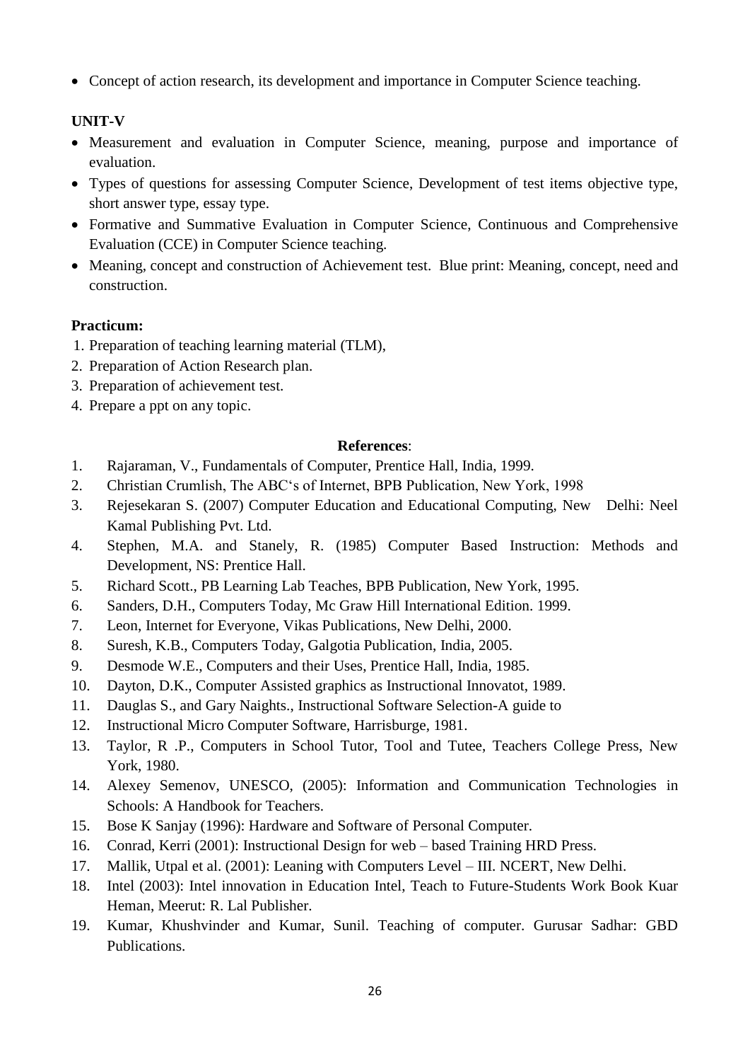- Concept of action research, its development and importance in Computer Science teaching.

**UNIT-V**

- Measurement and evaluation in Computer Science, meaning, purpose and importance of evaluation.
- Types of questions for assessing Computer Science, Development of test items objective type, short answer type, essay type.
- Formative and Summative Evaluation in Computer Science, Continuous and Comprehensive Evaluation (CCE) in Computer Science teaching.
- Meaning, concept and construction of Achievement test. Blue print: Meaning, concept, need and construction.

**Practicum:**

1. Preparation of teaching learning material (TLM),
2. Preparation of Action Research plan.
3. Preparation of achievement test.
4. Prepare a ppt on any topic.

**References**:

1. Rajaraman, V., Fundamentals of Computer, Prentice Hall, India, 1999.
2. Christian Crumlish, The ABC's of Internet, BPB Publication, New York, 1998
3. Rejesekaran S. (2007) Computer Education and Educational Computing, New Delhi: Neel Kamal Publishing Pvt. Ltd.
4. Stephen, M.A. and Stanely, R. (1985) Computer Based Instruction: Methods and Development, NS: Prentice Hall.
5. Richard Scott., PB Learning Lab Teaches, BPB Publication, New York, 1995.
6. Sanders, D.H., Computers Today, Mc Graw Hill International Edition. 1999.
7. Leon, Internet for Everyone, Vikas Publications, New Delhi, 2000.
8. Suresh, K.B., Computers Today, Galgotia Publication, India, 2005.
9. Desmode W.E., Computers and their Uses, Prentice Hall, India, 1985.
10. Dayton, D.K., Computer Assisted graphics as Instructional Innovatot, 1989.
11. Dauglas S., and Gary Naights., Instructional Software Selection-A guide to
12. Instructional Micro Computer Software, Harrisburge, 1981.
13. Taylor, R .P., Computers in School Tutor, Tool and Tutee, Teachers College Press, New York, 1980.
14. Alexey Semenov, UNESCO, (2005): Information and Communication Technologies in Schools: A Handbook for Teachers.
15. Bose K Sanjay (1996): Hardware and Software of Personal Computer.
16. Conrad, Kerri (2001): Instructional Design for web – based Training HRD Press.
17. Mallik, Utpal et al. (2001): Leaning with Computers Level – III. NCERT, New Delhi.
18. Intel (2003): Intel innovation in Education Intel, Teach to Future-Students Work Book Kuar Heman, Meerut: R. Lal Publisher.
19. Kumar, Khushvinder and Kumar, Sunil. Teaching of computer. Gurusar Sadhar: GBD Publications.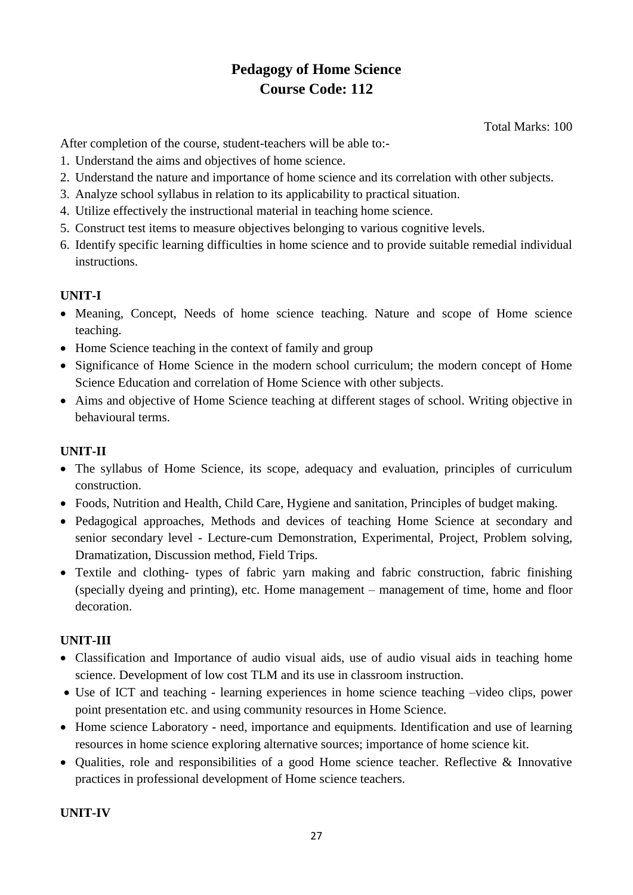# Pedagogy of Home Science
## Course Code: 112

Total Marks: 100

After completion of the course, student-teachers will be able to:-

1. Understand the aims and objectives of home science.
2. Understand the nature and importance of home science and its correlation with other subjects.
3. Analyze school syllabus in relation to its applicability to practical situation.
4. Utilize effectively the instructional material in teaching home science.
5. Construct test items to measure objectives belonging to various cognitive levels.
6. Identify specific learning difficulties in home science and to provide suitable remedial individual instructions.

**UNIT-I**

- Meaning, Concept, Needs of home science teaching. Nature and scope of Home science teaching.
- Home Science teaching in the context of family and group
- Significance of Home Science in the modern school curriculum; the modern concept of Home Science Education and correlation of Home Science with other subjects.
- Aims and objective of Home Science teaching at different stages of school. Writing objective in behavioural terms.

**UNIT-II**

- The syllabus of Home Science, its scope, adequacy and evaluation, principles of curriculum construction.
- Foods, Nutrition and Health, Child Care, Hygiene and sanitation, Principles of budget making.
- Pedagogical approaches, Methods and devices of teaching Home Science at secondary and senior secondary level - Lecture-cum Demonstration, Experimental, Project, Problem solving, Dramatization, Discussion method, Field Trips.
- Textile and clothing- types of fabric yarn making and fabric construction, fabric finishing (specially dyeing and printing), etc. Home management – management of time, home and floor decoration.

**UNIT-III**

- Classification and Importance of audio visual aids, use of audio visual aids in teaching home science. Development of low cost TLM and its use in classroom instruction.
- Use of ICT and teaching - learning experiences in home science teaching –video clips, power point presentation etc. and using community resources in Home Science.
- Home science Laboratory - need, importance and equipments. Identification and use of learning resources in home science exploring alternative sources; importance of home science kit.
- Qualities, role and responsibilities of a good Home science teacher. Reflective & Innovative practices in professional development of Home science teachers.

**UNIT-IV**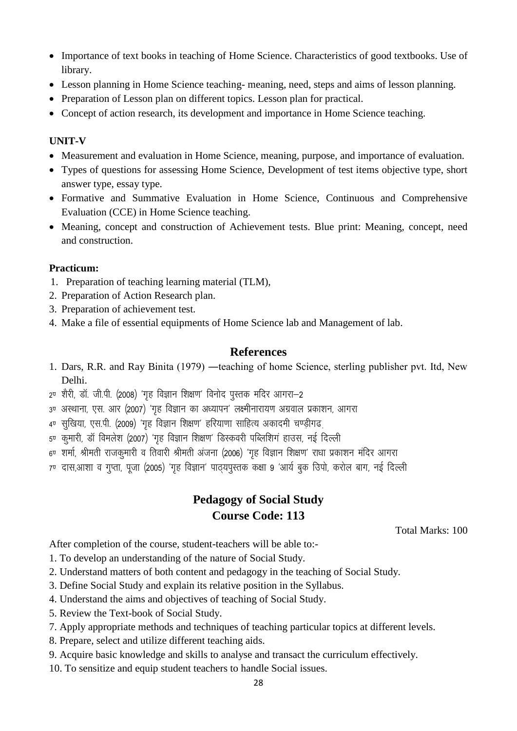- Importance of text books in teaching of Home Science. Characteristics of good textbooks. Use of library.
- Lesson planning in Home Science teaching- meaning, need, steps and aims of lesson planning.
- Preparation of Lesson plan on different topics. Lesson plan for practical.
- Concept of action research, its development and importance in Home Science teaching.

**UNIT-V**

- Measurement and evaluation in Home Science, meaning, purpose, and importance of evaluation.
- Types of questions for assessing Home Science, Development of test items objective type, short answer type, essay type.
- Formative and Summative Evaluation in Home Science, Continuous and Comprehensive Evaluation (CCE) in Home Science teaching.
- Meaning, concept and construction of Achievement tests. Blue print: Meaning, concept, need and construction.

**Practicum:**

1. Preparation of teaching learning material (TLM),
2. Preparation of Action Research plan.
3. Preparation of achievement test.
4. Make a file of essential equipments of Home Science lab and Management of lab.

## References

1. Dars, R.R. and Ray Binita (1979) —teaching of home Science, sterling publisher pvt. Itd, New Delhi.
2. शैरी, डॉ. जी.पी. (2008) 'गृह विज्ञान शिक्षण' विनोद पुस्तक मदिर आगरा–2
3. अस्थाना, एस. आर (2007) 'गृह विज्ञान का अध्यापन' लक्ष्मीनारायण अग्रवाल प्रकाशन, आगरा
4. सुखिया, एस.पी. (2009) 'गृह विज्ञान शिक्षण' हरियाणा साहित्य अकादमी चण्ड़ीगढ.
5. कुमारी, डॉ विमलेश (2007) 'गृह विज्ञान शिक्षण' डिस्कवरी पब्लिशिगं हाउस, नई दिल्ली
6. शर्मा, श्रीमती राजकुमारी व तिवारी श्रीमती अंजना (2006) 'गृह विज्ञान शिक्षण' राधा प्रकाशन मंदिर आगरा
7. दास,आशा व गुप्ता, पूजा (2005) 'गृह विज्ञान' पाठ्यपुस्तक कक्षा 9 'आर्य बुक डिपो, करोल बाग, नई दिल्ली

## Pedagogy of Social Study
## Course Code: 113

Total Marks: 100

After completion of the course, student-teachers will be able to:-

1. To develop an understanding of the nature of Social Study.
2. Understand matters of both content and pedagogy in the teaching of Social Study.
3. Define Social Study and explain its relative position in the Syllabus.
4. Understand the aims and objectives of teaching of Social Study.
5. Review the Text-book of Social Study.

7. Apply appropriate methods and techniques of teaching particular topics at different levels.
8. Prepare, select and utilize different teaching aids.
9. Acquire basic knowledge and skills to analyse and transact the curriculum effectively.
10. To sensitize and equip student teachers to handle Social issues.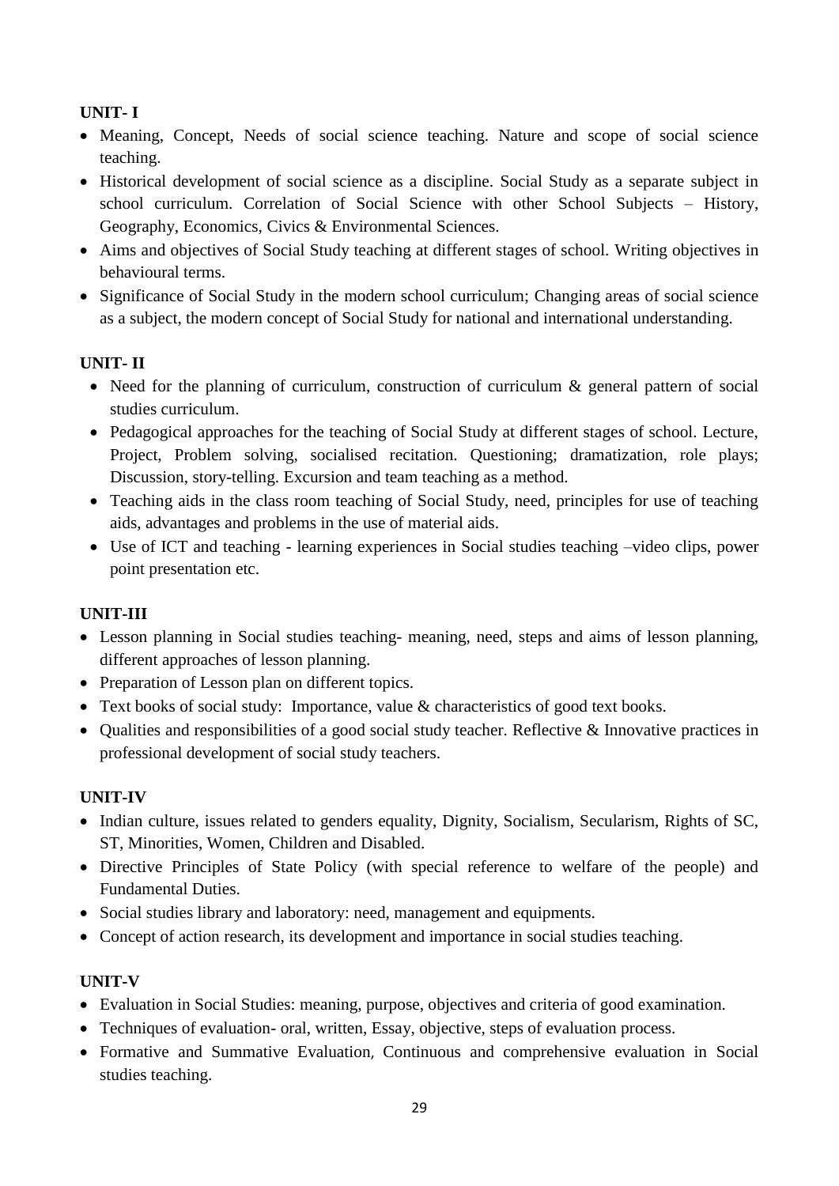**UNIT- I**

- Meaning, Concept, Needs of social science teaching. Nature and scope of social science teaching.
- Historical development of social science as a discipline. Social Study as a separate subject in school curriculum. Correlation of Social Science with other School Subjects – History, Geography, Economics, Civics & Environmental Sciences.
- Aims and objectives of Social Study teaching at different stages of school. Writing objectives in behavioural terms.
- Significance of Social Study in the modern school curriculum; Changing areas of social science as a subject, the modern concept of Social Study for national and international understanding.

**UNIT- II**

- Need for the planning of curriculum, construction of curriculum & general pattern of social studies curriculum.
- Pedagogical approaches for the teaching of Social Study at different stages of school. Lecture, Project, Problem solving, socialised recitation. Questioning; dramatization, role plays; Discussion, story-telling. Excursion and team teaching as a method.
- Teaching aids in the class room teaching of Social Study, need, principles for use of teaching aids, advantages and problems in the use of material aids.
- Use of ICT and teaching - learning experiences in Social studies teaching –video clips, power point presentation etc.

**UNIT-III**

- Lesson planning in Social studies teaching- meaning, need, steps and aims of lesson planning, different approaches of lesson planning.
- Preparation of Lesson plan on different topics.
- Text books of social study: Importance, value & characteristics of good text books.
- Qualities and responsibilities of a good social study teacher. Reflective & Innovative practices in professional development of social study teachers.

**UNIT-IV**

- Indian culture, issues related to genders equality, Dignity, Socialism, Secularism, Rights of SC, ST, Minorities, Women, Children and Disabled.
- Directive Principles of State Policy (with special reference to welfare of the people) and Fundamental Duties.
- Social studies library and laboratory: need, management and equipments.
- Concept of action research, its development and importance in social studies teaching.

**UNIT-V**

- Evaluation in Social Studies: meaning, purpose, objectives and criteria of good examination.
- Techniques of evaluation- oral, written, Essay, objective, steps of evaluation process.
- Formative and Summative Evaluation, Continuous and comprehensive evaluation in Social studies teaching.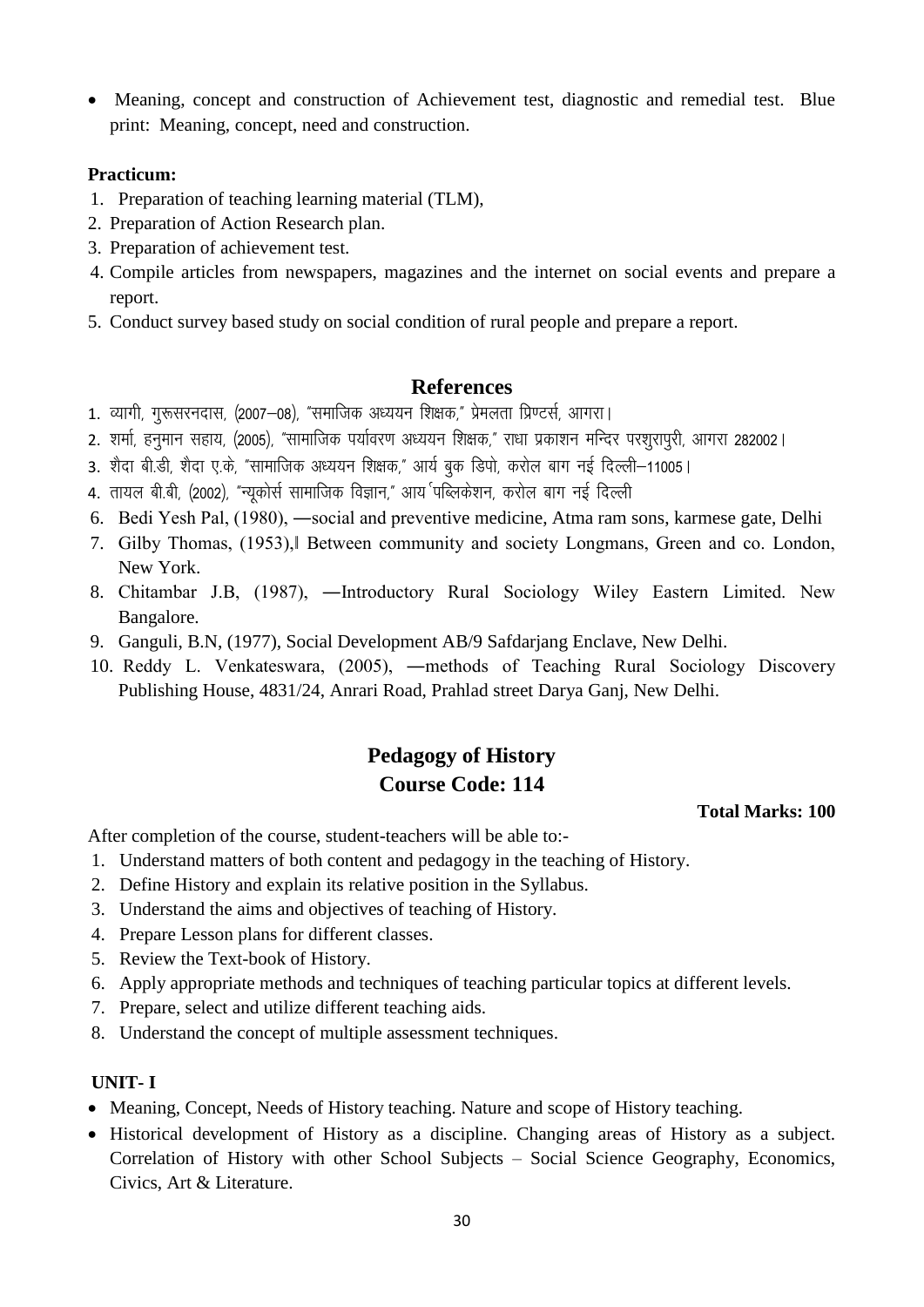- Meaning, concept and construction of Achievement test, diagnostic and remedial test. Blue print: Meaning, concept, need and construction.

**Practicum:**

1. Preparation of teaching learning material (TLM),
2. Preparation of Action Research plan.
3. Preparation of achievement test.
4. Compile articles from newspapers, magazines and the internet on social events and prepare a report.
5. Conduct survey based study on social condition of rural people and prepare a report.

## References

1. व्यागी, गुरूसरनदास, (2007–08), "समाजिक अध्ययन शिक्षक," प्रेमलता प्रिण्टर्स, आगरा।
2. शर्मा, हनुमान सहाय, (2005), "सामाजिक पर्यावरण अध्ययन शिक्षक," राधा प्रकाशन मन्दिर परशुरापुरी, आगरा 282002।
3. शैदा बी.डी, शैदा ए.के, "सामाजिक अध्ययन शिक्षक," आर्य बुक डिपो, करोल बाग नई दिल्ली–11005।
4. तायल बी.बी, (2002), "न्यूकोर्स सामाजिक विज्ञान," आय र्पब्लिकेशन, करोल बाग नई दिल्ली
6. Bedi Yesh Pal, (1980), ―social and preventive medicine, Atma ram sons, karmese gate, Delhi
7. Gilby Thomas, (1953),‖ Between community and society Longmans, Green and co. London, New York.
8. Chitambar J.B, (1987), ―Introductory Rural Sociology Wiley Eastern Limited. New Bangalore.
9. Ganguli, B.N, (1977), Social Development AB/9 Safdarjang Enclave, New Delhi.
10. Reddy L. Venkateswara, (2005), ―methods of Teaching Rural Sociology Discovery Publishing House, 4831/24, Anrari Road, Prahlad street Darya Ganj, New Delhi.

## Pedagogy of History
## Course Code: 114

**Total Marks: 100**

After completion of the course, student-teachers will be able to:-

1. Understand matters of both content and pedagogy in the teaching of History.
2. Define History and explain its relative position in the Syllabus.
3. Understand the aims and objectives of teaching of History.
4. Prepare Lesson plans for different classes.
5. Review the Text-book of History.
6. Apply appropriate methods and techniques of teaching particular topics at different levels.
7. Prepare, select and utilize different teaching aids.
8. Understand the concept of multiple assessment techniques.

**UNIT- I**

- Meaning, Concept, Needs of History teaching. Nature and scope of History teaching.
- Historical development of History as a discipline. Changing areas of History as a subject. Correlation of History with other School Subjects – Social Science Geography, Economics, Civics, Art & Literature.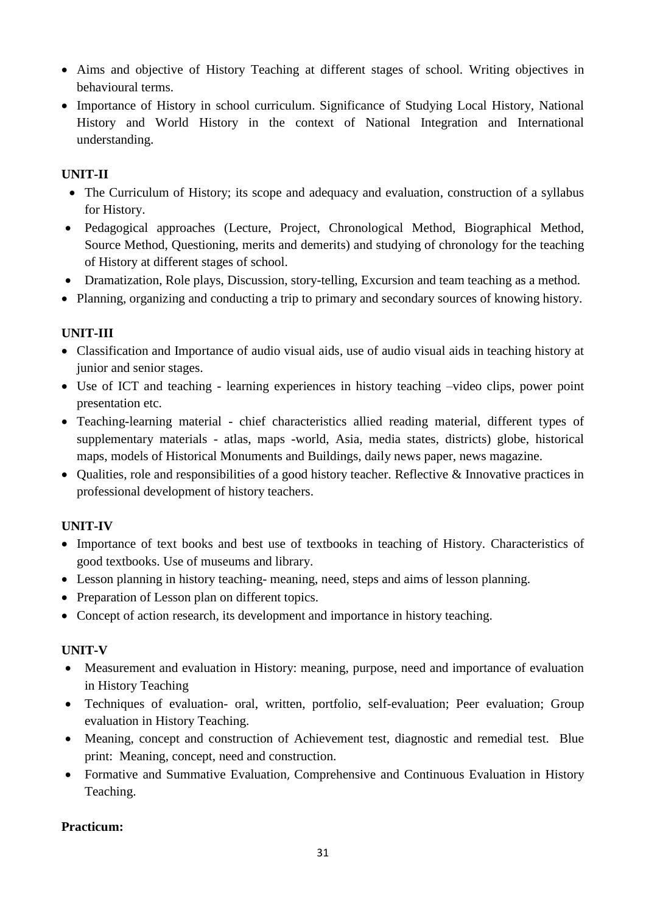- Aims and objective of History Teaching at different stages of school. Writing objectives in behavioural terms.
- Importance of History in school curriculum. Significance of Studying Local History, National History and World History in the context of National Integration and International understanding.

**UNIT-II**

- The Curriculum of History; its scope and adequacy and evaluation, construction of a syllabus for History.
- Pedagogical approaches (Lecture, Project, Chronological Method, Biographical Method, Source Method, Questioning, merits and demerits) and studying of chronology for the teaching of History at different stages of school.
- Dramatization, Role plays, Discussion, story-telling, Excursion and team teaching as a method.
- Planning, organizing and conducting a trip to primary and secondary sources of knowing history.

**UNIT-III**

- Classification and Importance of audio visual aids, use of audio visual aids in teaching history at junior and senior stages.
- Use of ICT and teaching - learning experiences in history teaching –video clips, power point presentation etc.
- Teaching-learning material - chief characteristics allied reading material, different types of supplementary materials - atlas, maps -world, Asia, media states, districts) globe, historical maps, models of Historical Monuments and Buildings, daily news paper, news magazine.
- Qualities, role and responsibilities of a good history teacher. Reflective & Innovative practices in professional development of history teachers.

**UNIT-IV**

- Importance of text books and best use of textbooks in teaching of History. Characteristics of good textbooks. Use of museums and library.
- Lesson planning in history teaching- meaning, need, steps and aims of lesson planning.
- Preparation of Lesson plan on different topics.
- Concept of action research, its development and importance in history teaching.

**UNIT-V**

- Measurement and evaluation in History: meaning, purpose, need and importance of evaluation in History Teaching
- Techniques of evaluation- oral, written, portfolio, self-evaluation; Peer evaluation; Group evaluation in History Teaching.
- Meaning, concept and construction of Achievement test, diagnostic and remedial test. Blue print: Meaning, concept, need and construction.
- Formative and Summative Evaluation, Comprehensive and Continuous Evaluation in History Teaching.

**Practicum:**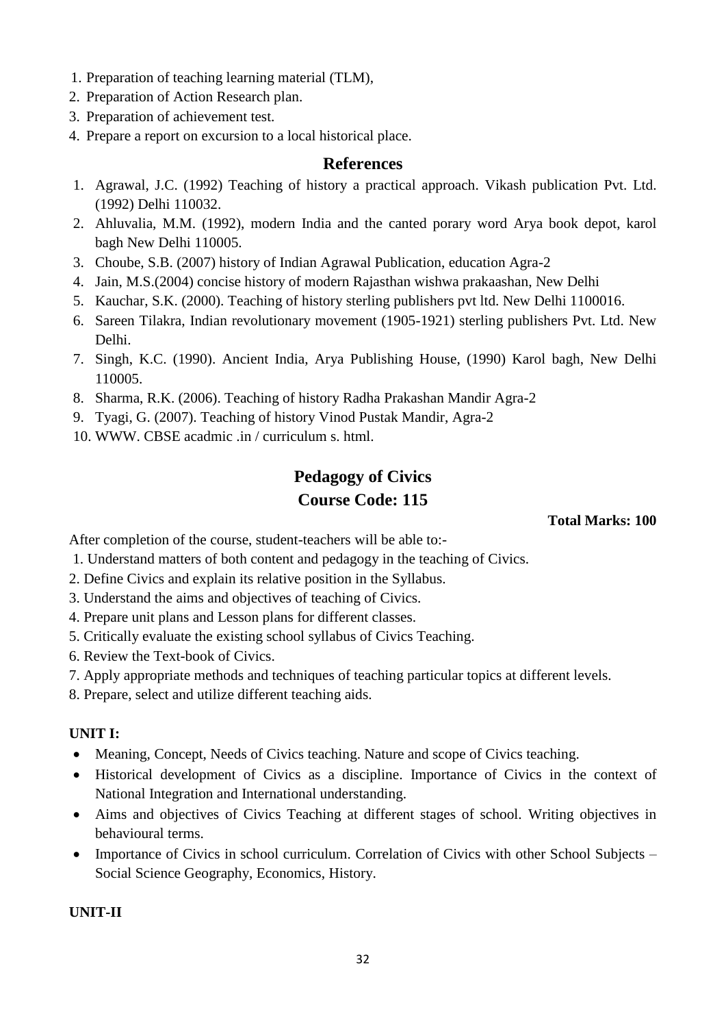1. Preparation of teaching learning material (TLM),
2. Preparation of Action Research plan.
3. Preparation of achievement test.
4. Prepare a report on excursion to a local historical place.

## References

1. Agrawal, J.C. (1992) Teaching of history a practical approach. Vikash publication Pvt. Ltd. (1992) Delhi 110032.
2. Ahluvalia, M.M. (1992), modern India and the canted porary word Arya book depot, karol bagh New Delhi 110005.
3. Choube, S.B. (2007) history of Indian Agrawal Publication, education Agra-2
4. Jain, M.S.(2004) concise history of modern Rajasthan wishwa prakaashan, New Delhi
5. Kauchar, S.K. (2000). Teaching of history sterling publishers pvt ltd. New Delhi 1100016.
6. Sareen Tilakra, Indian revolutionary movement (1905-1921) sterling publishers Pvt. Ltd. New Delhi.
7. Singh, K.C. (1990). Ancient India, Arya Publishing House, (1990) Karol bagh, New Delhi 110005.
8. Sharma, R.K. (2006). Teaching of history Radha Prakashan Mandir Agra-2
9. Tyagi, G. (2007). Teaching of history Vinod Pustak Mandir, Agra-2
10. WWW. CBSE acadmic .in / curriculum s. html.

## Pedagogy of Civics
## Course Code: 115

**Total Marks: 100**

After completion of the course, student-teachers will be able to:-

1. Understand matters of both content and pedagogy in the teaching of Civics.
2. Define Civics and explain its relative position in the Syllabus.
3. Understand the aims and objectives of teaching of Civics.
4. Prepare unit plans and Lesson plans for different classes.
5. Critically evaluate the existing school syllabus of Civics Teaching.
6. Review the Text-book of Civics.
7. Apply appropriate methods and techniques of teaching particular topics at different levels.
8. Prepare, select and utilize different teaching aids.

**UNIT I:**

- Meaning, Concept, Needs of Civics teaching. Nature and scope of Civics teaching.
- Historical development of Civics as a discipline. Importance of Civics in the context of National Integration and International understanding.
- Aims and objectives of Civics Teaching at different stages of school. Writing objectives in behavioural terms.
- Importance of Civics in school curriculum. Correlation of Civics with other School Subjects – Social Science Geography, Economics, History.

**UNIT-II**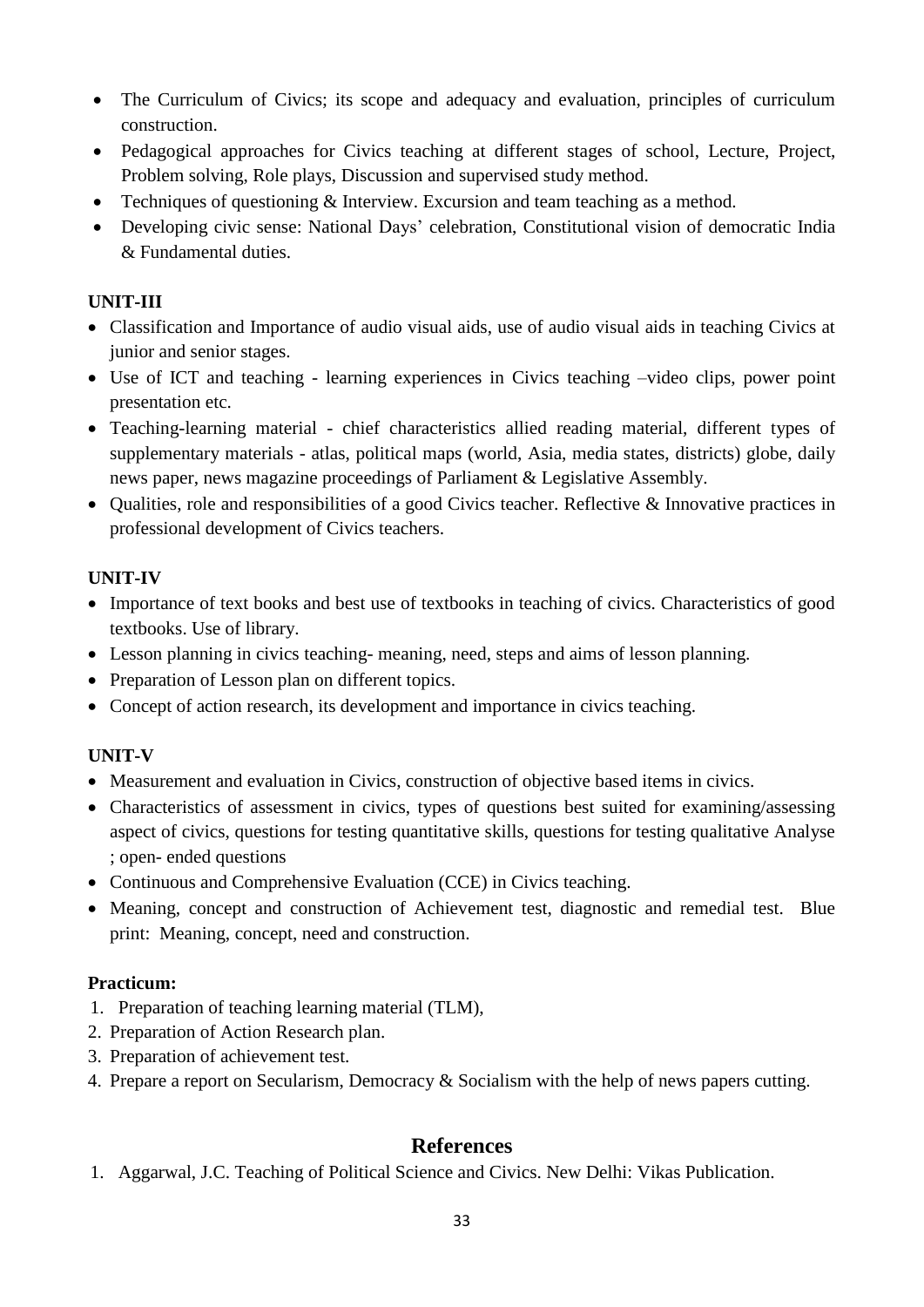- The Curriculum of Civics; its scope and adequacy and evaluation, principles of curriculum construction.
- Pedagogical approaches for Civics teaching at different stages of school, Lecture, Project, Problem solving, Role plays, Discussion and supervised study method.
- Techniques of questioning & Interview. Excursion and team teaching as a method.
- Developing civic sense: National Days' celebration, Constitutional vision of democratic India & Fundamental duties.

**UNIT-III**

- Classification and Importance of audio visual aids, use of audio visual aids in teaching Civics at junior and senior stages.
- Use of ICT and teaching - learning experiences in Civics teaching –video clips, power point presentation etc.
- Teaching-learning material - chief characteristics allied reading material, different types of supplementary materials - atlas, political maps (world, Asia, media states, districts) globe, daily news paper, news magazine proceedings of Parliament & Legislative Assembly.
- Qualities, role and responsibilities of a good Civics teacher. Reflective & Innovative practices in professional development of Civics teachers.

**UNIT-IV**

- Importance of text books and best use of textbooks in teaching of civics. Characteristics of good textbooks. Use of library.
- Lesson planning in civics teaching- meaning, need, steps and aims of lesson planning.
- Preparation of Lesson plan on different topics.
- Concept of action research, its development and importance in civics teaching.

**UNIT-V**

- Measurement and evaluation in Civics, construction of objective based items in civics.
- Characteristics of assessment in civics, types of questions best suited for examining/assessing aspect of civics, questions for testing quantitative skills, questions for testing qualitative Analyse ; open- ended questions
- Continuous and Comprehensive Evaluation (CCE) in Civics teaching.
- Meaning, concept and construction of Achievement test, diagnostic and remedial test. Blue print: Meaning, concept, need and construction.

**Practicum:**

1. Preparation of teaching learning material (TLM),
2. Preparation of Action Research plan.
3. Preparation of achievement test.
4. Prepare a report on Secularism, Democracy & Socialism with the help of news papers cutting.

## References

1. Aggarwal, J.C. Teaching of Political Science and Civics. New Delhi: Vikas Publication.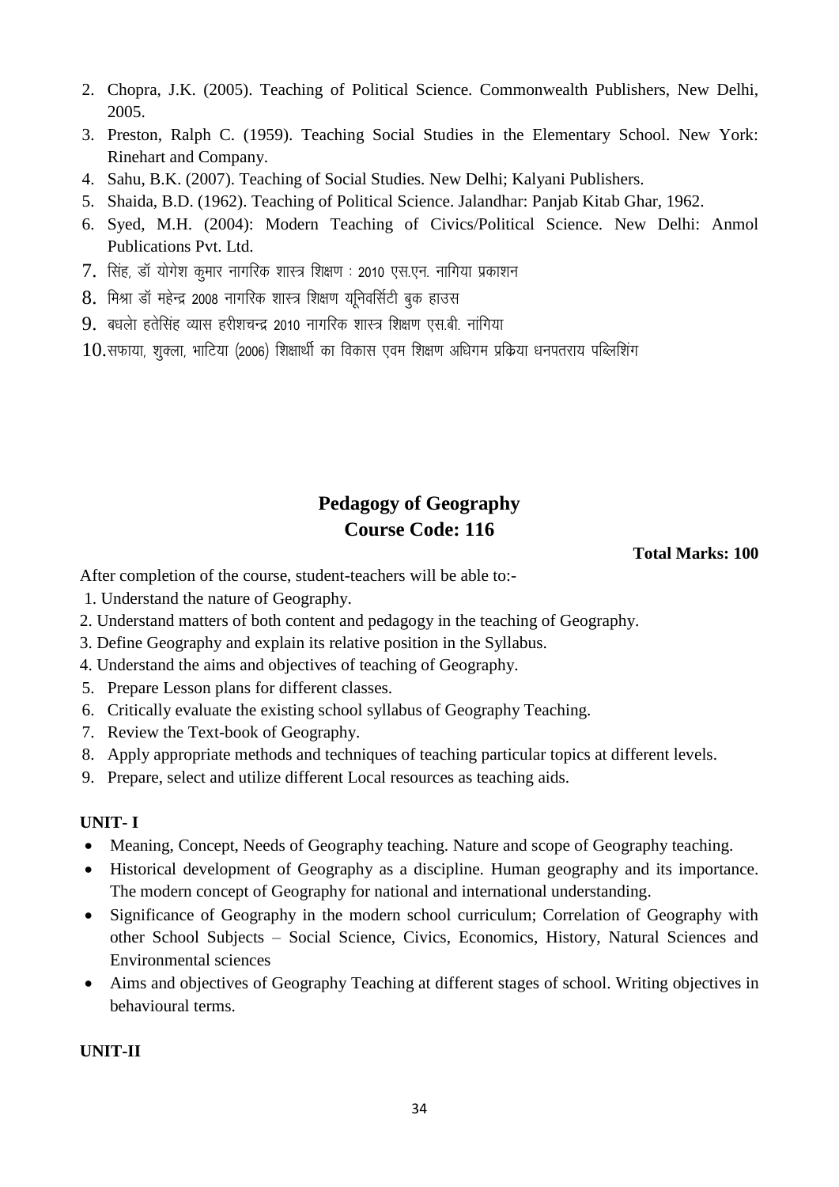2. Chopra, J.K. (2005). Teaching of Political Science. Commonwealth Publishers, New Delhi, 2005.
3. Preston, Ralph C. (1959). Teaching Social Studies in the Elementary School. New York: Rinehart and Company.
4. Sahu, B.K. (2007). Teaching of Social Studies. New Delhi; Kalyani Publishers.
5. Shaida, B.D. (1962). Teaching of Political Science. Jalandhar: Panjab Kitab Ghar, 1962.
6. Syed, M.H. (2004): Modern Teaching of Civics/Political Science. New Delhi: Anmol Publications Pvt. Ltd.
7. सिंह, डॉ योगेश कुमार नागरिक शास्त्र शिक्षण : 2010 एस.एन. नागिया प्रकाशन
8. मिश्रा डॉ महेन्द्र 2008 नागरिक शास्त्र शिक्षण यूनिवर्सिटी बुक हाउस
9. बधलेा हतेसिंह व्यास हरीशचन्द्र 2010 नागरिक शास्त्र शिक्षण एस.बी. नांगिया
10. सफाया, शुक्ला, भाटिया (2006) शिक्षार्थी का विकास एवम शिक्षण अधिगम प्रक्रिया धनपतराय पब्लिशिंग

## Pedagogy of Geography
## Course Code: 116

**Total Marks: 100**

After completion of the course, student-teachers will be able to:-

1. Understand the nature of Geography.
2. Understand matters of both content and pedagogy in the teaching of Geography.
3. Define Geography and explain its relative position in the Syllabus.
4. Understand the aims and objectives of teaching of Geography.
5. Prepare Lesson plans for different classes.
6. Critically evaluate the existing school syllabus of Geography Teaching.
7. Review the Text-book of Geography.
8. Apply appropriate methods and techniques of teaching particular topics at different levels.
9. Prepare, select and utilize different Local resources as teaching aids.

**UNIT- I**

- Meaning, Concept, Needs of Geography teaching. Nature and scope of Geography teaching.
- Historical development of Geography as a discipline. Human geography and its importance. The modern concept of Geography for national and international understanding.
- Significance of Geography in the modern school curriculum; Correlation of Geography with other School Subjects – Social Science, Civics, Economics, History, Natural Sciences and Environmental sciences
- Aims and objectives of Geography Teaching at different stages of school. Writing objectives in behavioural terms.

**UNIT-II**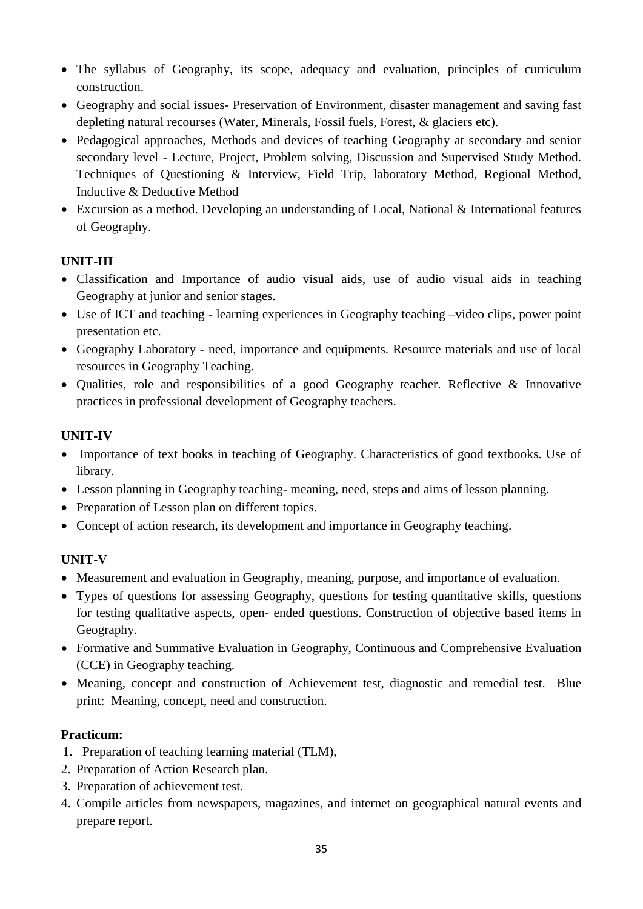- The syllabus of Geography, its scope, adequacy and evaluation, principles of curriculum construction.
- Geography and social issues- Preservation of Environment, disaster management and saving fast depleting natural recourses (Water, Minerals, Fossil fuels, Forest, & glaciers etc).
- Pedagogical approaches, Methods and devices of teaching Geography at secondary and senior secondary level - Lecture, Project, Problem solving, Discussion and Supervised Study Method. Techniques of Questioning & Interview, Field Trip, laboratory Method, Regional Method, Inductive & Deductive Method
- Excursion as a method. Developing an understanding of Local, National & International features of Geography.

**UNIT-III**

- Classification and Importance of audio visual aids, use of audio visual aids in teaching Geography at junior and senior stages.
- Use of ICT and teaching - learning experiences in Geography teaching –video clips, power point presentation etc.
- Geography Laboratory - need, importance and equipments. Resource materials and use of local resources in Geography Teaching.
- Qualities, role and responsibilities of a good Geography teacher. Reflective & Innovative practices in professional development of Geography teachers.

**UNIT-IV**

- Importance of text books in teaching of Geography. Characteristics of good textbooks. Use of library.
- Lesson planning in Geography teaching- meaning, need, steps and aims of lesson planning.
- Preparation of Lesson plan on different topics.
- Concept of action research, its development and importance in Geography teaching.

**UNIT-V**

- Measurement and evaluation in Geography, meaning, purpose, and importance of evaluation.
- Types of questions for assessing Geography, questions for testing quantitative skills, questions for testing qualitative aspects, open- ended questions. Construction of objective based items in Geography.
- Formative and Summative Evaluation in Geography, Continuous and Comprehensive Evaluation (CCE) in Geography teaching.
- Meaning, concept and construction of Achievement test, diagnostic and remedial test. Blue print: Meaning, concept, need and construction.

**Practicum:**

1. Preparation of teaching learning material (TLM),
2. Preparation of Action Research plan.
3. Preparation of achievement test.
4. Compile articles from newspapers, magazines, and internet on geographical natural events and prepare report.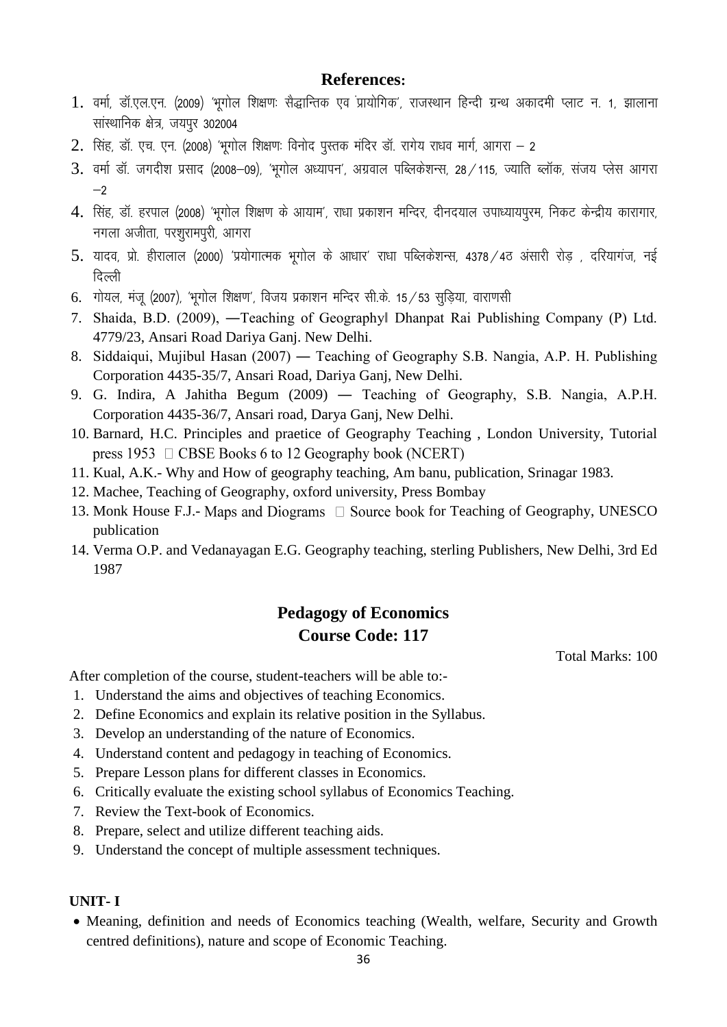**References:**

1. वर्मा, डॉ.एल.एन. (2009) 'भूगोल शिक्षणः सैद्धान्तिक एव प्रायोगिक', राजस्थान हिन्दी ग्रन्थ अकादमी प्लाट न. 1, झालाना सांस्थानिक क्षेत्र, जयपुर 302004
2. सिंह, डॉ. एच. एन. (2008) 'भूगोल शिक्षणः विनोद पुस्तक मंदिर डॉ. रागेय राधव मार्ग, आगरा – 2
3. वर्मा डॉ. जगदीश प्रसाद (2008–09), 'भूगोल अध्यापन', अग्रवाल पब्लिकेशन्स, 28/115, ज्याति ब्लॉक, संजय प्लेस आगरा –2
4. सिंह, डॉ. हरपाल (2008) 'भूगोल शिक्षण के आयाम', राधा प्रकाशन मन्दिर, दीनदयाल उपाध्यायपुरम, निकट केन्द्रीय कारागार, नगला अजीता, परशुरामपुरी, आगरा
5. यादव, प्रो. हीरालाल (2000) 'प्रयोगात्मक भूगोल के आधार' राधा पब्लिकेशन्स, 4378/4ठ अंसारी रोड़ , दरियागंज, नई दिल्ली
6. गोयल, मंजू (2007), 'भूगोल शिक्षण', विजय प्रकाशन मन्दिर सी.के. 15/53 सुड़िया, वाराणसी
7. Shaida, B.D. (2009), ―Teaching of Geography‖ Dhanpat Rai Publishing Company (P) Ltd. 4779/23, Ansari Road Dariya Ganj. New Delhi.
8. Siddaiqui, Mujibul Hasan (2007) ― Teaching of Geography S.B. Nangia, A.P. H. Publishing Corporation 4435-35/7, Ansari Road, Dariya Ganj, New Delhi.
9. G. Indira, A Jahitha Begum (2009) ― Teaching of Geography, S.B. Nangia, A.P.H. Corporation 4435-36/7, Ansari road, Darya Ganj, New Delhi.
10. Barnard, H.C. Principles and praetice of Geography Teaching , London University, Tutorial press 1953  CBSE Books 6 to 12 Geography book (NCERT)
11. Kual, A.K.- Why and How of geography teaching, Am banu, publication, Srinagar 1983.
12. Machee, Teaching of Geography, oxford university, Press Bombay
13. Monk House F.J.- Maps and Diograms  Source book for Teaching of Geography, UNESCO publication
14. Verma O.P. and Vedanayagan E.G. Geography teaching, sterling Publishers, New Delhi, 3rd Ed 1987

## Pedagogy of Economics
## Course Code: 117

Total Marks: 100

After completion of the course, student-teachers will be able to:-

1. Understand the aims and objectives of teaching Economics.
2. Define Economics and explain its relative position in the Syllabus.
3. Develop an understanding of the nature of Economics.
4. Understand content and pedagogy in teaching of Economics.
5. Prepare Lesson plans for different classes in Economics.
6. Critically evaluate the existing school syllabus of Economics Teaching.
7. Review the Text-book of Economics.
8. Prepare, select and utilize different teaching aids.
9. Understand the concept of multiple assessment techniques.

**UNIT- I**

- Meaning, definition and needs of Economics teaching (Wealth, welfare, Security and Growth centred definitions), nature and scope of Economic Teaching.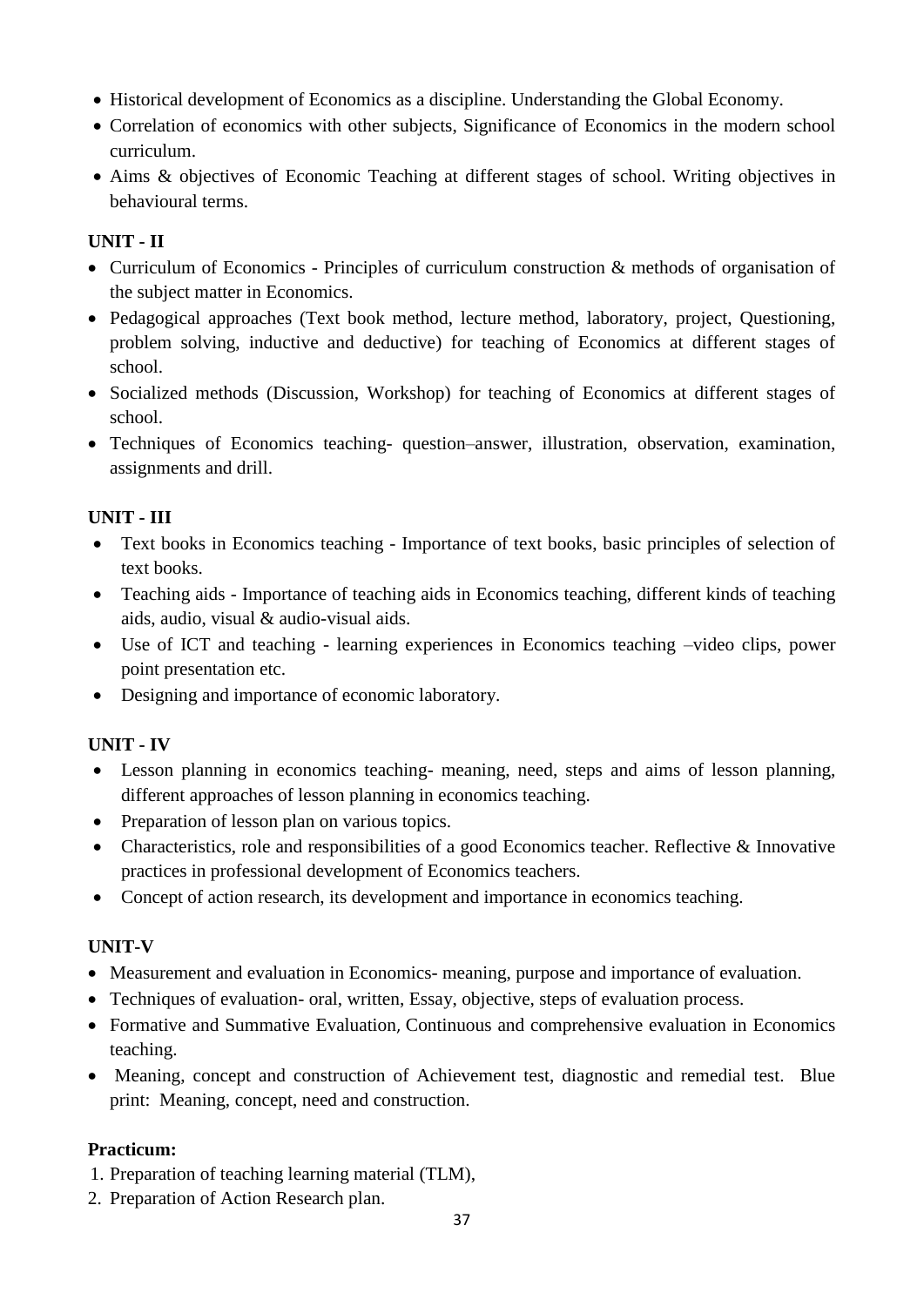- Historical development of Economics as a discipline. Understanding the Global Economy.
- Correlation of economics with other subjects, Significance of Economics in the modern school curriculum.
- Aims & objectives of Economic Teaching at different stages of school. Writing objectives in behavioural terms.

**UNIT - II**

- Curriculum of Economics - Principles of curriculum construction & methods of organisation of the subject matter in Economics.
- Pedagogical approaches (Text book method, lecture method, laboratory, project, Questioning, problem solving, inductive and deductive) for teaching of Economics at different stages of school.
- Socialized methods (Discussion, Workshop) for teaching of Economics at different stages of school.
- Techniques of Economics teaching- question–answer, illustration, observation, examination, assignments and drill.

**UNIT - III**

- Text books in Economics teaching - Importance of text books, basic principles of selection of text books.
- Teaching aids - Importance of teaching aids in Economics teaching, different kinds of teaching aids, audio, visual & audio-visual aids.
- Use of ICT and teaching - learning experiences in Economics teaching –video clips, power point presentation etc.
- Designing and importance of economic laboratory.

**UNIT - IV**

- Lesson planning in economics teaching- meaning, need, steps and aims of lesson planning, different approaches of lesson planning in economics teaching.
- Preparation of lesson plan on various topics.
- Characteristics, role and responsibilities of a good Economics teacher. Reflective & Innovative practices in professional development of Economics teachers.
- Concept of action research, its development and importance in economics teaching.

**UNIT-V**

- Measurement and evaluation in Economics- meaning, purpose and importance of evaluation.
- Techniques of evaluation- oral, written, Essay, objective, steps of evaluation process.
- Formative and Summative Evaluation, Continuous and comprehensive evaluation in Economics teaching.
- Meaning, concept and construction of Achievement test, diagnostic and remedial test. Blue print: Meaning, concept, need and construction.

**Practicum:**

1. Preparation of teaching learning material (TLM),
2. Preparation of Action Research plan.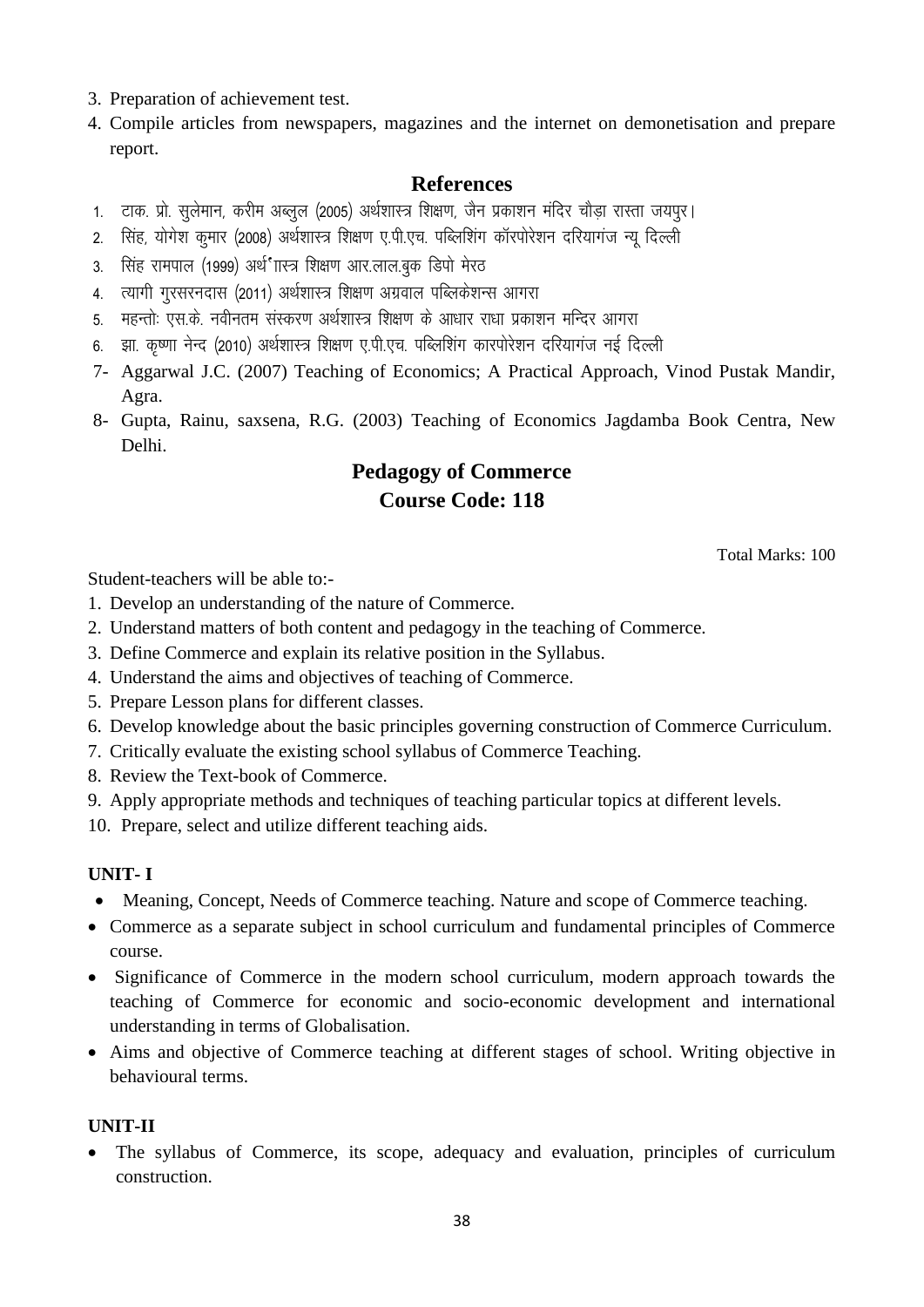3. Preparation of achievement test.
4. Compile articles from newspapers, magazines and the internet on demonetisation and prepare report.

## References

1. टाक. प्रो. सुलेमान, करीम अब्लुल (2005) अर्थशास्त्र शिक्षण, जैन प्रकाशन मंदिर चौड़ा रास्ता जयपुर।
2. सिंह, योगेश कुमार (2008) अर्थशास्त्र शिक्षण ए.पी.एच. पब्लिशिंग कॉरपोरेशन दरियागंज न्यू दिल्ली
3. सिंह रामपाल (1999) अर्थशास्त्र शिक्षण आर.लाल.बुक डिपो मेरठ
4. त्यागी गुरसरनदास (2011) अर्थशास्त्र शिक्षण अग्रवाल पब्लिकेशन्स आगरा
5. महन्तोः एस.के. नवीनतम संस्करण अर्थशास्त्र शिक्षण के आधार राधा प्रकाशन मन्दिर आगरा
6. झा. कृष्णा नेन्द (2010) अर्थशास्त्र शिक्षण ए.पी.एच. पब्लिशिंग कारपोरेशन दरियागंज नई दिल्ली
7- Aggarwal J.C. (2007) Teaching of Economics; A Practical Approach, Vinod Pustak Mandir, Agra.
8- Gupta, Rainu, saxsena, R.G. (2003) Teaching of Economics Jagdamba Book Centra, New Delhi.

## Pedagogy of Commerce
## Course Code: 118

Total Marks: 100

Student-teachers will be able to:-

1. Develop an understanding of the nature of Commerce.
2. Understand matters of both content and pedagogy in the teaching of Commerce.
3. Define Commerce and explain its relative position in the Syllabus.
4. Understand the aims and objectives of teaching of Commerce.
5. Prepare Lesson plans for different classes.
6. Develop knowledge about the basic principles governing construction of Commerce Curriculum.
7. Critically evaluate the existing school syllabus of Commerce Teaching.
8. Review the Text-book of Commerce.
9. Apply appropriate methods and techniques of teaching particular topics at different levels.
10. Prepare, select and utilize different teaching aids.

**UNIT- I**

- Meaning, Concept, Needs of Commerce teaching. Nature and scope of Commerce teaching.
- Commerce as a separate subject in school curriculum and fundamental principles of Commerce course.
- Significance of Commerce in the modern school curriculum, modern approach towards the teaching of Commerce for economic and socio-economic development and international understanding in terms of Globalisation.
- Aims and objective of Commerce teaching at different stages of school. Writing objective in behavioural terms.

**UNIT-II**

- The syllabus of Commerce, its scope, adequacy and evaluation, principles of curriculum construction.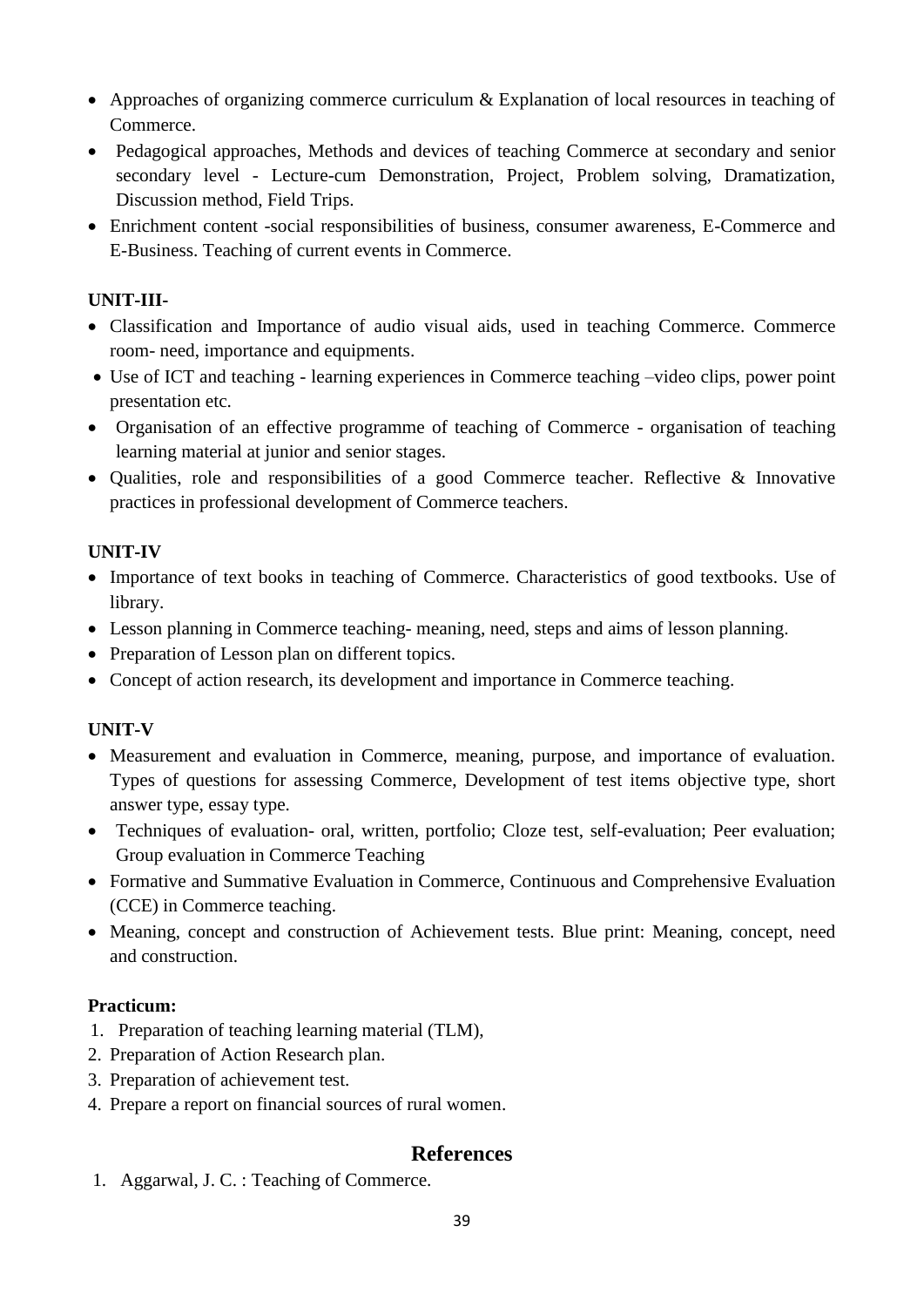- Approaches of organizing commerce curriculum & Explanation of local resources in teaching of Commerce.
- Pedagogical approaches, Methods and devices of teaching Commerce at secondary and senior secondary level - Lecture-cum Demonstration, Project, Problem solving, Dramatization, Discussion method, Field Trips.
- Enrichment content -social responsibilities of business, consumer awareness, E-Commerce and E-Business. Teaching of current events in Commerce.

**UNIT-III-**

- Classification and Importance of audio visual aids, used in teaching Commerce. Commerce room- need, importance and equipments.
- Use of ICT and teaching - learning experiences in Commerce teaching –video clips, power point presentation etc.
- Organisation of an effective programme of teaching of Commerce - organisation of teaching learning material at junior and senior stages.
- Qualities, role and responsibilities of a good Commerce teacher. Reflective & Innovative practices in professional development of Commerce teachers.

**UNIT-IV**

- Importance of text books in teaching of Commerce. Characteristics of good textbooks. Use of library.
- Lesson planning in Commerce teaching- meaning, need, steps and aims of lesson planning.
- Preparation of Lesson plan on different topics.
- Concept of action research, its development and importance in Commerce teaching.

**UNIT-V**

- Measurement and evaluation in Commerce, meaning, purpose, and importance of evaluation. Types of questions for assessing Commerce, Development of test items objective type, short answer type, essay type.
- Techniques of evaluation- oral, written, portfolio; Cloze test, self-evaluation; Peer evaluation; Group evaluation in Commerce Teaching
- Formative and Summative Evaluation in Commerce, Continuous and Comprehensive Evaluation (CCE) in Commerce teaching.
- Meaning, concept and construction of Achievement tests. Blue print: Meaning, concept, need and construction.

**Practicum:**

1. Preparation of teaching learning material (TLM),
2. Preparation of Action Research plan.
3. Preparation of achievement test.
4. Prepare a report on financial sources of rural women.

## References

1. Aggarwal, J. C. : Teaching of Commerce.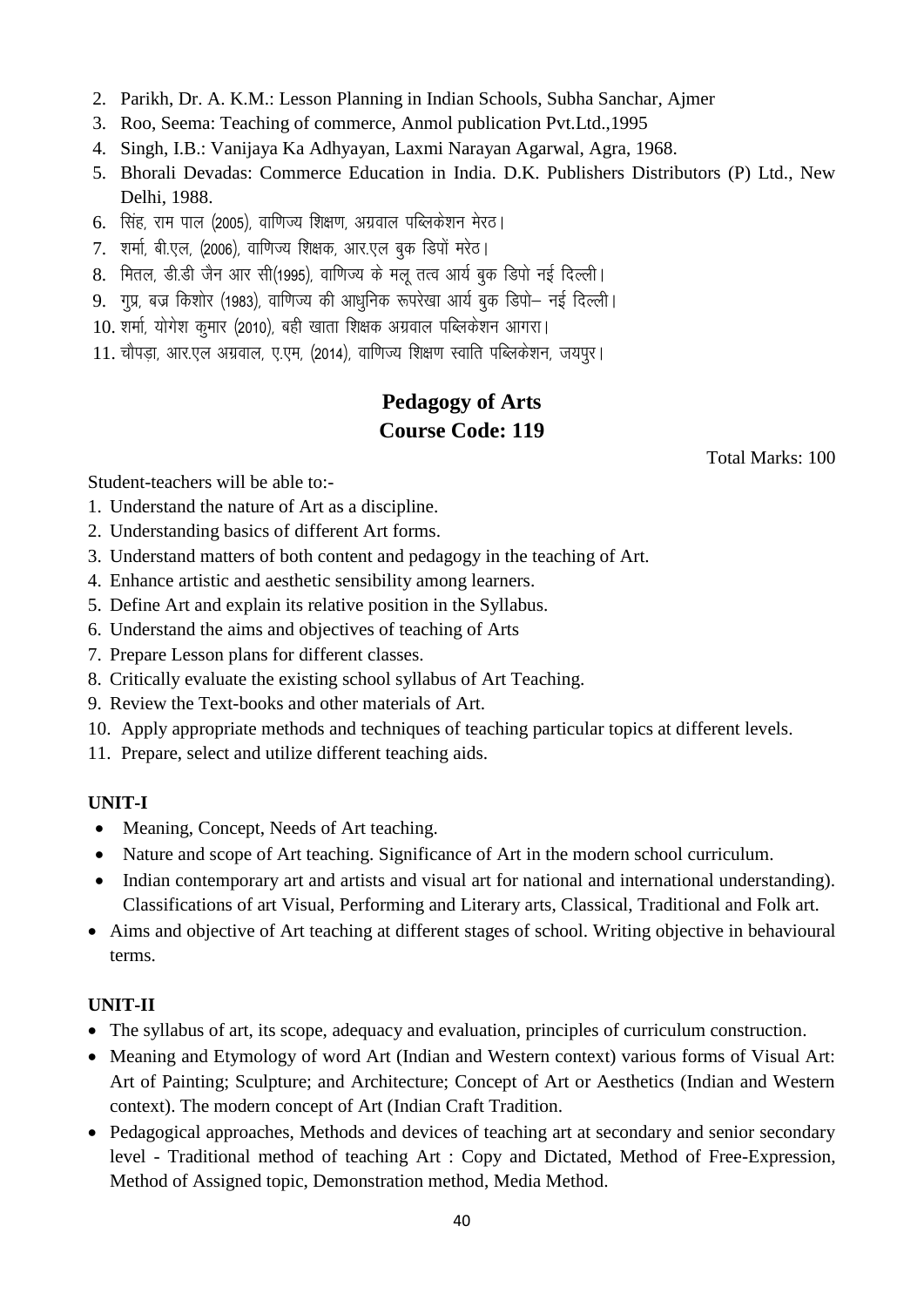2. Parikh, Dr. A. K.M.: Lesson Planning in Indian Schools, Subha Sanchar, Ajmer
3. Roo, Seema: Teaching of commerce, Anmol publication Pvt.Ltd.,1995
4. Singh, I.B.: Vanijaya Ka Adhyayan, Laxmi Narayan Agarwal, Agra, 1968.
5. Bhorali Devadas: Commerce Education in India. D.K. Publishers Distributors (P) Ltd., New Delhi, 1988.
6. सिंह, राम पाल (2005), वाणिज्य शिक्षण, अग्रवाल पब्लिकेशन मेरठ।
7. शर्मा, बी.एल, (2006), वाणिज्य शिक्षक, आर.एल बुक डिपों मरेठ।
8. मितल, डी.डी जैन आर सी(1995), वाणिज्य के मलू तत्व आर्य बुक डिपो नई दिल्ली।
9. गुप्र, बज्र किशोर (1983), वाणिज्य की आधुनिक रूपरेखा आर्य बुक डिपो– नई दिल्ली।
10. शर्मा, योगेश कुमार (2010), बही खाता शिक्षक अग्रवाल पब्लिकेशन आगरा।
11. चौपड़ा, आर.एल अग्रवाल, ए.एम, (2014), वाणिज्य शिक्षण स्वाति पब्लिकेशन, जयपुर।

## Pedagogy of Arts
## Course Code: 119

Total Marks: 100

Student-teachers will be able to:-

1. Understand the nature of Art as a discipline.
2. Understanding basics of different Art forms.
3. Understand matters of both content and pedagogy in the teaching of Art.
4. Enhance artistic and aesthetic sensibility among learners.
5. Define Art and explain its relative position in the Syllabus.
6. Understand the aims and objectives of teaching of Arts
7. Prepare Lesson plans for different classes.
8. Critically evaluate the existing school syllabus of Art Teaching.
9. Review the Text-books and other materials of Art.
10. Apply appropriate methods and techniques of teaching particular topics at different levels.
11. Prepare, select and utilize different teaching aids.

### UNIT-I

- Meaning, Concept, Needs of Art teaching.
- Nature and scope of Art teaching. Significance of Art in the modern school curriculum.
- Indian contemporary art and artists and visual art for national and international understanding). Classifications of art Visual, Performing and Literary arts, Classical, Traditional and Folk art.
- Aims and objective of Art teaching at different stages of school. Writing objective in behavioural terms.

### UNIT-II

- The syllabus of art, its scope, adequacy and evaluation, principles of curriculum construction.
- Meaning and Etymology of word Art (Indian and Western context) various forms of Visual Art: Art of Painting; Sculpture; and Architecture; Concept of Art or Aesthetics (Indian and Western context). The modern concept of Art (Indian Craft Tradition.
- Pedagogical approaches, Methods and devices of teaching art at secondary and senior secondary level - Traditional method of teaching Art : Copy and Dictated, Method of Free-Expression, Method of Assigned topic, Demonstration method, Media Method.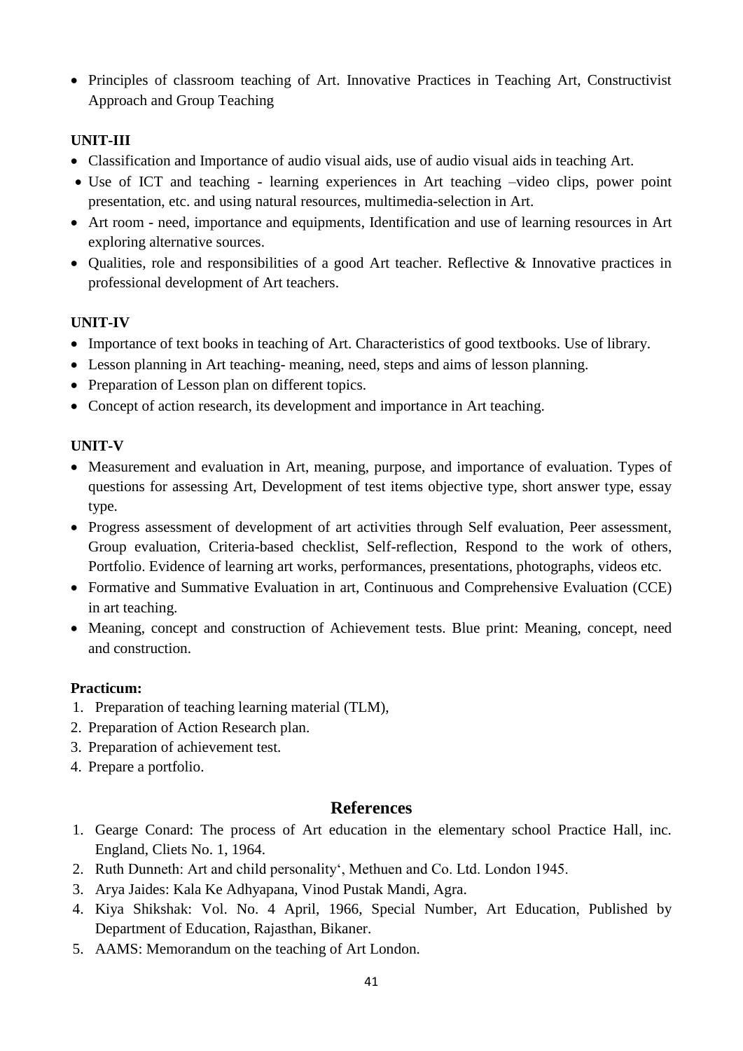- Principles of classroom teaching of Art. Innovative Practices in Teaching Art, Constructivist Approach and Group Teaching

**UNIT-III**

- Classification and Importance of audio visual aids, use of audio visual aids in teaching Art.
- Use of ICT and teaching - learning experiences in Art teaching –video clips, power point presentation, etc. and using natural resources, multimedia-selection in Art.
- Art room - need, importance and equipments, Identification and use of learning resources in Art exploring alternative sources.
- Qualities, role and responsibilities of a good Art teacher. Reflective & Innovative practices in professional development of Art teachers.

**UNIT-IV**

- Importance of text books in teaching of Art. Characteristics of good textbooks. Use of library.
- Lesson planning in Art teaching- meaning, need, steps and aims of lesson planning.
- Preparation of Lesson plan on different topics.
- Concept of action research, its development and importance in Art teaching.

**UNIT-V**

- Measurement and evaluation in Art, meaning, purpose, and importance of evaluation. Types of questions for assessing Art, Development of test items objective type, short answer type, essay type.
- Progress assessment of development of art activities through Self evaluation, Peer assessment, Group evaluation, Criteria-based checklist, Self-reflection, Respond to the work of others, Portfolio. Evidence of learning art works, performances, presentations, photographs, videos etc.
- Formative and Summative Evaluation in art, Continuous and Comprehensive Evaluation (CCE) in art teaching.
- Meaning, concept and construction of Achievement tests. Blue print: Meaning, concept, need and construction.

**Practicum:**

1. Preparation of teaching learning material (TLM),
2. Preparation of Action Research plan.
3. Preparation of achievement test.
4. Prepare a portfolio.

## References

1. Gearge Conard: The process of Art education in the elementary school Practice Hall, inc. England, Cliets No. 1, 1964.
2. Ruth Dunneth: Art and child personality', Methuen and Co. Ltd. London 1945.
3. Arya Jaides: Kala Ke Adhyapana, Vinod Pustak Mandi, Agra.
4. Kiya Shikshak: Vol. No. 4 April, 1966, Special Number, Art Education, Published by Department of Education, Rajasthan, Bikaner.
5. AAMS: Memorandum on the teaching of Art London.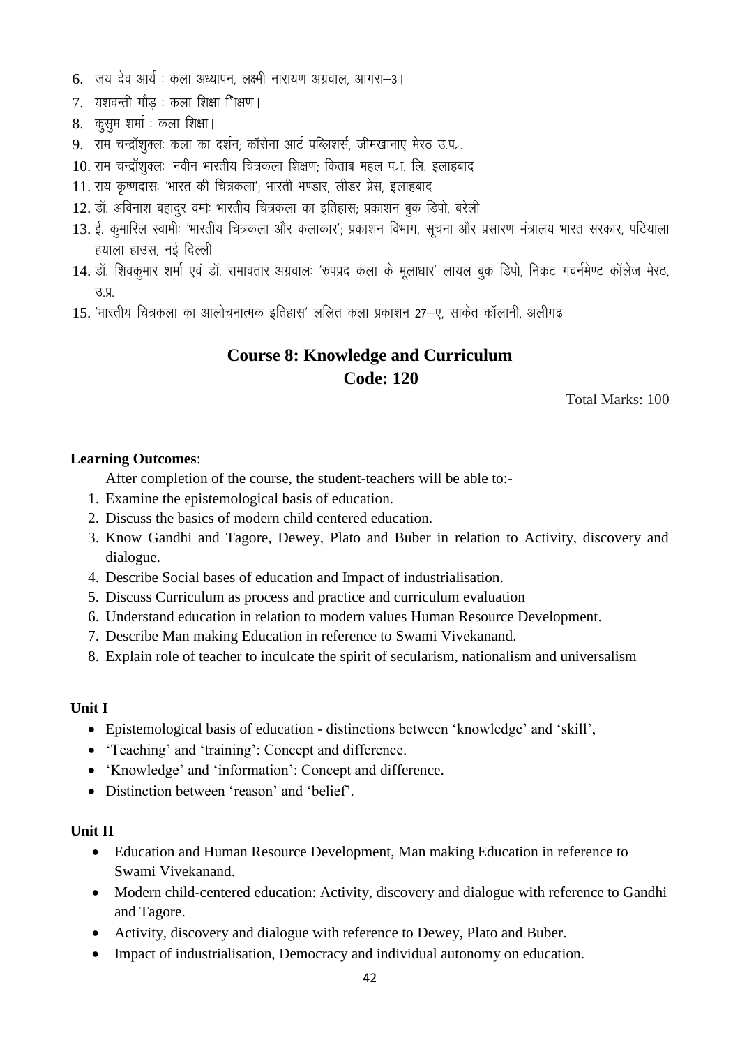6. जय देव आर्य : कला अध्यापन, लक्ष्मी नारायण अग्रवाल, आगरा–3।
7. यशवन्ती गौड़ : कला शिक्षा िक्षण।
8. कुसुम शर्मा : कला शिक्षा।
9. राम चन्द्रॉशुक्लः कला का दर्शन; कॉरोना आर्ट पब्लिशर्स, जीमखानाए मेरठ उ.प्र.
10. राम चन्द्रॉशुक्लः 'नवीन भारतीय चित्रकला शिक्षण; किताब महल प्रा. लि. इलाहबाद
11. राय कृष्णदासः 'भारत की चित्रकला'; भारती भण्डार, लीडर प्रेस, इलाहबाद
12. डॉ. अविनाश बहादुर वर्माः भारतीय चित्रकला का इतिहास; प्रकाशन बुक डिपो, बरेली
13. ई. कुमारिल स्वामीः 'भारतीय चित्रकला और कलाकार'; प्रकाशन विभाग, सूचना और प्रसारण मंत्रालय भारत सरकार, पटियाला हयाला हाउस, नई दिल्ली
14. डॉ. शिवकुमार शर्मा एवं डॉ. रामावतार अग्रवालः 'रुपप्रद कला के मूलाधार' लायल बुक डिपो, निकट गवर्नमेण्ट कॉलेज मेरठ, उ.प्र.
15. 'भारतीय चित्रकला का आलोचनात्मक इतिहास' ललित कला प्रकाशन 27–ए, साकेत कॉलानी, अलीगढ

## Course 8: Knowledge and Curriculum
## Code: 120

Total Marks: 100

**Learning Outcomes**:

After completion of the course, the student-teachers will be able to:-

1. Examine the epistemological basis of education.
2. Discuss the basics of modern child centered education.
3. Know Gandhi and Tagore, Dewey, Plato and Buber in relation to Activity, discovery and dialogue.
4. Describe Social bases of education and Impact of industrialisation.
5. Discuss Curriculum as process and practice and curriculum evaluation
6. Understand education in relation to modern values Human Resource Development.
7. Describe Man making Education in reference to Swami Vivekanand.
8. Explain role of teacher to inculcate the spirit of secularism, nationalism and universalism

**Unit I**

- Epistemological basis of education - distinctions between 'knowledge' and 'skill',
- 'Teaching' and 'training': Concept and difference.
- 'Knowledge' and 'information': Concept and difference.
- Distinction between 'reason' and 'belief'.

**Unit II**

- Education and Human Resource Development, Man making Education in reference to Swami Vivekanand.
- Modern child-centered education: Activity, discovery and dialogue with reference to Gandhi and Tagore.
- Activity, discovery and dialogue with reference to Dewey, Plato and Buber.
- Impact of industrialisation, Democracy and individual autonomy on education.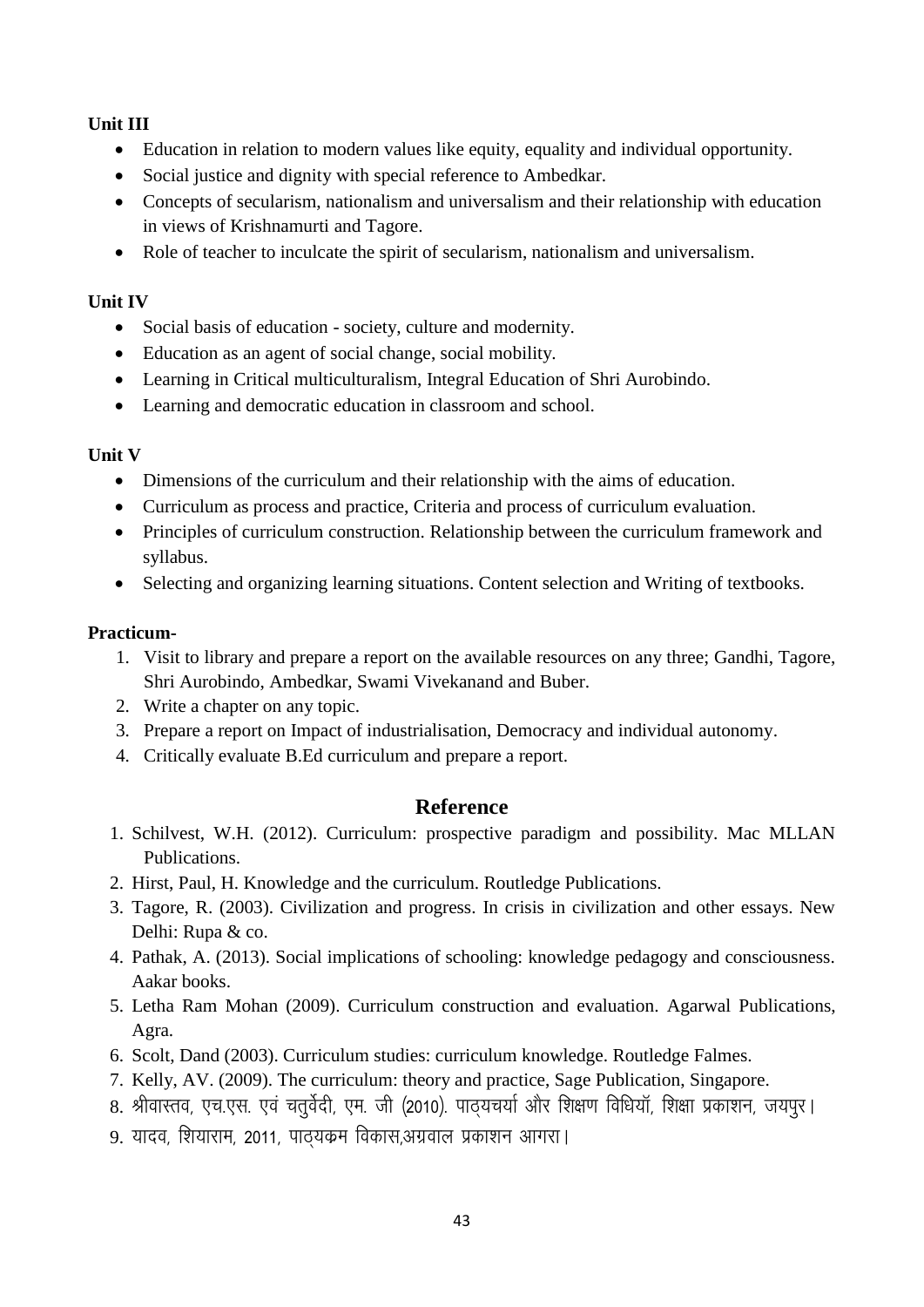**Unit III**

- Education in relation to modern values like equity, equality and individual opportunity.
- Social justice and dignity with special reference to Ambedkar.
- Concepts of secularism, nationalism and universalism and their relationship with education in views of Krishnamurti and Tagore.
- Role of teacher to inculcate the spirit of secularism, nationalism and universalism.

**Unit IV**

- Social basis of education - society, culture and modernity.
- Education as an agent of social change, social mobility.
- Learning in Critical multiculturalism, Integral Education of Shri Aurobindo.
- Learning and democratic education in classroom and school.

**Unit V**

- Dimensions of the curriculum and their relationship with the aims of education.
- Curriculum as process and practice, Criteria and process of curriculum evaluation.
- Principles of curriculum construction. Relationship between the curriculum framework and syllabus.
- Selecting and organizing learning situations. Content selection and Writing of textbooks.

**Practicum-**

1. Visit to library and prepare a report on the available resources on any three; Gandhi, Tagore, Shri Aurobindo, Ambedkar, Swami Vivekanand and Buber.
2. Write a chapter on any topic.
3. Prepare a report on Impact of industrialisation, Democracy and individual autonomy.
4. Critically evaluate B.Ed curriculum and prepare a report.

## Reference

1. Schilvest, W.H. (2012). Curriculum: prospective paradigm and possibility. Mac MLLAN Publications.
2. Hirst, Paul, H. Knowledge and the curriculum. Routledge Publications.
3. Tagore, R. (2003). Civilization and progress. In crisis in civilization and other essays. New Delhi: Rupa & co.
4. Pathak, A. (2013). Social implications of schooling: knowledge pedagogy and consciousness. Aakar books.
5. Letha Ram Mohan (2009). Curriculum construction and evaluation. Agarwal Publications, Agra.
6. Scolt, Dand (2003). Curriculum studies: curriculum knowledge. Routledge Falmes.
7. Kelly, AV. (2009). The curriculum: theory and practice, Sage Publication, Singapore.
8. श्रीवास्तव, एच.एस. एवं चतुर्वेदी, एम. जी (2010). पाठ्यचर्या और शिक्षण विधियॉ, शिक्षा प्रकाशन, जयपुर।
9. यादव, शियाराम, 2011, पाठ्यक्रम विकास,अग्रवाल प्रकाशन आगरा।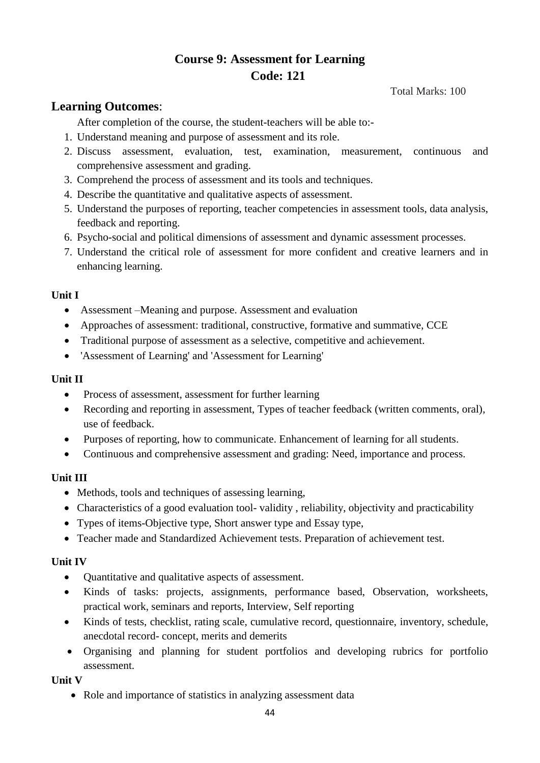# Course 9: Assessment for Learning
# Code: 121

Total Marks: 100

## Learning Outcomes:

After completion of the course, the student-teachers will be able to:-

1. Understand meaning and purpose of assessment and its role.
2. Discuss assessment, evaluation, test, examination, measurement, continuous and comprehensive assessment and grading.
3. Comprehend the process of assessment and its tools and techniques.
4. Describe the quantitative and qualitative aspects of assessment.
5. Understand the purposes of reporting, teacher competencies in assessment tools, data analysis, feedback and reporting.
6. Psycho-social and political dimensions of assessment and dynamic assessment processes.
7. Understand the critical role of assessment for more confident and creative learners and in enhancing learning.

**Unit I**

- Assessment –Meaning and purpose. Assessment and evaluation
- Approaches of assessment: traditional, constructive, formative and summative, CCE
- Traditional purpose of assessment as a selective, competitive and achievement.
- 'Assessment of Learning' and 'Assessment for Learning'

**Unit II**

- Process of assessment, assessment for further learning
- Recording and reporting in assessment, Types of teacher feedback (written comments, oral), use of feedback.
- Purposes of reporting, how to communicate. Enhancement of learning for all students.
- Continuous and comprehensive assessment and grading: Need, importance and process.

**Unit III**

- Methods, tools and techniques of assessing learning,
- Characteristics of a good evaluation tool- validity , reliability, objectivity and practicability
- Types of items-Objective type, Short answer type and Essay type,
- Teacher made and Standardized Achievement tests. Preparation of achievement test.

**Unit IV**

- Quantitative and qualitative aspects of assessment.
- Kinds of tasks: projects, assignments, performance based, Observation, worksheets, practical work, seminars and reports, Interview, Self reporting
- Kinds of tests, checklist, rating scale, cumulative record, questionnaire, inventory, schedule, anecdotal record- concept, merits and demerits
- Organising and planning for student portfolios and developing rubrics for portfolio assessment.

**Unit V**

- Role and importance of statistics in analyzing assessment data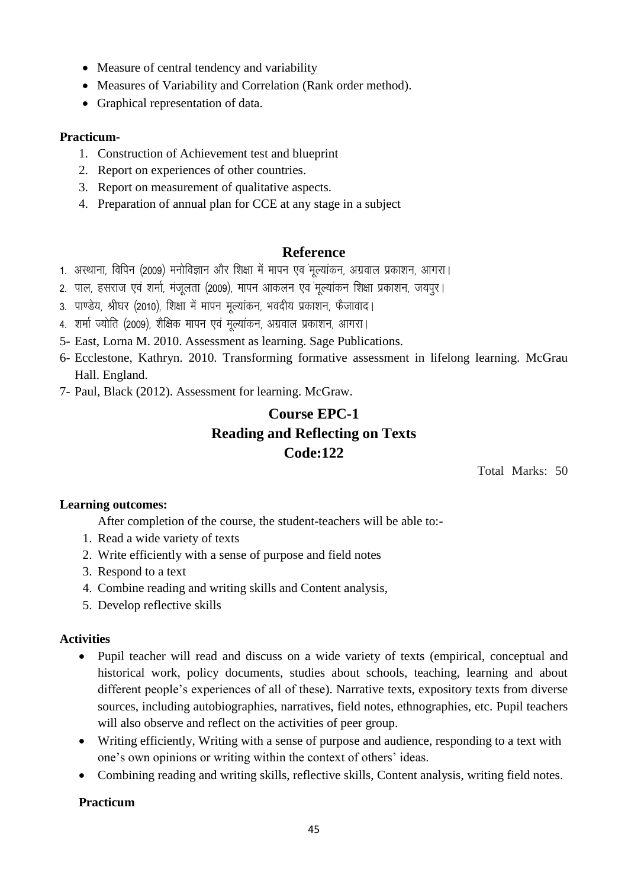- Measure of central tendency and variability
- Measures of Variability and Correlation (Rank order method).
- Graphical representation of data.

**Practicum-**

1. Construction of Achievement test and blueprint
2. Report on experiences of other countries.
3. Report on measurement of qualitative aspects.
4. Preparation of annual plan for CCE at any stage in a subject

## Reference

1. अस्थाना, विपिन (2009) मनोविज्ञान और शिक्षा में मापन एव ंमूल्यांकन, अग्रवाल प्रकाशन, आगरा।
2. पाल, हसराज एवं शर्मा, मंजूलता (2009), मापन आकलन एव ंमूल्यांकन शिक्षा प्रकाशन, जयपुर।
3. पाण्डेय, श्रीघर (2010), शिक्षा में मापन मूल्यांकन, भवदीय प्रकाशन, फैजावाद।
4. शर्मा ज्योति (2009), शैक्षिक मापन एवं मूल्यांकन, अग्रवाल प्रकाशन, आगरा।

5- East, Lorna M. 2010. Assessment as learning. Sage Publications.

6- Ecclestone, Kathryn. 2010. Transforming formative assessment in lifelong learning. McGrau Hall. England.

7- Paul, Black (2012). Assessment for learning. McGraw.

## Course EPC-1
## Reading and Reflecting on Texts
## Code:122

Total Marks: 50

**Learning outcomes:**

After completion of the course, the student-teachers will be able to:-

1. Read a wide variety of texts
2. Write efficiently with a sense of purpose and field notes
3. Respond to a text
4. Combine reading and writing skills and Content analysis,
5. Develop reflective skills

**Activities**

- Pupil teacher will read and discuss on a wide variety of texts (empirical, conceptual and historical work, policy documents, studies about schools, teaching, learning and about different people's experiences of all of these). Narrative texts, expository texts from diverse sources, including autobiographies, narratives, field notes, ethnographies, etc. Pupil teachers will also observe and reflect on the activities of peer group.
- Writing efficiently, Writing with a sense of purpose and audience, responding to a text with one's own opinions or writing within the context of others' ideas.
- Combining reading and writing skills, reflective skills, Content analysis, writing field notes.

**Practicum**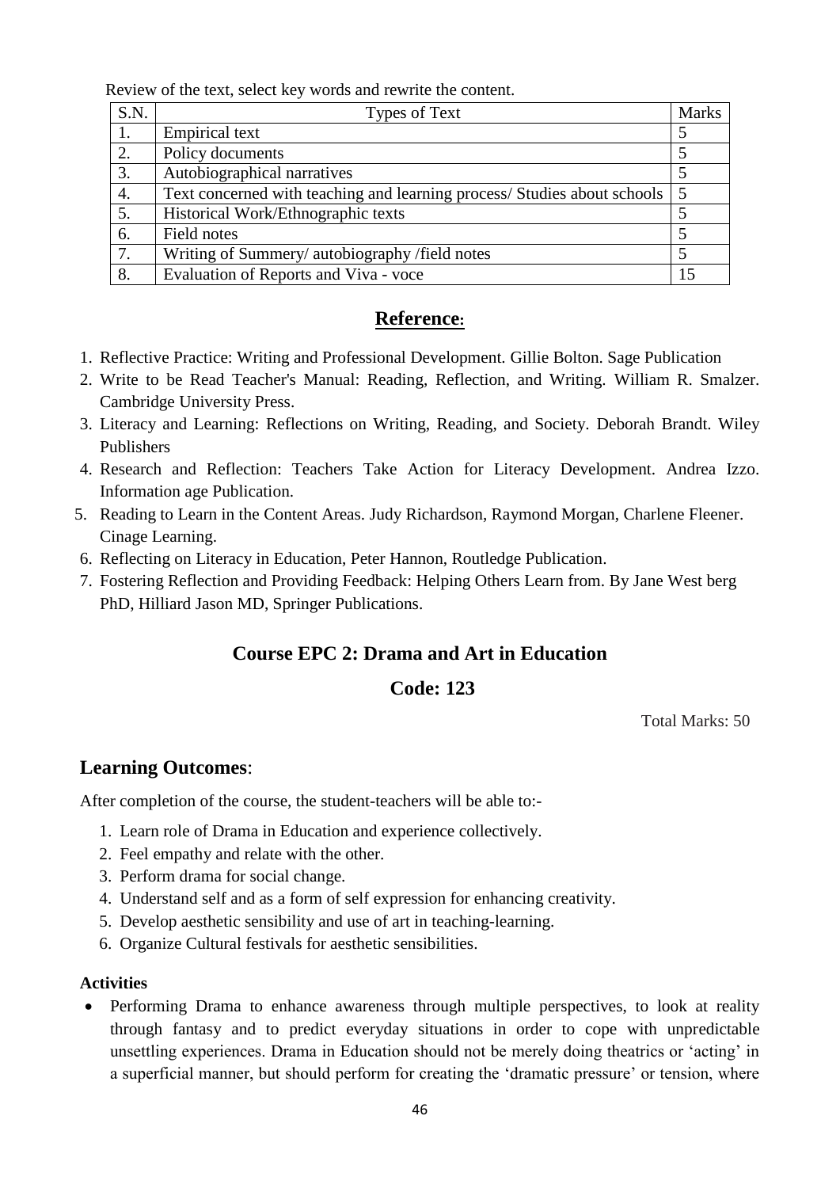Review of the text, select key words and rewrite the content.

| S.N. | Types of Text | Marks |
|---|---|---|
| 1. | Empirical text | 5 |
| 2. | Policy documents | 5 |
| 3. | Autobiographical narratives | 5 |
| 4. | Text concerned with teaching and learning process/ Studies about schools | 5 |
| 5. | Historical Work/Ethnographic texts | 5 |
| 6. | Field notes | 5 |
| 7. | Writing of Summery/ autobiography /field notes | 5 |
| 8. | Evaluation of Reports and Viva - voce | 15 |

## Reference:

1. Reflective Practice: Writing and Professional Development. Gillie Bolton. Sage Publication
2. Write to be Read Teacher's Manual: Reading, Reflection, and Writing. William R. Smalzer. Cambridge University Press.
3. Literacy and Learning: Reflections on Writing, Reading, and Society. Deborah Brandt. Wiley Publishers
4. Research and Reflection: Teachers Take Action for Literacy Development. Andrea Izzo. Information age Publication.
5. Reading to Learn in the Content Areas. Judy Richardson, Raymond Morgan, Charlene Fleener. Cinage Learning.
6. Reflecting on Literacy in Education, Peter Hannon, Routledge Publication.
7. Fostering Reflection and Providing Feedback: Helping Others Learn from. By Jane West berg PhD, Hilliard Jason MD, Springer Publications.

## Course EPC 2: Drama and Art in Education

## Code: 123

Total Marks: 50

## Learning Outcomes:

After completion of the course, the student-teachers will be able to:-

1. Learn role of Drama in Education and experience collectively.
2. Feel empathy and relate with the other.
3. Perform drama for social change.
4. Understand self and as a form of self expression for enhancing creativity.
5. Develop aesthetic sensibility and use of art in teaching-learning.
6. Organize Cultural festivals for aesthetic sensibilities.

**Activities**

- Performing Drama to enhance awareness through multiple perspectives, to look at reality through fantasy and to predict everyday situations in order to cope with unpredictable unsettling experiences. Drama in Education should not be merely doing theatrics or 'acting' in a superficial manner, but should perform for creating the 'dramatic pressure' or tension, where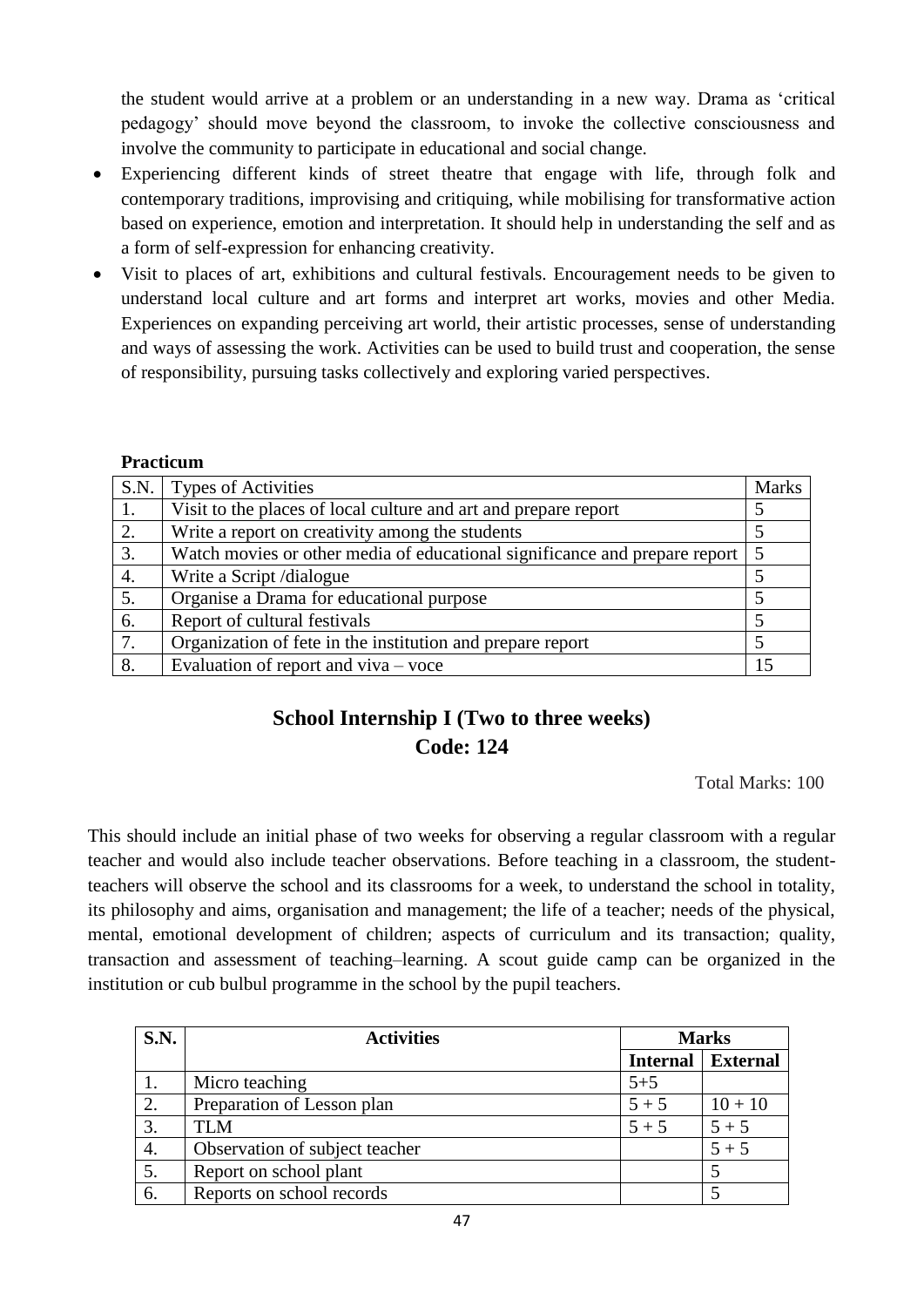the student would arrive at a problem or an understanding in a new way. Drama as 'critical pedagogy' should move beyond the classroom, to invoke the collective consciousness and involve the community to participate in educational and social change.

- Experiencing different kinds of street theatre that engage with life, through folk and contemporary traditions, improvising and critiquing, while mobilising for transformative action based on experience, emotion and interpretation. It should help in understanding the self and as a form of self-expression for enhancing creativity.
- Visit to places of art, exhibitions and cultural festivals. Encouragement needs to be given to understand local culture and art forms and interpret art works, movies and other Media. Experiences on expanding perceiving art world, their artistic processes, sense of understanding and ways of assessing the work. Activities can be used to build trust and cooperation, the sense of responsibility, pursuing tasks collectively and exploring varied perspectives.

**Practicum**

| S.N. | Types of Activities | Marks |
|---|---|---|
| 1. | Visit to the places of local culture and art and prepare report | 5 |
| 2. | Write a report on creativity among the students | 5 |
| 3. | Watch movies or other media of educational significance and prepare report | 5 |
| 4. | Write a Script /dialogue | 5 |
| 5. | Organise a Drama for educational purpose | 5 |
| 6. | Report of cultural festivals | 5 |
| 7. | Organization of fete in the institution and prepare report | 5 |
| 8. | Evaluation of report and viva – voce | 15 |

## School Internship I (Two to three weeks)
## Code: 124

Total Marks: 100

This should include an initial phase of two weeks for observing a regular classroom with a regular teacher and would also include teacher observations. Before teaching in a classroom, the student-teachers will observe the school and its classrooms for a week, to understand the school in totality, its philosophy and aims, organisation and management; the life of a teacher; needs of the physical, mental, emotional development of children; aspects of curriculum and its transaction; quality, transaction and assessment of teaching–learning. A scout guide camp can be organized in the institution or cub bulbul programme in the school by the pupil teachers.

| S.N. | Activities | Marks | |
|---|---|---|---|
| | | Internal | External |
| 1. | Micro teaching | 5+5 | |
| 2. | Preparation of Lesson plan | 5 + 5 | 10 + 10 |
| 3. | TLM | 5 + 5 | 5 + 5 |
| 4. | Observation of subject teacher | | 5 + 5 |
| 5. | Report on school plant | | 5 |
| 6. | Reports on school records | | 5 |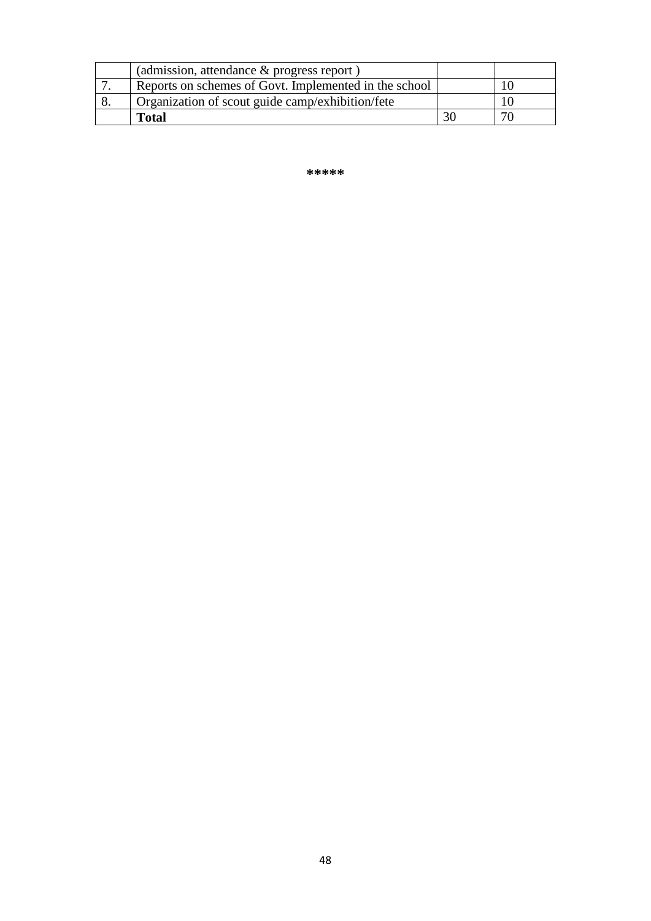| | | | |
|---|---|---|---|
| | (admission, attendance & progress report ) | | |
| 7. | Reports on schemes of Govt. Implemented in the school | | 10 |
| 8. | Organization of scout guide camp/exhibition/fete | | 10 |
| | **Total** | 30 | 70 |

**\*\*\*\*\***